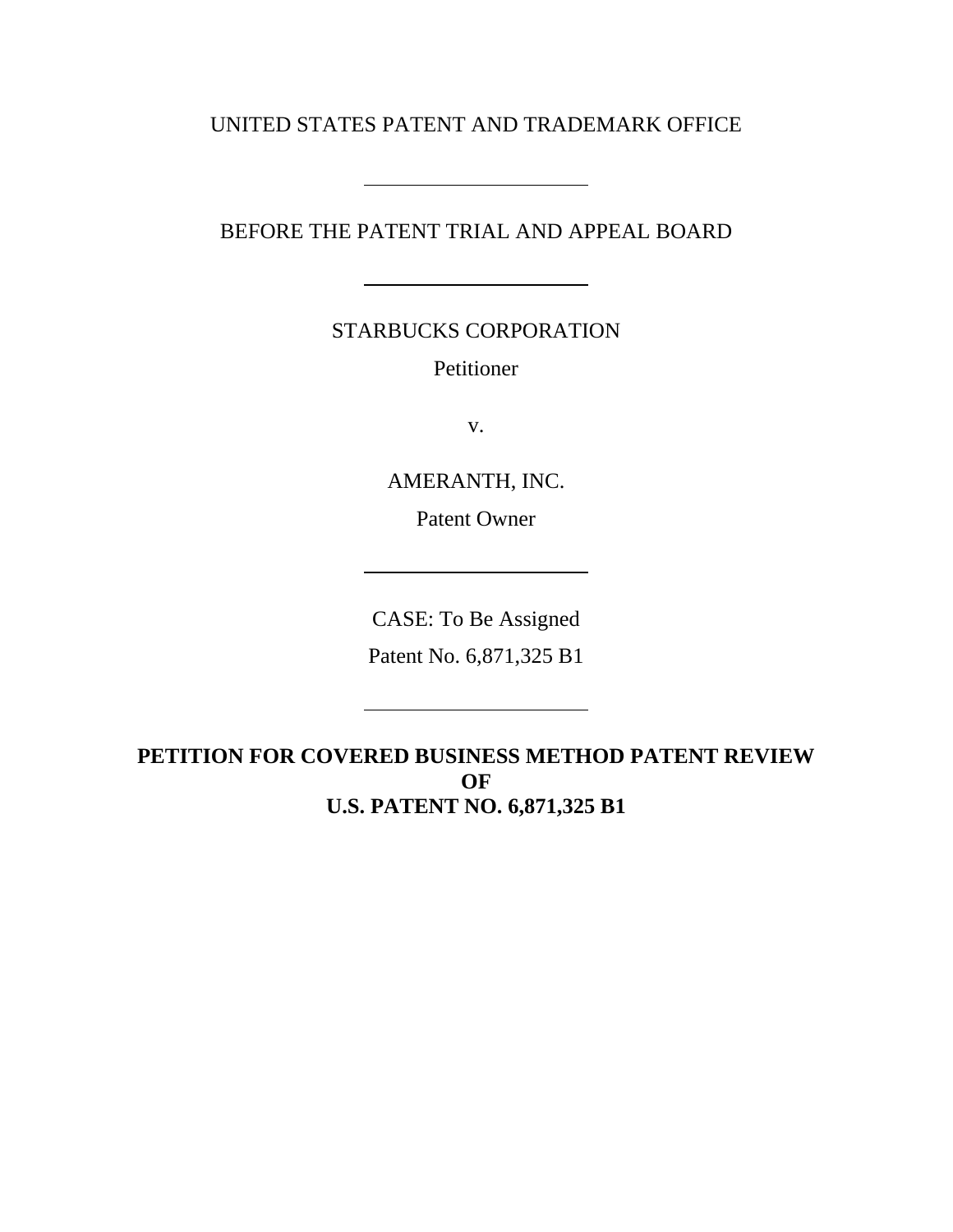UNITED STATES PATENT AND TRADEMARK OFFICE

---

BEFORE THE PATENT TRIAL AND APPEAL BOARD

---

STARBUCKS CORPORATION

Petitioner

v.

AMERANTH, INC.

Patent Owner

---

CASE: To Be Assigned

Patent No. 6,871,325 B1

---

**PETITION FOR COVERED BUSINESS METHOD PATENT REVIEW OF U.S. PATENT NO. 6,871,325 B1**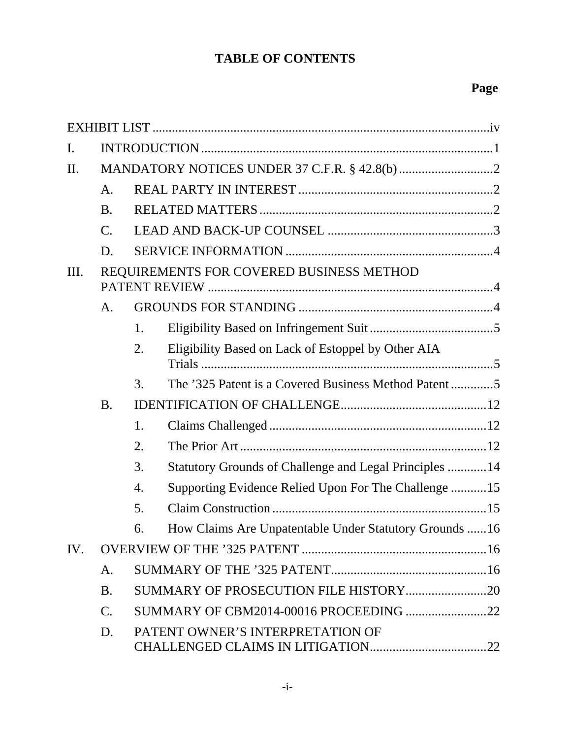# TABLE OF CONTENTS

**Page**

EXHIBIT LIST ........................................................................................................iv

I. INTRODUCTION ..........................................................................................1

II. MANDATORY NOTICES UNDER 37 C.F.R. § 42.8(b) ..............................2

- A. REAL PARTY IN INTEREST ............................................................2
- B. RELATED MATTERS ........................................................................2
- C. LEAD AND BACK-UP COUNSEL ...................................................3
- D. SERVICE INFORMATION .................................................................4

III. REQUIREMENTS FOR COVERED BUSINESS METHOD PATENT REVIEW ........................................................................................4

- A. GROUNDS FOR STANDING ............................................................4
  - 1. Eligibility Based on Infringement Suit .......................................5
  - 2. Eligibility Based on Lack of Estoppel by Other AIA Trials ..........................................................................................5
  - 3. The ’325 Patent is a Covered Business Method Patent .............5
- B. IDENTIFICATION OF CHALLENGE.............................................12
  - 1. Claims Challenged ...................................................................12
  - 2. The Prior Art ............................................................................12
  - 3. Statutory Grounds of Challenge and Legal Principles ............14
  - 4. Supporting Evidence Relied Upon For The Challenge ...........15
  - 5. Claim Construction ..................................................................15
  - 6. How Claims Are Unpatentable Under Statutory Grounds ......16

IV. OVERVIEW OF THE ’325 PATENT .........................................................16

- A. SUMMARY OF THE ’325 PATENT................................................16
- B. SUMMARY OF PROSECUTION FILE HISTORY.........................20
- C. SUMMARY OF CBM2014-00016 PROCEEDING .........................22
- D. PATENT OWNER’S INTERPRETATION OF CHALLENGED CLAIMS IN LITIGATION....................................22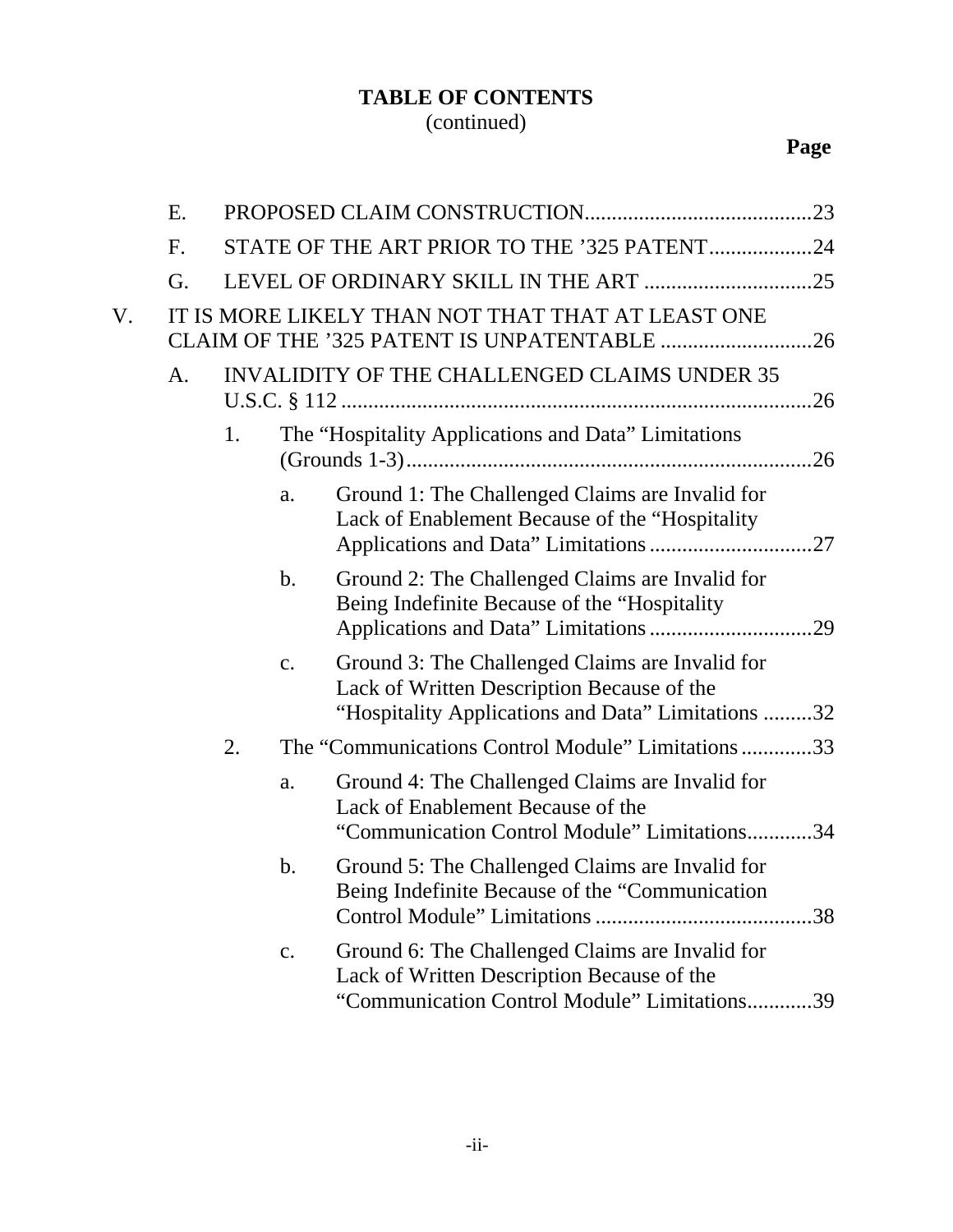**TABLE OF CONTENTS**
(continued)

**Page**

E. PROPOSED CLAIM CONSTRUCTION..........................................23

F. STATE OF THE ART PRIOR TO THE ’325 PATENT...................24

G. LEVEL OF ORDINARY SKILL IN THE ART ...............................25

V. IT IS MORE LIKELY THAN NOT THAT THAT AT LEAST ONE CLAIM OF THE ’325 PATENT IS UNPATENTABLE ............................26

A. INVALIDITY OF THE CHALLENGED CLAIMS UNDER 35 U.S.C. § 112 ......................................................................................26

1. The “Hospitality Applications and Data” Limitations (Grounds 1-3)...........................................................................26

a. Ground 1: The Challenged Claims are Invalid for Lack of Enablement Because of the “Hospitality Applications and Data” Limitations ..............................27

b. Ground 2: The Challenged Claims are Invalid for Being Indefinite Because of the “Hospitality Applications and Data” Limitations ..............................29

c. Ground 3: The Challenged Claims are Invalid for Lack of Written Description Because of the “Hospitality Applications and Data” Limitations .........32

2. The “Communications Control Module” Limitations .............33

a. Ground 4: The Challenged Claims are Invalid for Lack of Enablement Because of the “Communication Control Module” Limitations............34

b. Ground 5: The Challenged Claims are Invalid for Being Indefinite Because of the “Communication Control Module” Limitations ........................................38

c. Ground 6: The Challenged Claims are Invalid for Lack of Written Description Because of the “Communication Control Module” Limitations............39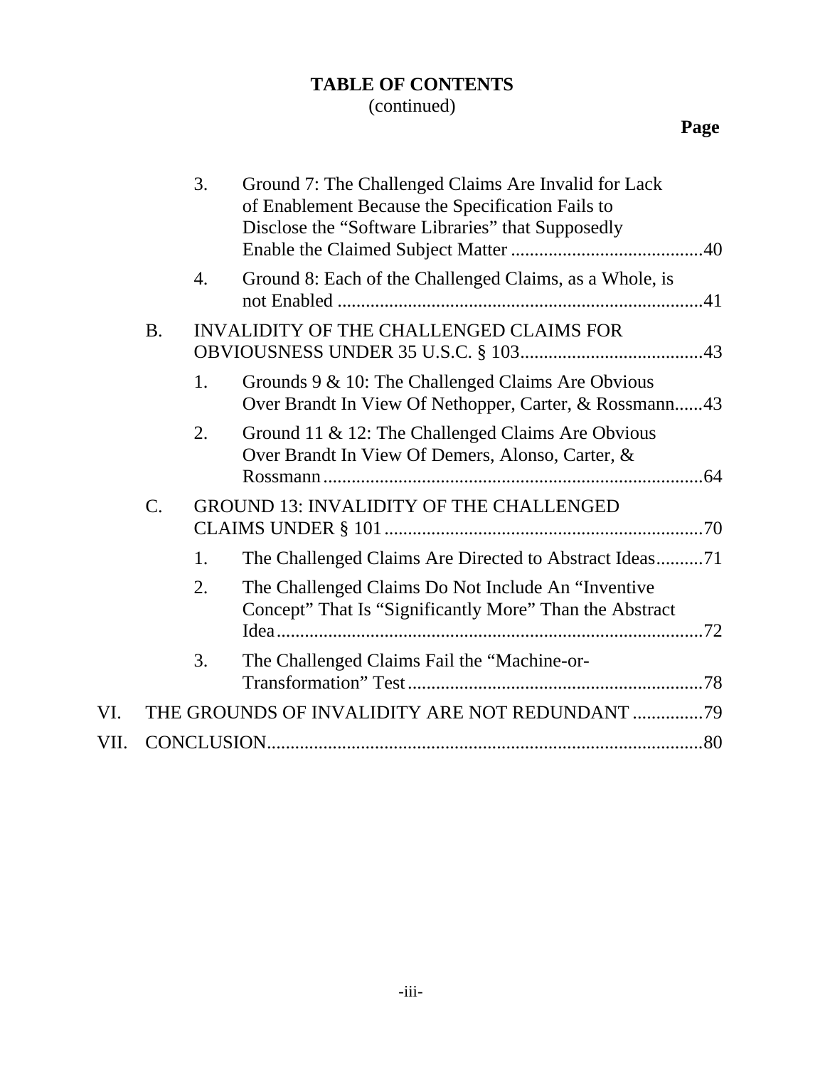**TABLE OF CONTENTS**
(continued)

**Page**

3. Ground 7: The Challenged Claims Are Invalid for Lack of Enablement Because the Specification Fails to Disclose the "Software Libraries" that Supposedly Enable the Claimed Subject Matter ......................................... 40
4. Ground 8: Each of the Challenged Claims, as a Whole, is not Enabled ........................................................................... 41

B. INVALIDITY OF THE CHALLENGED CLAIMS FOR OBVIOUSNESS UNDER 35 U.S.C. § 103 ....................................... 43

1. Grounds 9 & 10: The Challenged Claims Are Obvious Over Brandt In View Of Nethopper, Carter, & Rossmann ...... 43
2. Ground 11 & 12: The Challenged Claims Are Obvious Over Brandt In View Of Demers, Alonso, Carter, & Rossmann ................................................................................. 64

C. GROUND 13: INVALIDITY OF THE CHALLENGED CLAIMS UNDER § 101 .................................................................... 70

1. The Challenged Claims Are Directed to Abstract Ideas .......... 71
2. The Challenged Claims Do Not Include An "Inventive Concept" That Is "Significantly More" Than the Abstract Idea .......................................................................................... 72
3. The Challenged Claims Fail the "Machine-or-Transformation" Test ............................................................... 78

VI. THE GROUNDS OF INVALIDITY ARE NOT REDUNDANT ............... 79

VII. CONCLUSION ............................................................................................. 80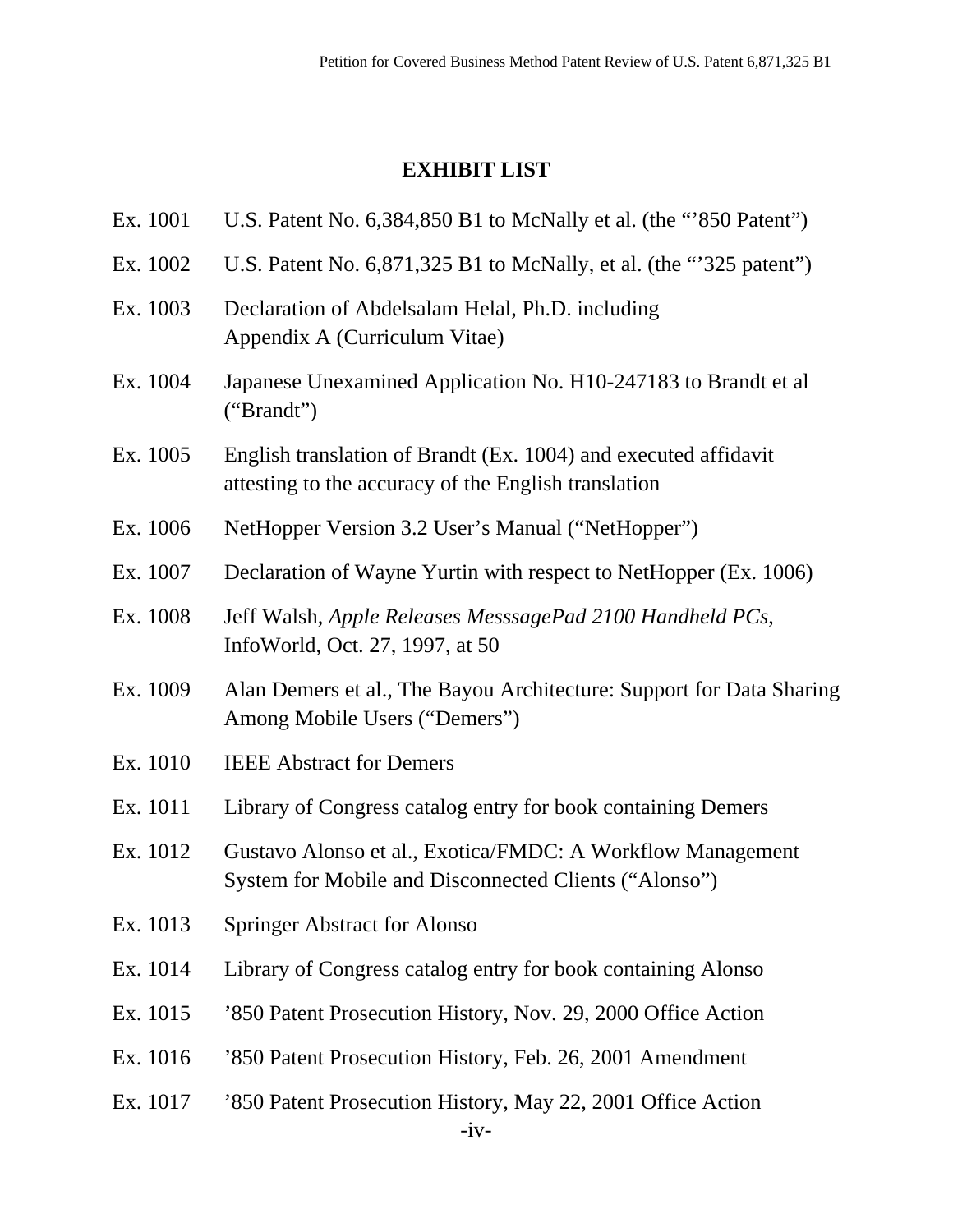## EXHIBIT LIST

| | |
|---|---|
| Ex. 1001 | U.S. Patent No. 6,384,850 B1 to McNally et al. (the "'850 Patent") |
| Ex. 1002 | U.S. Patent No. 6,871,325 B1 to McNally, et al. (the "'325 patent") |
| Ex. 1003 | Declaration of Abdelsalam Helal, Ph.D. including Appendix A (Curriculum Vitae) |
| Ex. 1004 | Japanese Unexamined Application No. H10-247183 to Brandt et al ("Brandt") |
| Ex. 1005 | English translation of Brandt (Ex. 1004) and executed affidavit attesting to the accuracy of the English translation |
| Ex. 1006 | NetHopper Version 3.2 User's Manual ("NetHopper") |
| Ex. 1007 | Declaration of Wayne Yurtin with respect to NetHopper (Ex. 1006) |
| Ex. 1008 | Jeff Walsh, *Apple Releases MesssagePad 2100 Handheld PCs*, InfoWorld, Oct. 27, 1997, at 50 |
| Ex. 1009 | Alan Demers et al., The Bayou Architecture: Support for Data Sharing Among Mobile Users ("Demers") |
| Ex. 1010 | IEEE Abstract for Demers |
| Ex. 1011 | Library of Congress catalog entry for book containing Demers |
| Ex. 1012 | Gustavo Alonso et al., Exotica/FMDC: A Workflow Management System for Mobile and Disconnected Clients ("Alonso") |
| Ex. 1013 | Springer Abstract for Alonso |
| Ex. 1014 | Library of Congress catalog entry for book containing Alonso |
| Ex. 1015 | '850 Patent Prosecution History, Nov. 29, 2000 Office Action |
| Ex. 1016 | '850 Patent Prosecution History, Feb. 26, 2001 Amendment |
| Ex. 1017 | '850 Patent Prosecution History, May 22, 2001 Office Action |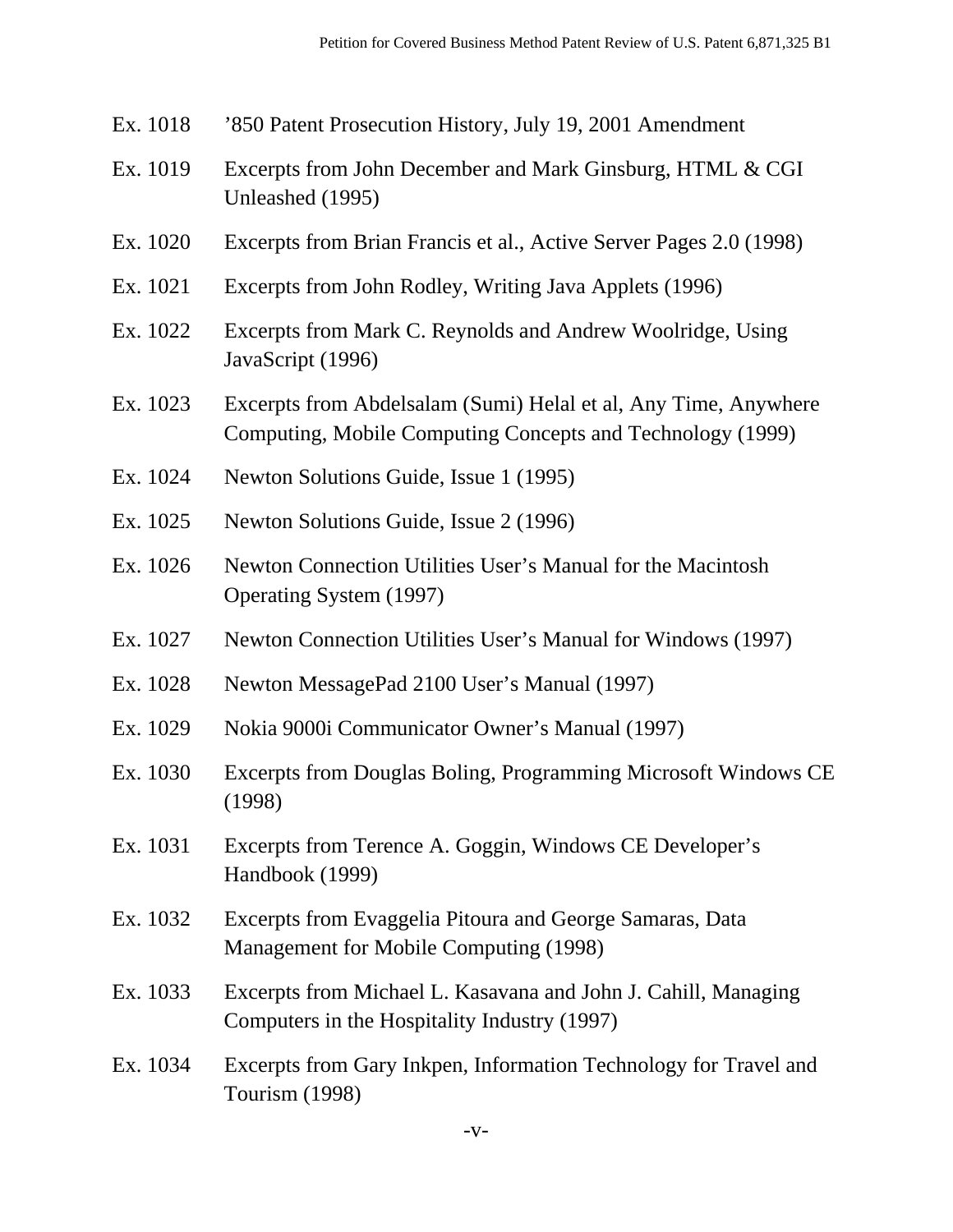| | |
|---|---|
| Ex. 1018 | ’850 Patent Prosecution History, July 19, 2001 Amendment |
| Ex. 1019 | Excerpts from John December and Mark Ginsburg, HTML & CGI Unleashed (1995) |
| Ex. 1020 | Excerpts from Brian Francis et al., Active Server Pages 2.0 (1998) |
| Ex. 1021 | Excerpts from John Rodley, Writing Java Applets (1996) |
| Ex. 1022 | Excerpts from Mark C. Reynolds and Andrew Woolridge, Using JavaScript (1996) |
| Ex. 1023 | Excerpts from Abdelsalam (Sumi) Helal et al, Any Time, Anywhere Computing, Mobile Computing Concepts and Technology (1999) |
| Ex. 1024 | Newton Solutions Guide, Issue 1 (1995) |
| Ex. 1025 | Newton Solutions Guide, Issue 2 (1996) |
| Ex. 1026 | Newton Connection Utilities User’s Manual for the Macintosh Operating System (1997) |
| Ex. 1027 | Newton Connection Utilities User’s Manual for Windows (1997) |
| Ex. 1028 | Newton MessagePad 2100 User’s Manual (1997) |
| Ex. 1029 | Nokia 9000i Communicator Owner’s Manual (1997) |
| Ex. 1030 | Excerpts from Douglas Boling, Programming Microsoft Windows CE (1998) |
| Ex. 1031 | Excerpts from Terence A. Goggin, Windows CE Developer’s Handbook (1999) |
| Ex. 1032 | Excerpts from Evaggelia Pitoura and George Samaras, Data Management for Mobile Computing (1998) |
| Ex. 1033 | Excerpts from Michael L. Kasavana and John J. Cahill, Managing Computers in the Hospitality Industry (1997) |
| Ex. 1034 | Excerpts from Gary Inkpen, Information Technology for Travel and Tourism (1998) |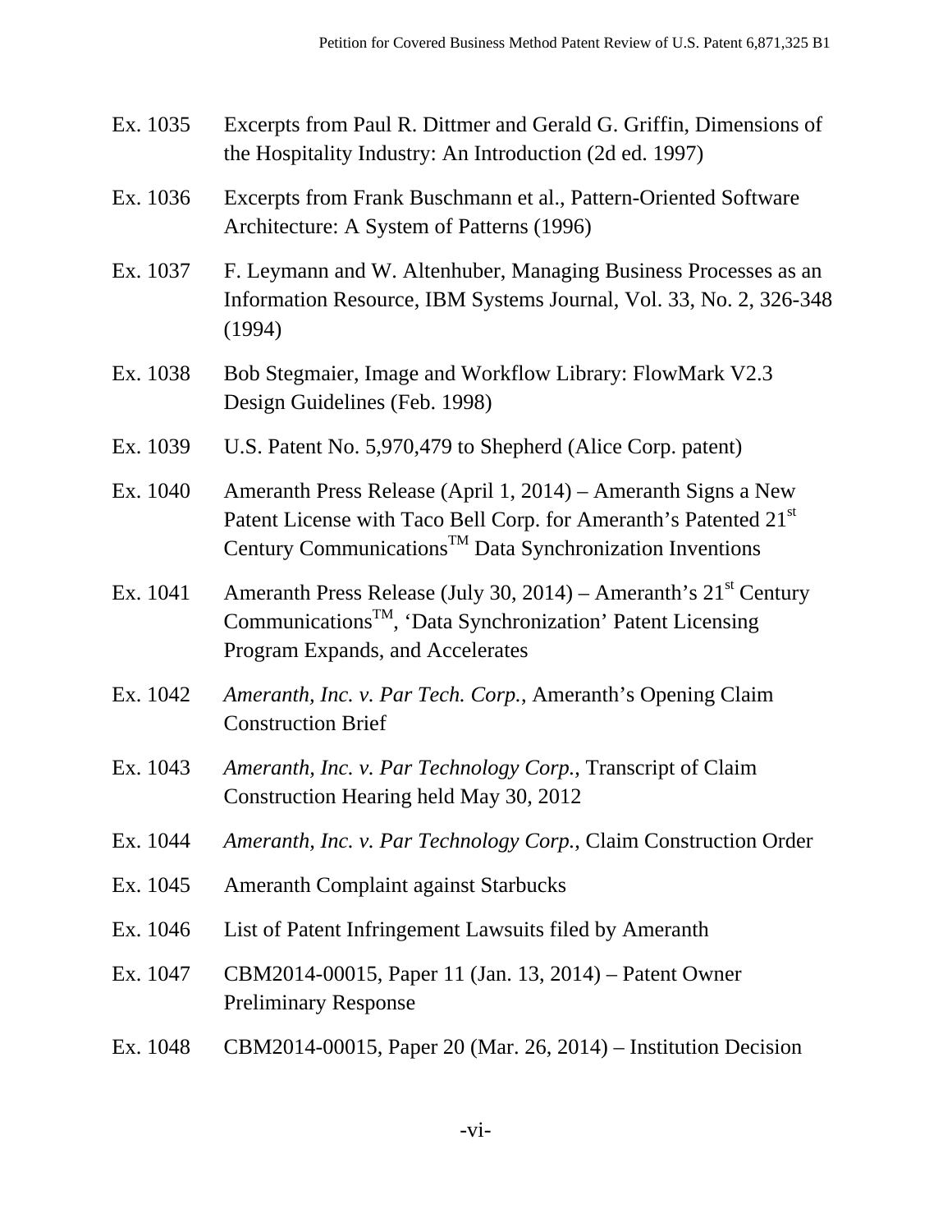| | |
|---|---|
| Ex. 1035 | Excerpts from Paul R. Dittmer and Gerald G. Griffin, Dimensions of the Hospitality Industry: An Introduction (2d ed. 1997) |
| Ex. 1036 | Excerpts from Frank Buschmann et al., Pattern-Oriented Software Architecture: A System of Patterns (1996) |
| Ex. 1037 | F. Leymann and W. Altenhuber, Managing Business Processes as an Information Resource, IBM Systems Journal, Vol. 33, No. 2, 326-348 (1994) |
| Ex. 1038 | Bob Stegmaier, Image and Workflow Library: FlowMark V2.3 Design Guidelines (Feb. 1998) |
| Ex. 1039 | U.S. Patent No. 5,970,479 to Shepherd (Alice Corp. patent) |
| Ex. 1040 | Ameranth Press Release (April 1, 2014) – Ameranth Signs a New Patent License with Taco Bell Corp. for Ameranth's Patented 21st Century Communications™ Data Synchronization Inventions |
| Ex. 1041 | Ameranth Press Release (July 30, 2014) – Ameranth's 21st Century Communications™, 'Data Synchronization' Patent Licensing Program Expands, and Accelerates |
| Ex. 1042 | *Ameranth, Inc. v. Par Tech. Corp.*, Ameranth's Opening Claim Construction Brief |
| Ex. 1043 | *Ameranth, Inc. v. Par Technology Corp.*, Transcript of Claim Construction Hearing held May 30, 2012 |
| Ex. 1044 | *Ameranth, Inc. v. Par Technology Corp.*, Claim Construction Order |
| Ex. 1045 | Ameranth Complaint against Starbucks |
| Ex. 1046 | List of Patent Infringement Lawsuits filed by Ameranth |
| Ex. 1047 | CBM2014-00015, Paper 11 (Jan. 13, 2014) – Patent Owner Preliminary Response |
| Ex. 1048 | CBM2014-00015, Paper 20 (Mar. 26, 2014) – Institution Decision |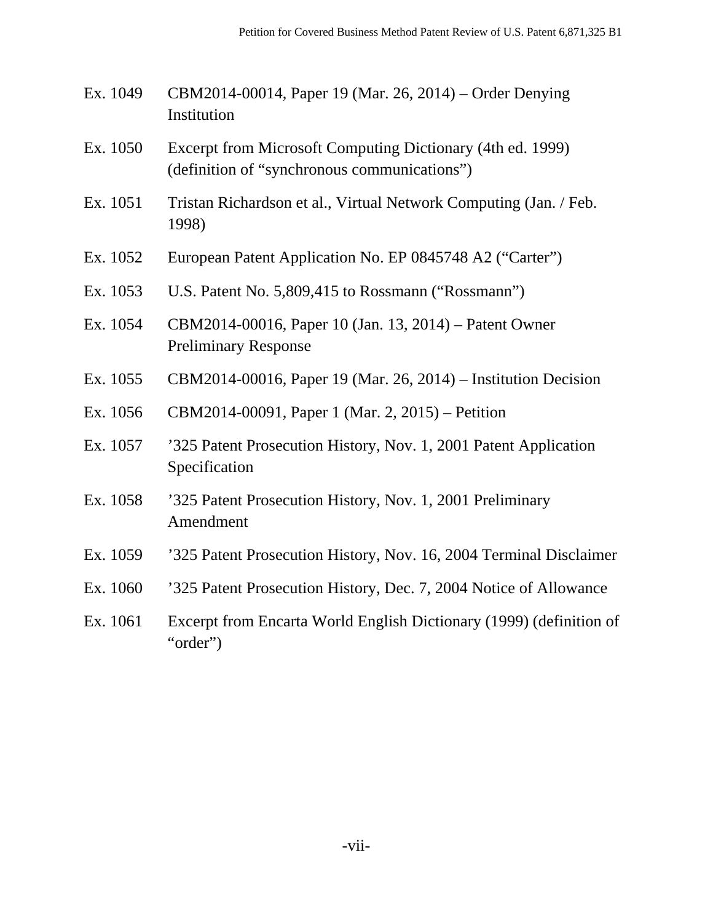| | |
|---|---|
| Ex. 1049 | CBM2014-00014, Paper 19 (Mar. 26, 2014) – Order Denying Institution |
| Ex. 1050 | Excerpt from Microsoft Computing Dictionary (4th ed. 1999) (definition of "synchronous communications") |
| Ex. 1051 | Tristan Richardson et al., Virtual Network Computing (Jan. / Feb. 1998) |
| Ex. 1052 | European Patent Application No. EP 0845748 A2 ("Carter") |
| Ex. 1053 | U.S. Patent No. 5,809,415 to Rossmann ("Rossmann") |
| Ex. 1054 | CBM2014-00016, Paper 10 (Jan. 13, 2014) – Patent Owner Preliminary Response |
| Ex. 1055 | CBM2014-00016, Paper 19 (Mar. 26, 2014) – Institution Decision |
| Ex. 1056 | CBM2014-00091, Paper 1 (Mar. 2, 2015) – Petition |
| Ex. 1057 | '325 Patent Prosecution History, Nov. 1, 2001 Patent Application Specification |
| Ex. 1058 | '325 Patent Prosecution History, Nov. 1, 2001 Preliminary Amendment |
| Ex. 1059 | '325 Patent Prosecution History, Nov. 16, 2004 Terminal Disclaimer |
| Ex. 1060 | '325 Patent Prosecution History, Dec. 7, 2004 Notice of Allowance |
| Ex. 1061 | Excerpt from Encarta World English Dictionary (1999) (definition of "order") |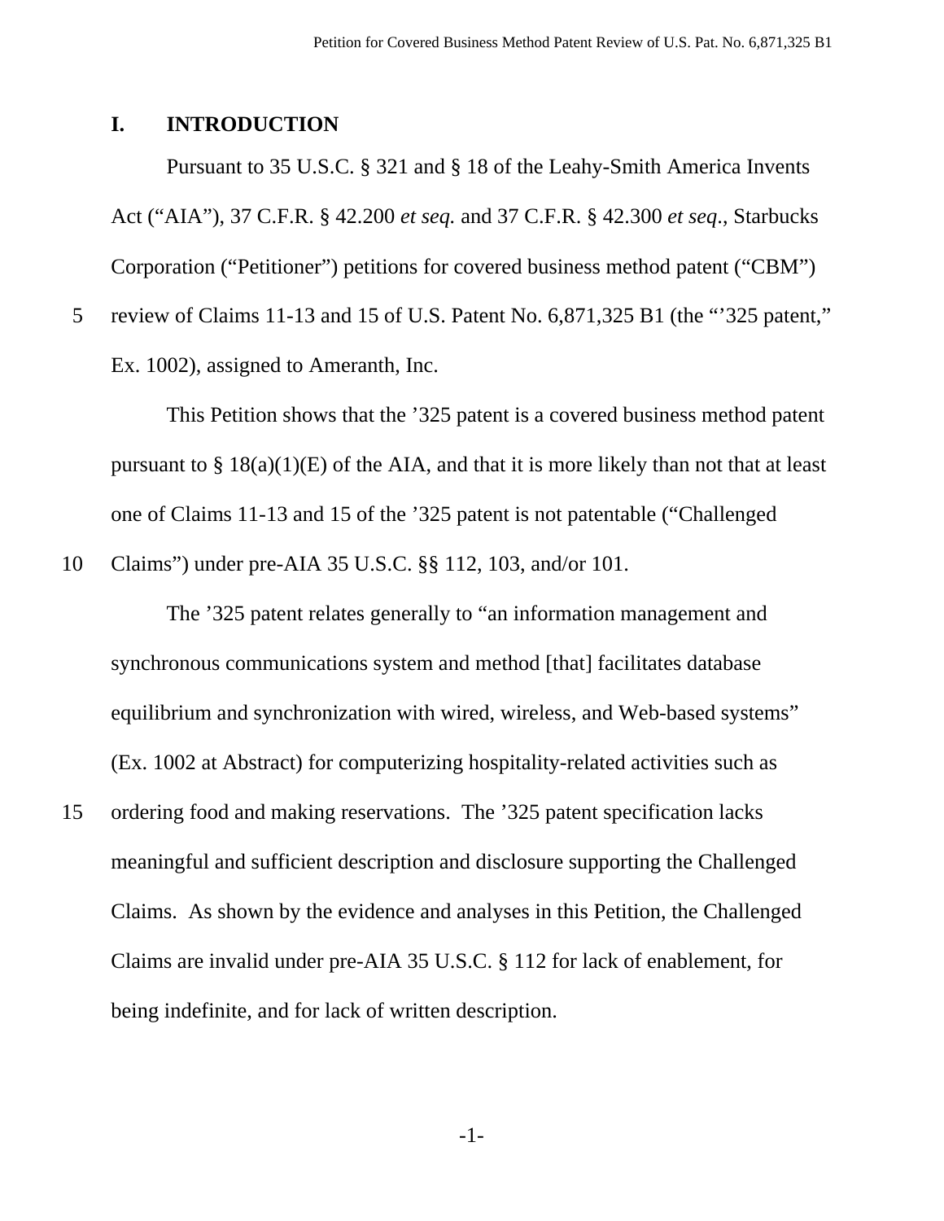# I. INTRODUCTION

Pursuant to 35 U.S.C. § 321 and § 18 of the Leahy-Smith America Invents Act ("AIA"), 37 C.F.R. § 42.200 *et seq.* and 37 C.F.R. § 42.300 *et seq.*, Starbucks Corporation ("Petitioner") petitions for covered business method patent ("CBM") review of Claims 11-13 and 15 of U.S. Patent No. 6,871,325 B1 (the "'325 patent," Ex. 1002), assigned to Ameranth, Inc.

This Petition shows that the '325 patent is a covered business method patent pursuant to § 18(a)(1)(E) of the AIA, and that it is more likely than not that at least one of Claims 11-13 and 15 of the '325 patent is not patentable ("Challenged Claims") under pre-AIA 35 U.S.C. §§ 112, 103, and/or 101.

The '325 patent relates generally to "an information management and synchronous communications system and method [that] facilitates database equilibrium and synchronization with wired, wireless, and Web-based systems" (Ex. 1002 at Abstract) for computerizing hospitality-related activities such as ordering food and making reservations. The '325 patent specification lacks meaningful and sufficient description and disclosure supporting the Challenged Claims. As shown by the evidence and analyses in this Petition, the Challenged Claims are invalid under pre-AIA 35 U.S.C. § 112 for lack of enablement, for being indefinite, and for lack of written description.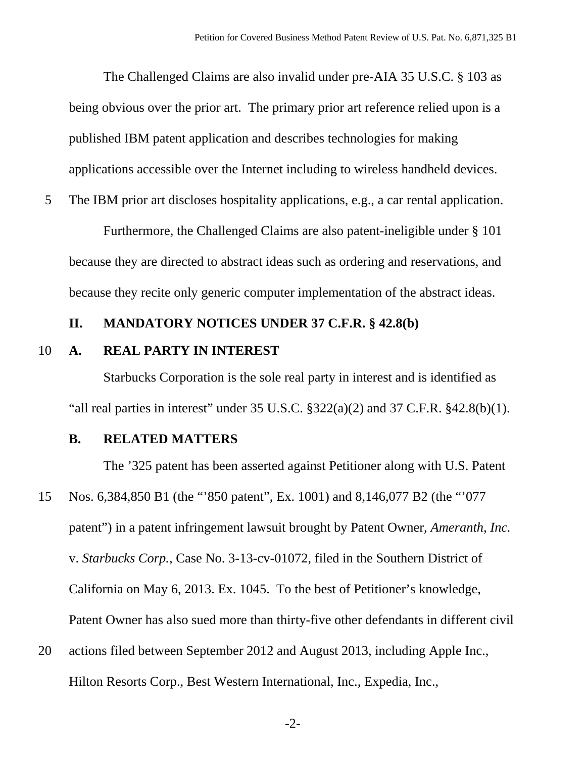The Challenged Claims are also invalid under pre-AIA 35 U.S.C. § 103 as being obvious over the prior art. The primary prior art reference relied upon is a published IBM patent application and describes technologies for making applications accessible over the Internet including to wireless handheld devices. The IBM prior art discloses hospitality applications, e.g., a car rental application.

Furthermore, the Challenged Claims are also patent-ineligible under § 101 because they are directed to abstract ideas such as ordering and reservations, and because they recite only generic computer implementation of the abstract ideas.

## II. MANDATORY NOTICES UNDER 37 C.F.R. § 42.8(b)

### A. REAL PARTY IN INTEREST

Starbucks Corporation is the sole real party in interest and is identified as "all real parties in interest" under 35 U.S.C. §322(a)(2) and 37 C.F.R. §42.8(b)(1).

### B. RELATED MATTERS

The '325 patent has been asserted against Petitioner along with U.S. Patent Nos. 6,384,850 B1 (the "'850 patent", Ex. 1001) and 8,146,077 B2 (the "'077 patent") in a patent infringement lawsuit brought by Patent Owner, *Ameranth, Inc.* v. *Starbucks Corp.*, Case No. 3-13-cv-01072, filed in the Southern District of California on May 6, 2013. Ex. 1045. To the best of Petitioner's knowledge, Patent Owner has also sued more than thirty-five other defendants in different civil actions filed between September 2012 and August 2013, including Apple Inc., Hilton Resorts Corp., Best Western International, Inc., Expedia, Inc.,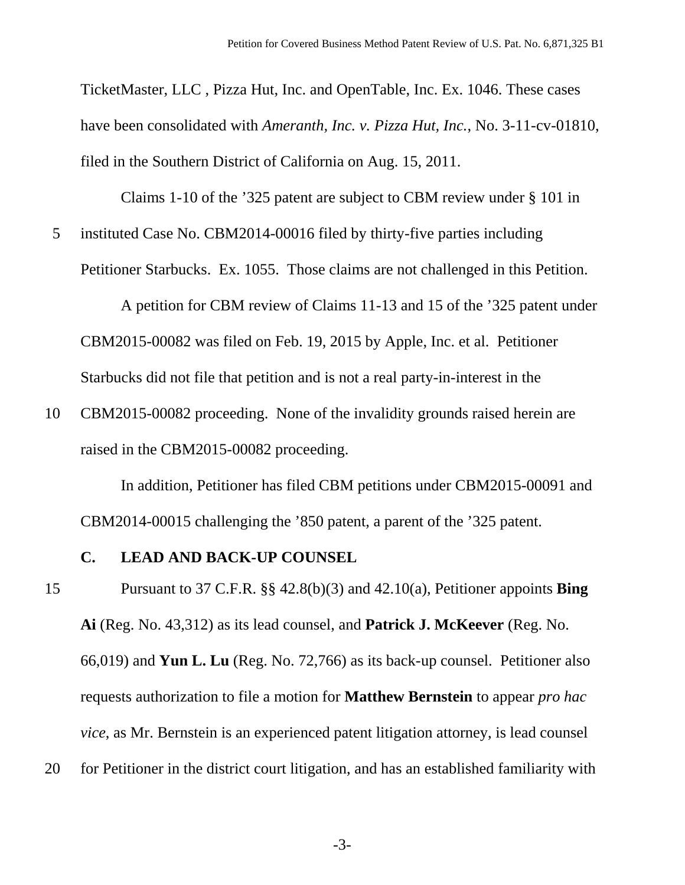TicketMaster, LLC , Pizza Hut, Inc. and OpenTable, Inc. Ex. 1046. These cases have been consolidated with *Ameranth, Inc. v. Pizza Hut, Inc.*, No. 3-11-cv-01810, filed in the Southern District of California on Aug. 15, 2011.

Claims 1-10 of the ’325 patent are subject to CBM review under § 101 in instituted Case No. CBM2014-00016 filed by thirty-five parties including Petitioner Starbucks. Ex. 1055. Those claims are not challenged in this Petition.

A petition for CBM review of Claims 11-13 and 15 of the ’325 patent under CBM2015-00082 was filed on Feb. 19, 2015 by Apple, Inc. et al. Petitioner Starbucks did not file that petition and is not a real party-in-interest in the CBM2015-00082 proceeding. None of the invalidity grounds raised herein are raised in the CBM2015-00082 proceeding.

In addition, Petitioner has filed CBM petitions under CBM2015-00091 and CBM2014-00015 challenging the ’850 patent, a parent of the ’325 patent.

### C. LEAD AND BACK-UP COUNSEL

Pursuant to 37 C.F.R. §§ 42.8(b)(3) and 42.10(a), Petitioner appoints **Bing Ai** (Reg. No. 43,312) as its lead counsel, and **Patrick J. McKeever** (Reg. No. 66,019) and **Yun L. Lu** (Reg. No. 72,766) as its back-up counsel. Petitioner also requests authorization to file a motion for **Matthew Bernstein** to appear *pro hac vice*, as Mr. Bernstein is an experienced patent litigation attorney, is lead counsel for Petitioner in the district court litigation, and has an established familiarity with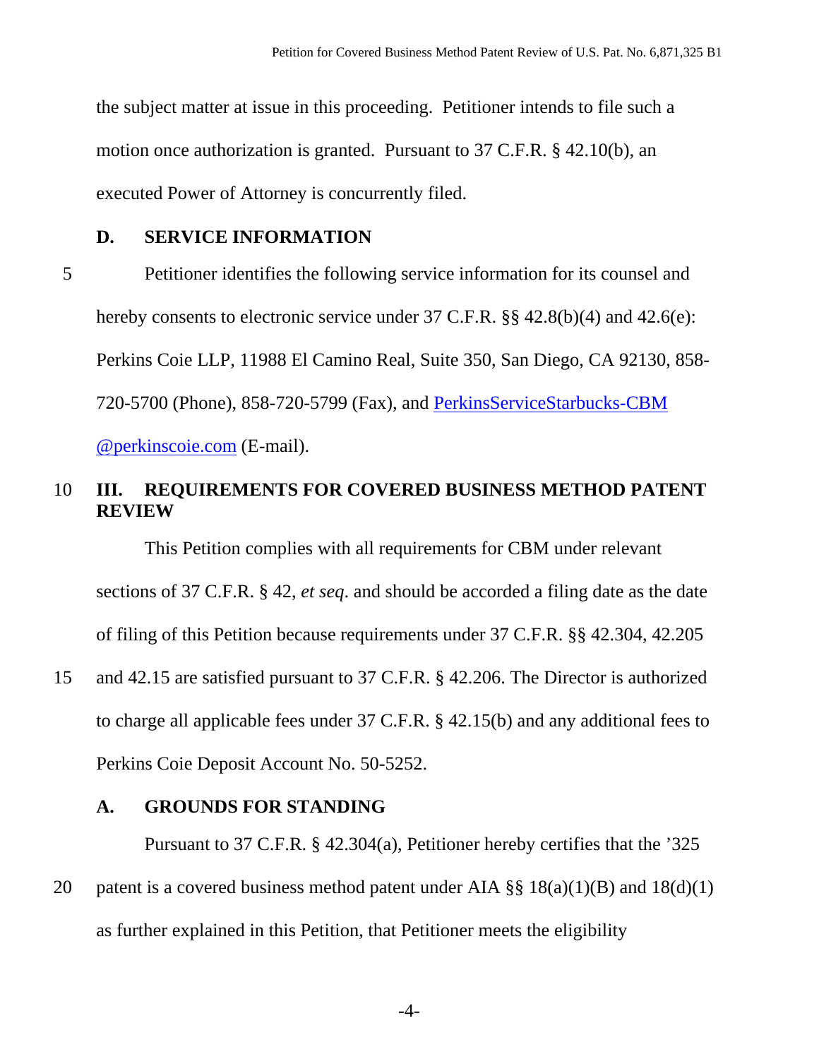the subject matter at issue in this proceeding. Petitioner intends to file such a motion once authorization is granted. Pursuant to 37 C.F.R. § 42.10(b), an executed Power of Attorney is concurrently filed.

### D. SERVICE INFORMATION

Petitioner identifies the following service information for its counsel and hereby consents to electronic service under 37 C.F.R. §§ 42.8(b)(4) and 42.6(e): Perkins Coie LLP, 11988 El Camino Real, Suite 350, San Diego, CA 92130, 858-720-5700 (Phone), 858-720-5799 (Fax), and PerkinsServiceStarbucks-CBM@perkinscoie.com (E-mail).

## III. REQUIREMENTS FOR COVERED BUSINESS METHOD PATENT REVIEW

This Petition complies with all requirements for CBM under relevant sections of 37 C.F.R. § 42, *et seq*. and should be accorded a filing date as the date of filing of this Petition because requirements under 37 C.F.R. §§ 42.304, 42.205 and 42.15 are satisfied pursuant to 37 C.F.R. § 42.206. The Director is authorized to charge all applicable fees under 37 C.F.R. § 42.15(b) and any additional fees to Perkins Coie Deposit Account No. 50-5252.

### A. GROUNDS FOR STANDING

Pursuant to 37 C.F.R. § 42.304(a), Petitioner hereby certifies that the '325 patent is a covered business method patent under AIA §§ 18(a)(1)(B) and 18(d)(1) as further explained in this Petition, that Petitioner meets the eligibility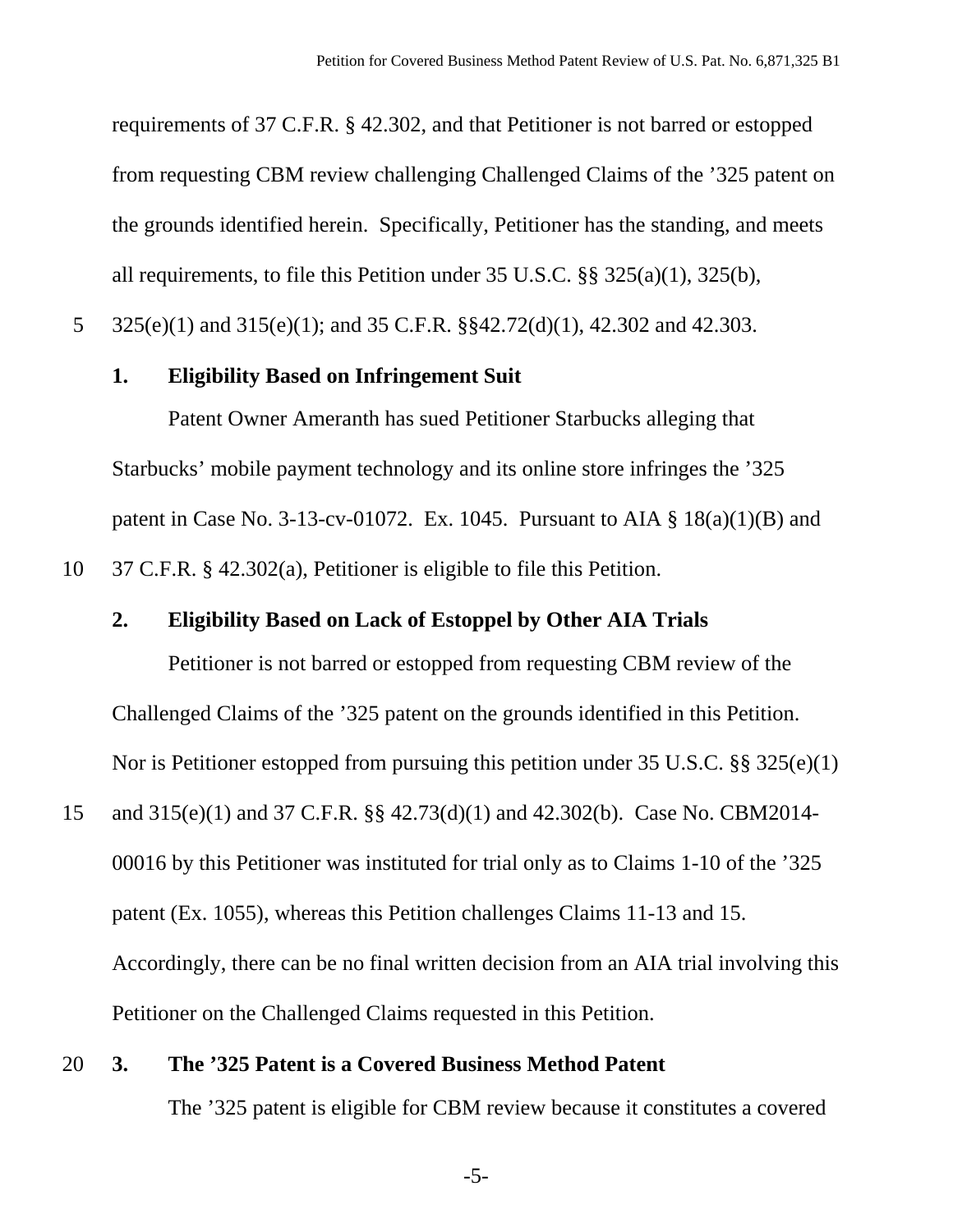requirements of 37 C.F.R. § 42.302, and that Petitioner is not barred or estopped from requesting CBM review challenging Challenged Claims of the ’325 patent on the grounds identified herein. Specifically, Petitioner has the standing, and meets all requirements, to file this Petition under 35 U.S.C. §§ 325(a)(1), 325(b), 325(e)(1) and 315(e)(1); and 35 C.F.R. §§42.72(d)(1), 42.302 and 42.303.

### 1. Eligibility Based on Infringement Suit

Patent Owner Ameranth has sued Petitioner Starbucks alleging that Starbucks’ mobile payment technology and its online store infringes the ’325 patent in Case No. 3-13-cv-01072. Ex. 1045. Pursuant to AIA § 18(a)(1)(B) and 37 C.F.R. § 42.302(a), Petitioner is eligible to file this Petition.

### 2. Eligibility Based on Lack of Estoppel by Other AIA Trials

Petitioner is not barred or estopped from requesting CBM review of the Challenged Claims of the ’325 patent on the grounds identified in this Petition. Nor is Petitioner estopped from pursuing this petition under 35 U.S.C. §§ 325(e)(1) and 315(e)(1) and 37 C.F.R. §§ 42.73(d)(1) and 42.302(b). Case No. CBM2014-00016 by this Petitioner was instituted for trial only as to Claims 1-10 of the ’325 patent (Ex. 1055), whereas this Petition challenges Claims 11-13 and 15. Accordingly, there can be no final written decision from an AIA trial involving this Petitioner on the Challenged Claims requested in this Petition.

### 3. The ’325 Patent is a Covered Business Method Patent

The ’325 patent is eligible for CBM review because it constitutes a covered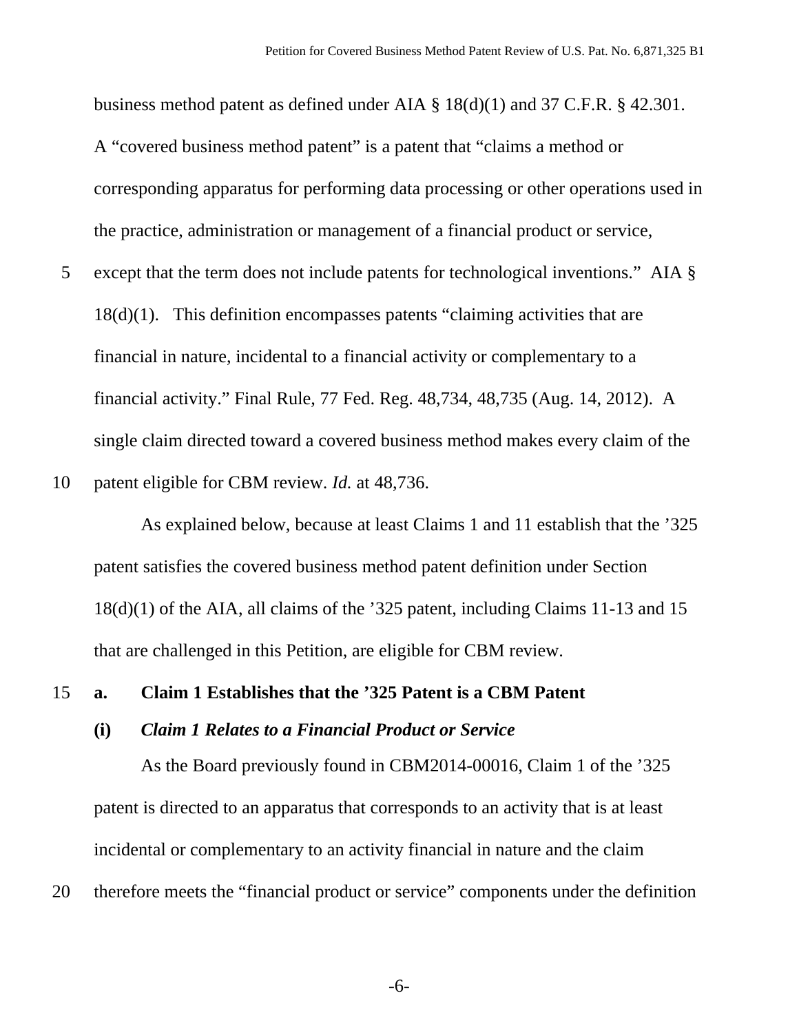business method patent as defined under AIA § 18(d)(1) and 37 C.F.R. § 42.301. A "covered business method patent" is a patent that "claims a method or corresponding apparatus for performing data processing or other operations used in the practice, administration or management of a financial product or service, except that the term does not include patents for technological inventions." AIA § 18(d)(1). This definition encompasses patents "claiming activities that are financial in nature, incidental to a financial activity or complementary to a financial activity." Final Rule, 77 Fed. Reg. 48,734, 48,735 (Aug. 14, 2012). A single claim directed toward a covered business method makes every claim of the patent eligible for CBM review. *Id.* at 48,736.

As explained below, because at least Claims 1 and 11 establish that the '325 patent satisfies the covered business method patent definition under Section 18(d)(1) of the AIA, all claims of the '325 patent, including Claims 11-13 and 15 that are challenged in this Petition, are eligible for CBM review.

**a. Claim 1 Establishes that the '325 Patent is a CBM Patent**

***(i) Claim 1 Relates to a Financial Product or Service***

As the Board previously found in CBM2014-00016, Claim 1 of the '325 patent is directed to an apparatus that corresponds to an activity that is at least incidental or complementary to an activity financial in nature and the claim therefore meets the "financial product or service" components under the definition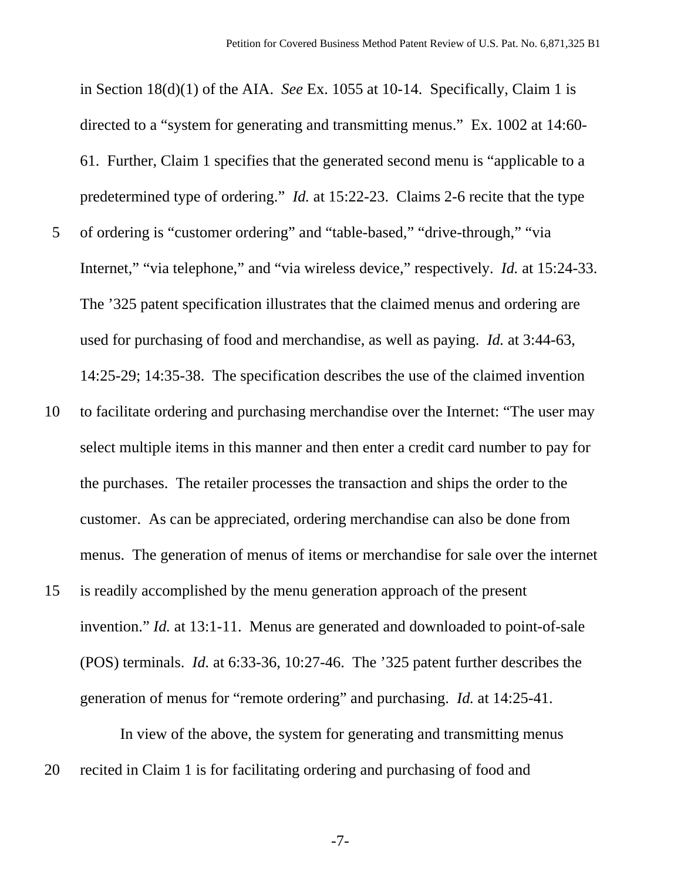in Section 18(d)(1) of the AIA. *See* Ex. 1055 at 10-14. Specifically, Claim 1 is directed to a "system for generating and transmitting menus." Ex. 1002 at 14:60-61. Further, Claim 1 specifies that the generated second menu is "applicable to a predetermined type of ordering." *Id.* at 15:22-23. Claims 2-6 recite that the type of ordering is "customer ordering" and "table-based," "drive-through," "via Internet," "via telephone," and "via wireless device," respectively. *Id.* at 15:24-33. The '325 patent specification illustrates that the claimed menus and ordering are used for purchasing of food and merchandise, as well as paying. *Id.* at 3:44-63, 14:25-29; 14:35-38. The specification describes the use of the claimed invention to facilitate ordering and purchasing merchandise over the Internet: "The user may select multiple items in this manner and then enter a credit card number to pay for the purchases. The retailer processes the transaction and ships the order to the customer. As can be appreciated, ordering merchandise can also be done from menus. The generation of menus of items or merchandise for sale over the internet is readily accomplished by the menu generation approach of the present invention." *Id.* at 13:1-11. Menus are generated and downloaded to point-of-sale (POS) terminals. *Id.* at 6:33-36, 10:27-46. The '325 patent further describes the generation of menus for "remote ordering" and purchasing. *Id.* at 14:25-41.

In view of the above, the system for generating and transmitting menus recited in Claim 1 is for facilitating ordering and purchasing of food and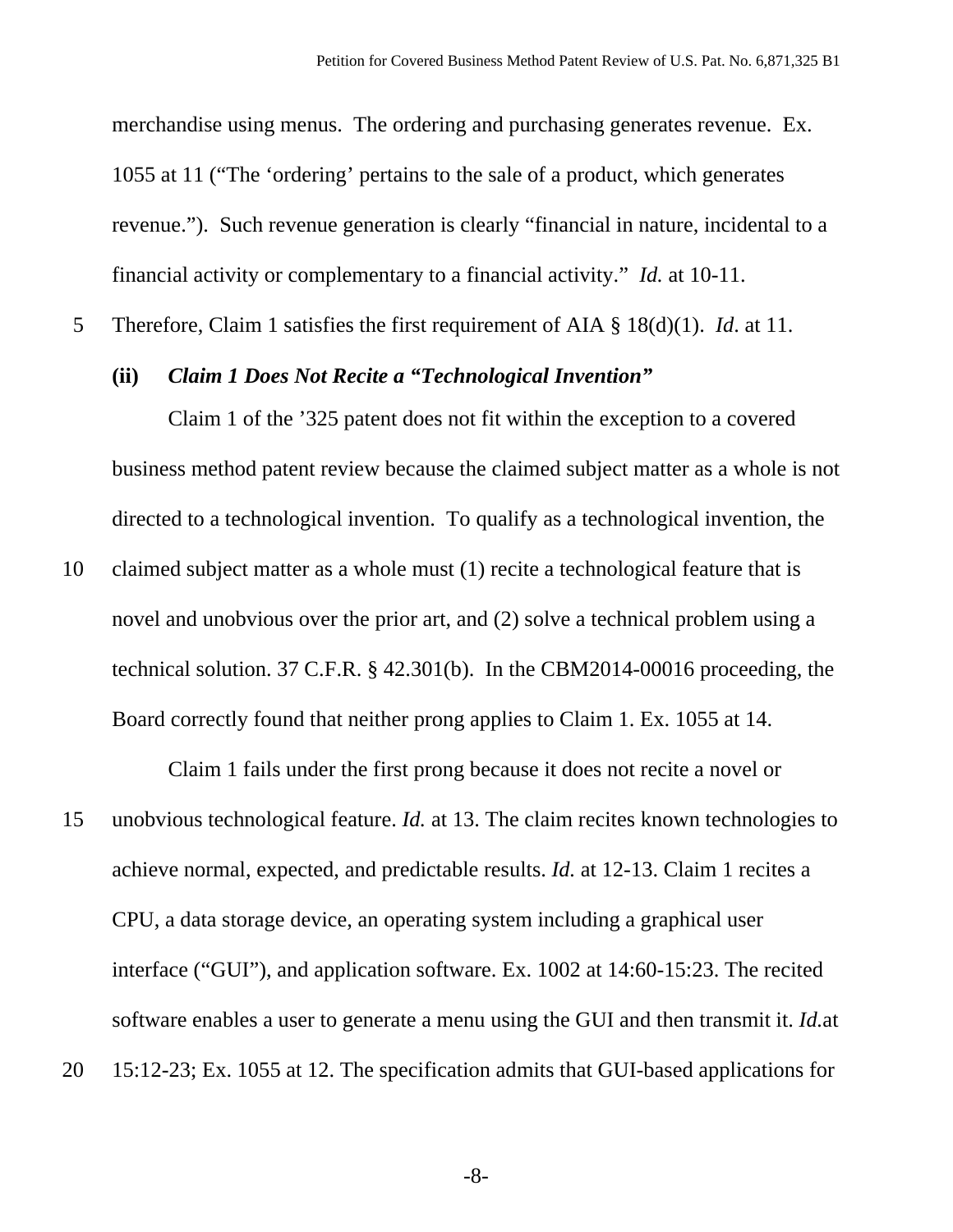merchandise using menus. The ordering and purchasing generates revenue. Ex. 1055 at 11 ("The 'ordering' pertains to the sale of a product, which generates revenue."). Such revenue generation is clearly "financial in nature, incidental to a financial activity or complementary to a financial activity." *Id.* at 10-11. Therefore, Claim 1 satisfies the first requirement of AIA § 18(d)(1). *Id*. at 11.

**(ii)** ***Claim 1 Does Not Recite a "Technological Invention"***

Claim 1 of the '325 patent does not fit within the exception to a covered business method patent review because the claimed subject matter as a whole is not directed to a technological invention. To qualify as a technological invention, the claimed subject matter as a whole must (1) recite a technological feature that is novel and unobvious over the prior art, and (2) solve a technical problem using a technical solution. 37 C.F.R. § 42.301(b). In the CBM2014-00016 proceeding, the Board correctly found that neither prong applies to Claim 1. Ex. 1055 at 14.

Claim 1 fails under the first prong because it does not recite a novel or unobvious technological feature. *Id.* at 13. The claim recites known technologies to achieve normal, expected, and predictable results. *Id.* at 12-13. Claim 1 recites a CPU, a data storage device, an operating system including a graphical user interface ("GUI"), and application software. Ex. 1002 at 14:60-15:23. The recited software enables a user to generate a menu using the GUI and then transmit it. *Id.*at 15:12-23; Ex. 1055 at 12. The specification admits that GUI-based applications for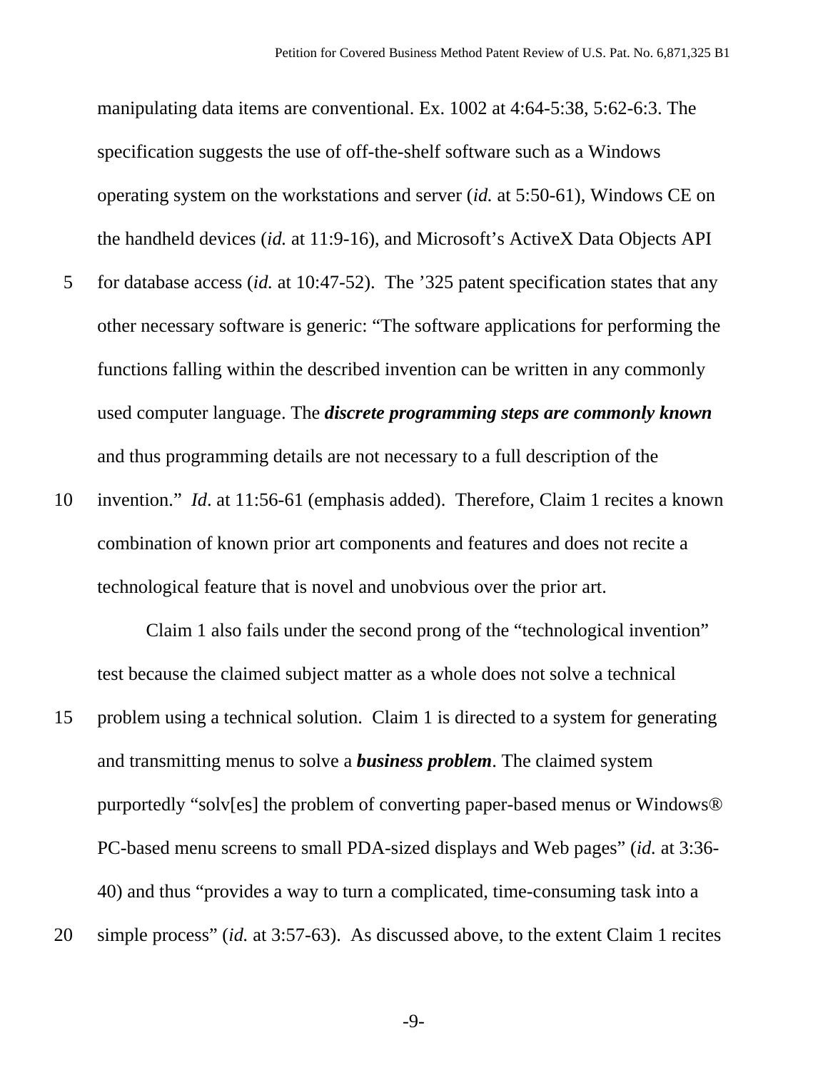manipulating data items are conventional. Ex. 1002 at 4:64-5:38, 5:62-6:3. The specification suggests the use of off-the-shelf software such as a Windows operating system on the workstations and server (*id.* at 5:50-61), Windows CE on the handheld devices (*id.* at 11:9-16), and Microsoft's ActiveX Data Objects API for database access (*id.* at 10:47-52). The '325 patent specification states that any other necessary software is generic: "The software applications for performing the functions falling within the described invention can be written in any commonly used computer language. The ***discrete programming steps are commonly known*** and thus programming details are not necessary to a full description of the invention." *Id*. at 11:56-61 (emphasis added). Therefore, Claim 1 recites a known combination of known prior art components and features and does not recite a technological feature that is novel and unobvious over the prior art.

Claim 1 also fails under the second prong of the "technological invention" test because the claimed subject matter as a whole does not solve a technical problem using a technical solution. Claim 1 is directed to a system for generating and transmitting menus to solve a ***business problem***. The claimed system purportedly "solv[es] the problem of converting paper-based menus or Windows® PC-based menu screens to small PDA-sized displays and Web pages" (*id.* at 3:36-40) and thus "provides a way to turn a complicated, time-consuming task into a simple process" (*id.* at 3:57-63). As discussed above, to the extent Claim 1 recites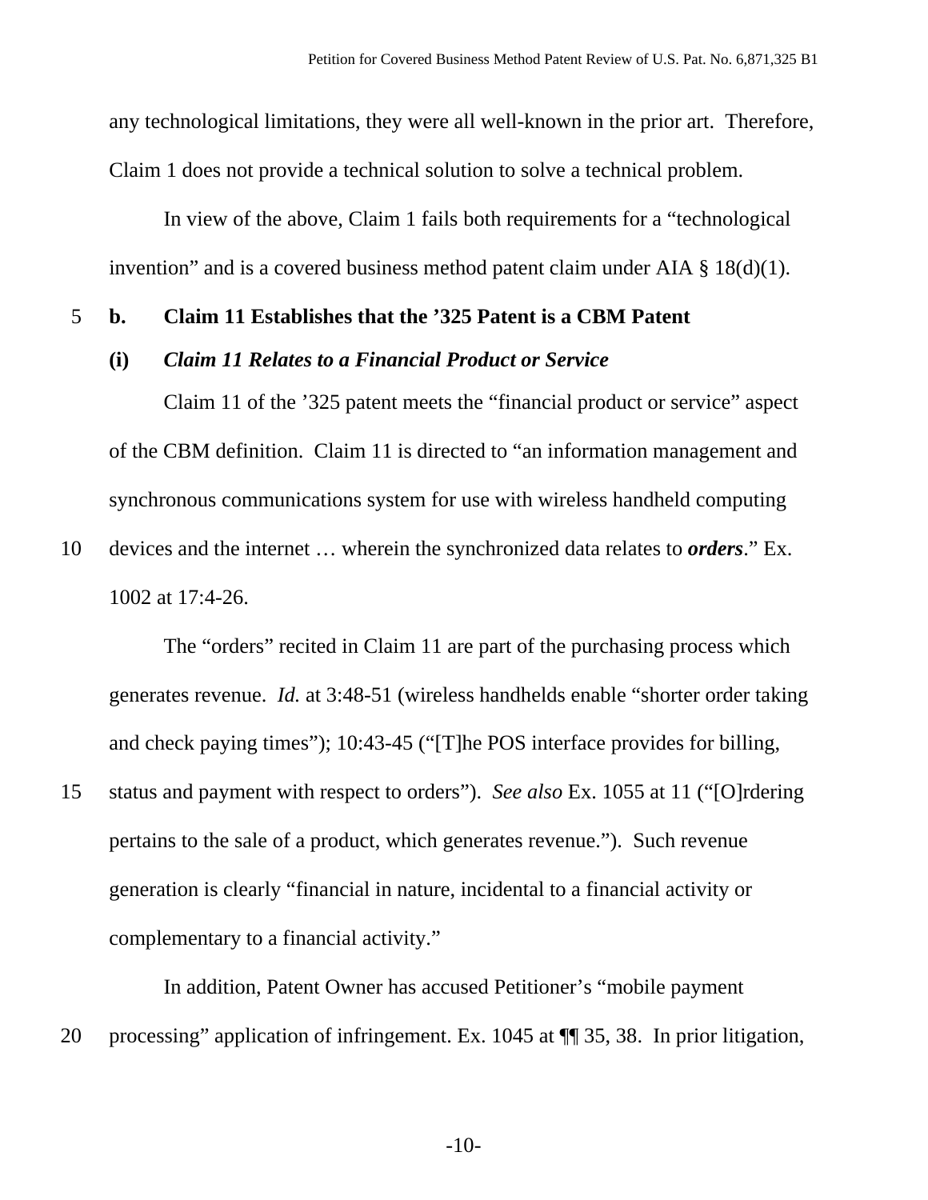any technological limitations, they were all well-known in the prior art. Therefore, Claim 1 does not provide a technical solution to solve a technical problem.

In view of the above, Claim 1 fails both requirements for a "technological invention" and is a covered business method patent claim under AIA § 18(d)(1).

### b. Claim 11 Establishes that the '325 Patent is a CBM Patent

#### (i) *Claim 11 Relates to a Financial Product or Service*

Claim 11 of the '325 patent meets the "financial product or service" aspect of the CBM definition. Claim 11 is directed to "an information management and synchronous communications system for use with wireless handheld computing devices and the internet … wherein the synchronized data relates to ***orders***." Ex. 1002 at 17:4-26.

The "orders" recited in Claim 11 are part of the purchasing process which generates revenue. *Id.* at 3:48-51 (wireless handhelds enable "shorter order taking and check paying times"); 10:43-45 ("[T]he POS interface provides for billing, status and payment with respect to orders"). *See also* Ex. 1055 at 11 ("[O]rdering pertains to the sale of a product, which generates revenue."). Such revenue generation is clearly "financial in nature, incidental to a financial activity or complementary to a financial activity."

In addition, Patent Owner has accused Petitioner's "mobile payment processing" application of infringement. Ex. 1045 at ¶¶ 35, 38. In prior litigation,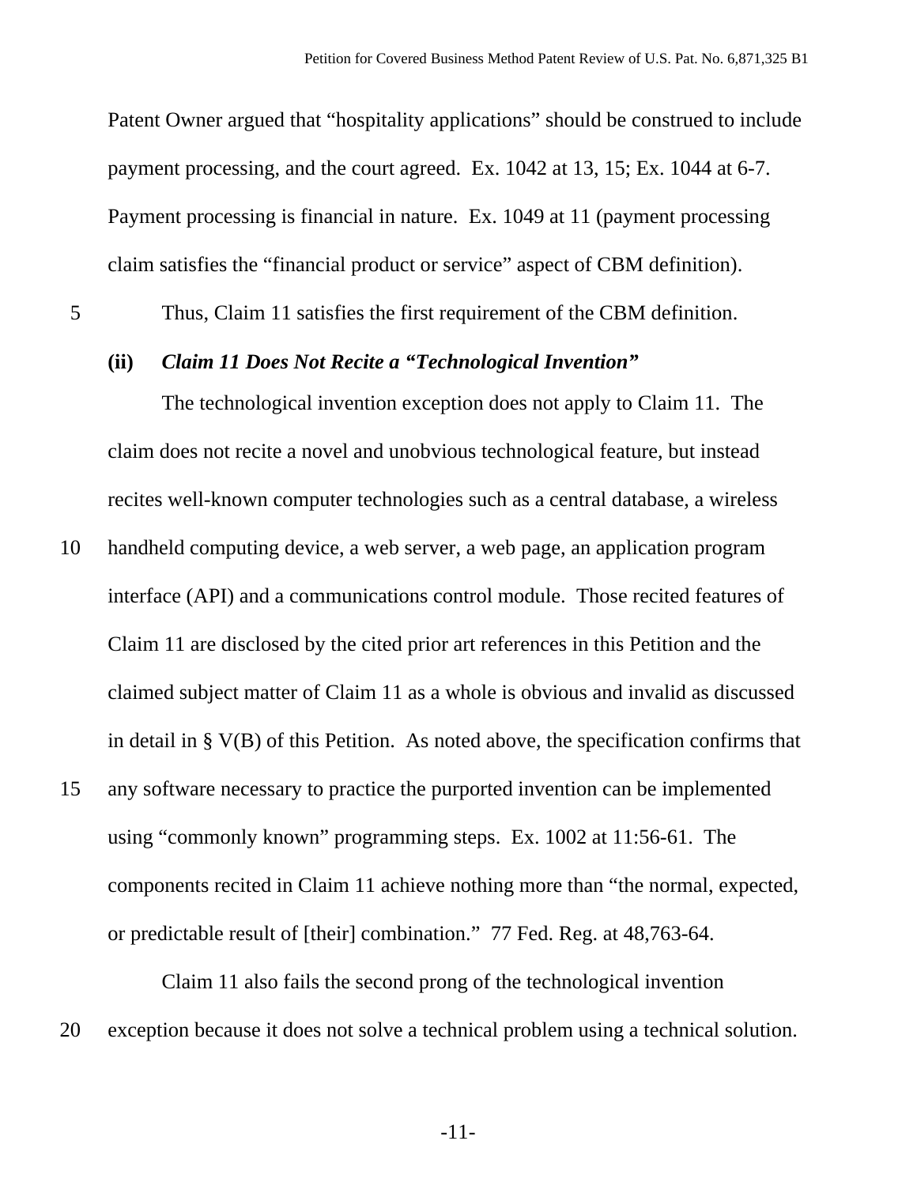Patent Owner argued that "hospitality applications" should be construed to include payment processing, and the court agreed. Ex. 1042 at 13, 15; Ex. 1044 at 6-7. Payment processing is financial in nature. Ex. 1049 at 11 (payment processing claim satisfies the "financial product or service" aspect of CBM definition).

Thus, Claim 11 satisfies the first requirement of the CBM definition.

**(ii)** ***Claim 11 Does Not Recite a "Technological Invention"***

The technological invention exception does not apply to Claim 11. The claim does not recite a novel and unobvious technological feature, but instead recites well-known computer technologies such as a central database, a wireless handheld computing device, a web server, a web page, an application program interface (API) and a communications control module. Those recited features of Claim 11 are disclosed by the cited prior art references in this Petition and the claimed subject matter of Claim 11 as a whole is obvious and invalid as discussed in detail in § V(B) of this Petition. As noted above, the specification confirms that any software necessary to practice the purported invention can be implemented using "commonly known" programming steps. Ex. 1002 at 11:56-61. The components recited in Claim 11 achieve nothing more than "the normal, expected, or predictable result of [their] combination." 77 Fed. Reg. at 48,763-64.

Claim 11 also fails the second prong of the technological invention exception because it does not solve a technical problem using a technical solution.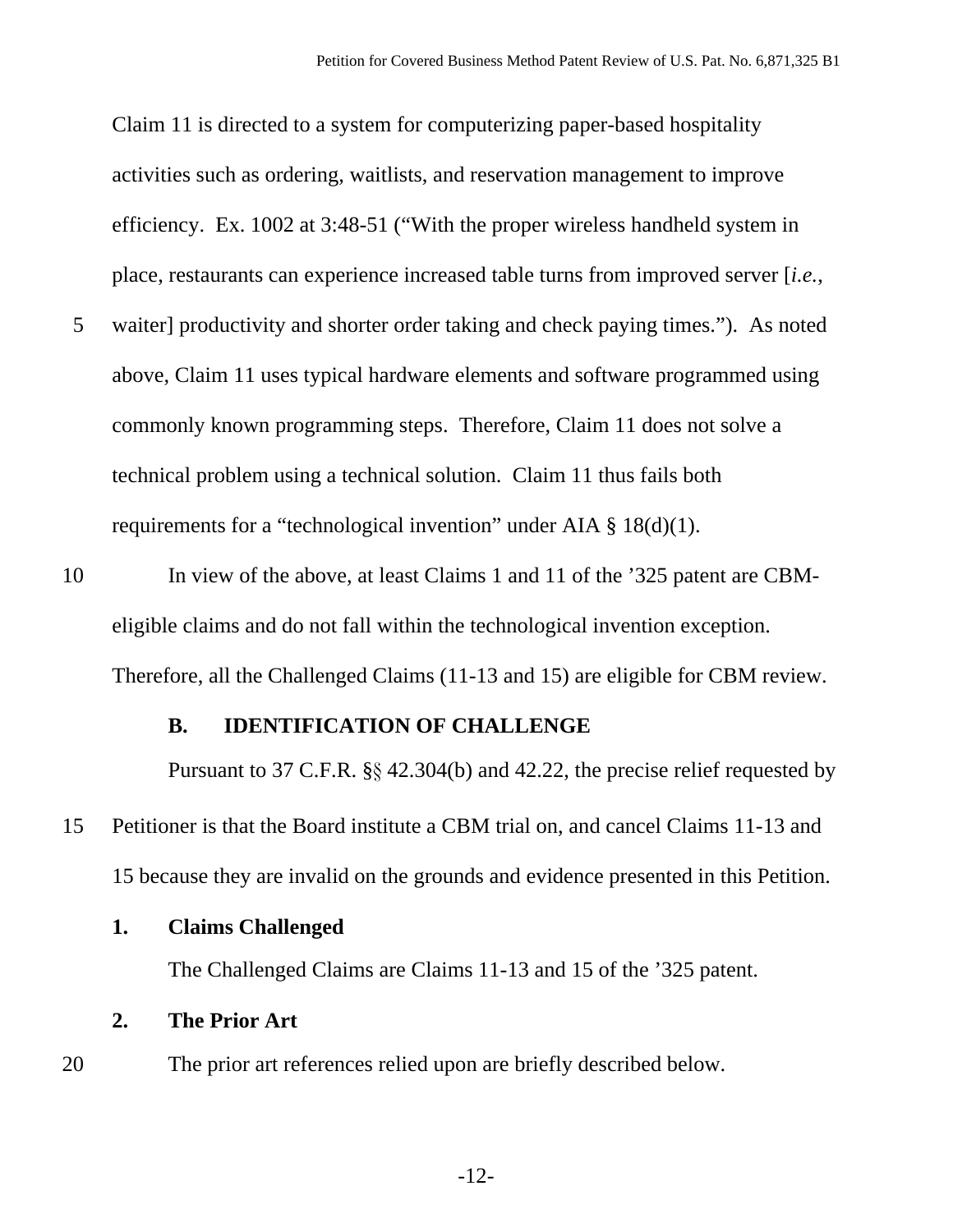Claim 11 is directed to a system for computerizing paper-based hospitality activities such as ordering, waitlists, and reservation management to improve efficiency. Ex. 1002 at 3:48-51 ("With the proper wireless handheld system in place, restaurants can experience increased table turns from improved server [*i.e.*, waiter] productivity and shorter order taking and check paying times."). As noted above, Claim 11 uses typical hardware elements and software programmed using commonly known programming steps. Therefore, Claim 11 does not solve a technical problem using a technical solution. Claim 11 thus fails both requirements for a "technological invention" under AIA § 18(d)(1).

In view of the above, at least Claims 1 and 11 of the '325 patent are CBM-eligible claims and do not fall within the technological invention exception. Therefore, all the Challenged Claims (11-13 and 15) are eligible for CBM review.

### B. IDENTIFICATION OF CHALLENGE

Pursuant to 37 C.F.R. §§ 42.304(b) and 42.22, the precise relief requested by Petitioner is that the Board institute a CBM trial on, and cancel Claims 11-13 and 15 because they are invalid on the grounds and evidence presented in this Petition.

#### 1. Claims Challenged

The Challenged Claims are Claims 11-13 and 15 of the '325 patent.

#### 2. The Prior Art

The prior art references relied upon are briefly described below.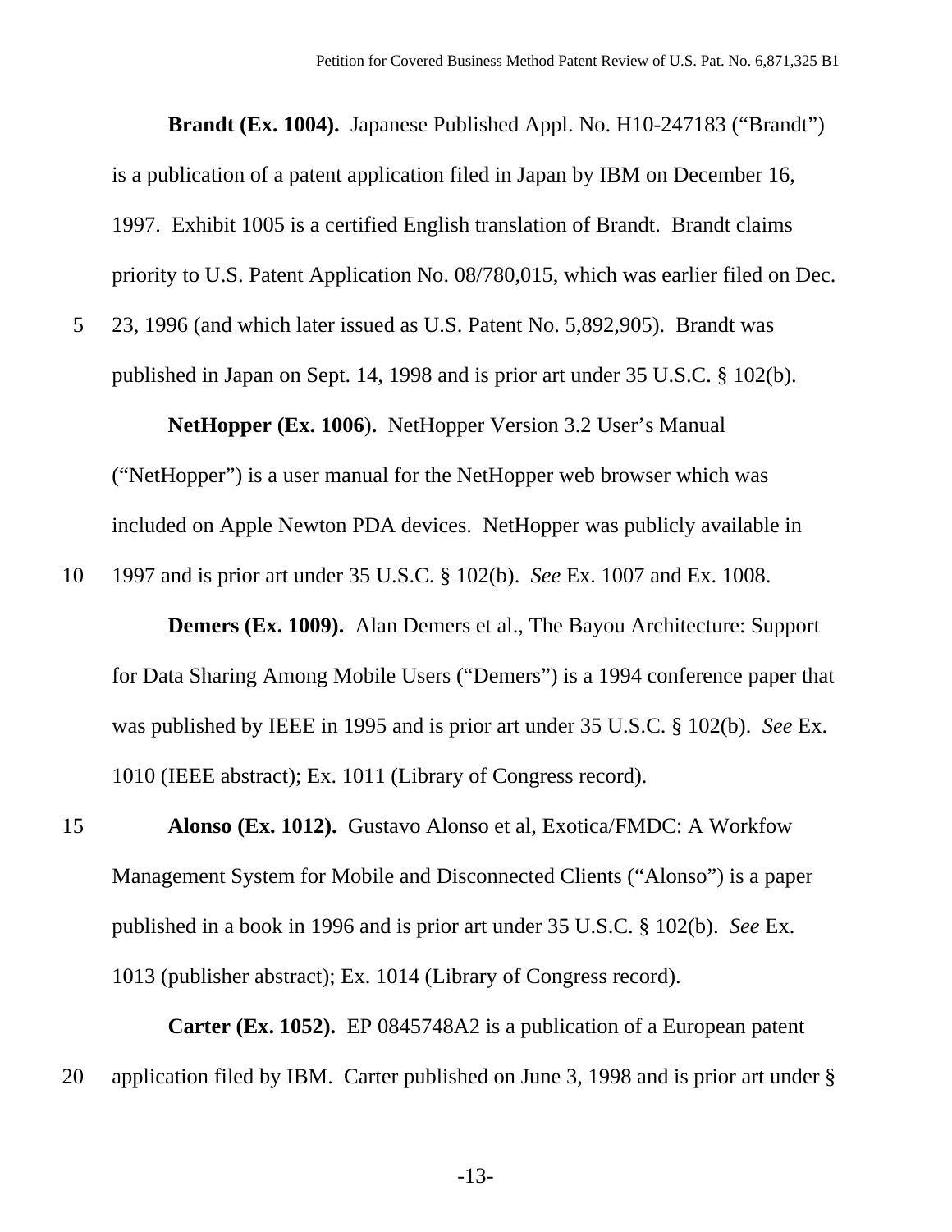**Brandt (Ex. 1004).** Japanese Published Appl. No. H10-247183 ("Brandt") is a publication of a patent application filed in Japan by IBM on December 16, 1997. Exhibit 1005 is a certified English translation of Brandt. Brandt claims priority to U.S. Patent Application No. 08/780,015, which was earlier filed on Dec. 23, 1996 (and which later issued as U.S. Patent No. 5,892,905). Brandt was published in Japan on Sept. 14, 1998 and is prior art under 35 U.S.C. § 102(b).

**NetHopper (Ex. 1006).** NetHopper Version 3.2 User's Manual ("NetHopper") is a user manual for the NetHopper web browser which was included on Apple Newton PDA devices. NetHopper was publicly available in 1997 and is prior art under 35 U.S.C. § 102(b). *See* Ex. 1007 and Ex. 1008.

**Demers (Ex. 1009).** Alan Demers et al., The Bayou Architecture: Support for Data Sharing Among Mobile Users ("Demers") is a 1994 conference paper that was published by IEEE in 1995 and is prior art under 35 U.S.C. § 102(b). *See* Ex. 1010 (IEEE abstract); Ex. 1011 (Library of Congress record).

**Alonso (Ex. 1012).** Gustavo Alonso et al, Exotica/FMDC: A Workfow Management System for Mobile and Disconnected Clients ("Alonso") is a paper published in a book in 1996 and is prior art under 35 U.S.C. § 102(b). *See* Ex. 1013 (publisher abstract); Ex. 1014 (Library of Congress record).

**Carter (Ex. 1052).** EP 0845748A2 is a publication of a European patent application filed by IBM. Carter published on June 3, 1998 and is prior art under §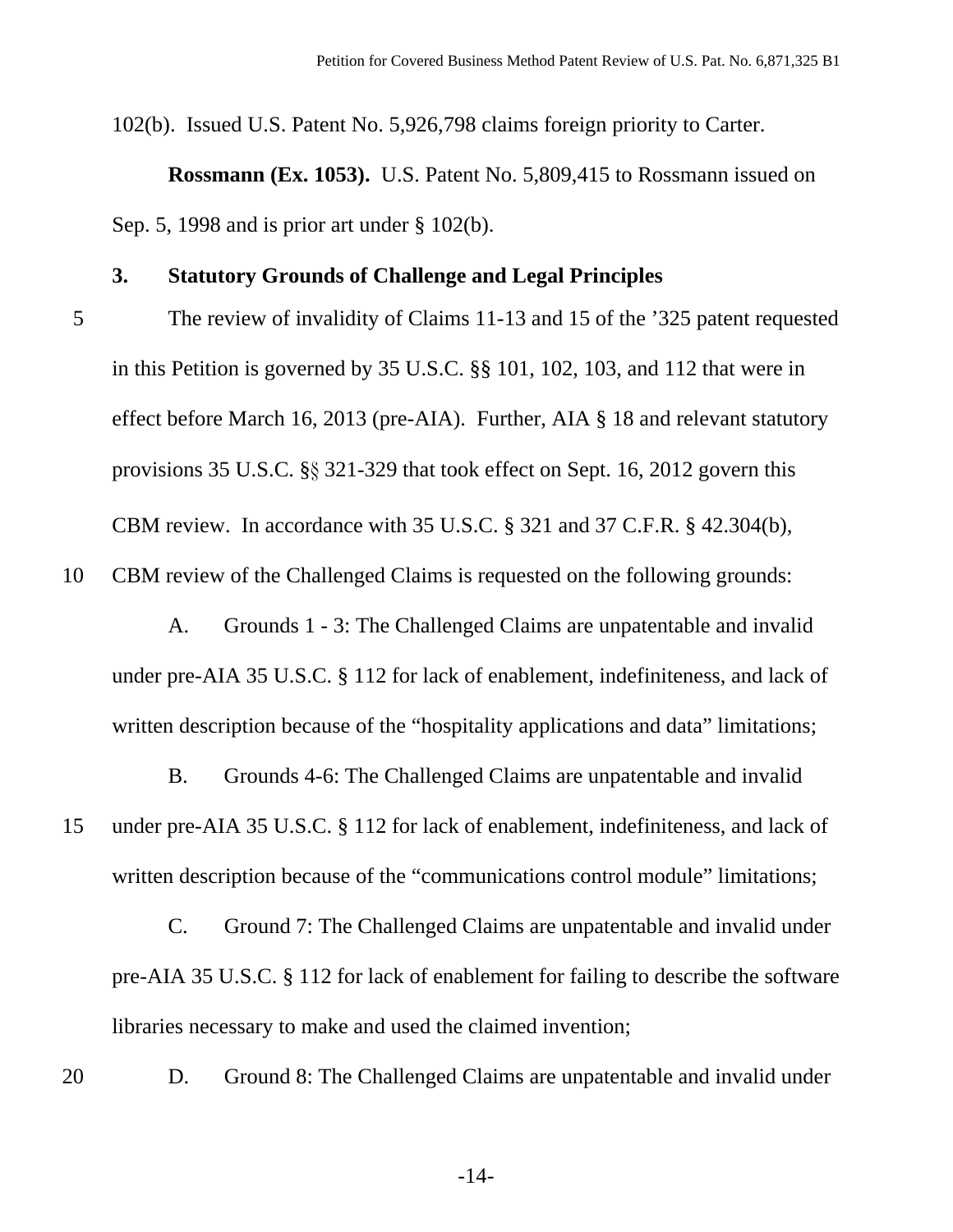102(b). Issued U.S. Patent No. 5,926,798 claims foreign priority to Carter.

**Rossmann (Ex. 1053).** U.S. Patent No. 5,809,415 to Rossmann issued on Sep. 5, 1998 and is prior art under § 102(b).

### 3. Statutory Grounds of Challenge and Legal Principles

The review of invalidity of Claims 11-13 and 15 of the ’325 patent requested in this Petition is governed by 35 U.S.C. §§ 101, 102, 103, and 112 that were in effect before March 16, 2013 (pre-AIA). Further, AIA § 18 and relevant statutory provisions 35 U.S.C. §§ 321-329 that took effect on Sept. 16, 2012 govern this CBM review. In accordance with 35 U.S.C. § 321 and 37 C.F.R. § 42.304(b), CBM review of the Challenged Claims is requested on the following grounds:

A. Grounds 1 - 3: The Challenged Claims are unpatentable and invalid under pre-AIA 35 U.S.C. § 112 for lack of enablement, indefiniteness, and lack of written description because of the “hospitality applications and data” limitations;

B. Grounds 4-6: The Challenged Claims are unpatentable and invalid under pre-AIA 35 U.S.C. § 112 for lack of enablement, indefiniteness, and lack of written description because of the “communications control module” limitations;

C. Ground 7: The Challenged Claims are unpatentable and invalid under pre-AIA 35 U.S.C. § 112 for lack of enablement for failing to describe the software libraries necessary to make and used the claimed invention;

D. Ground 8: The Challenged Claims are unpatentable and invalid under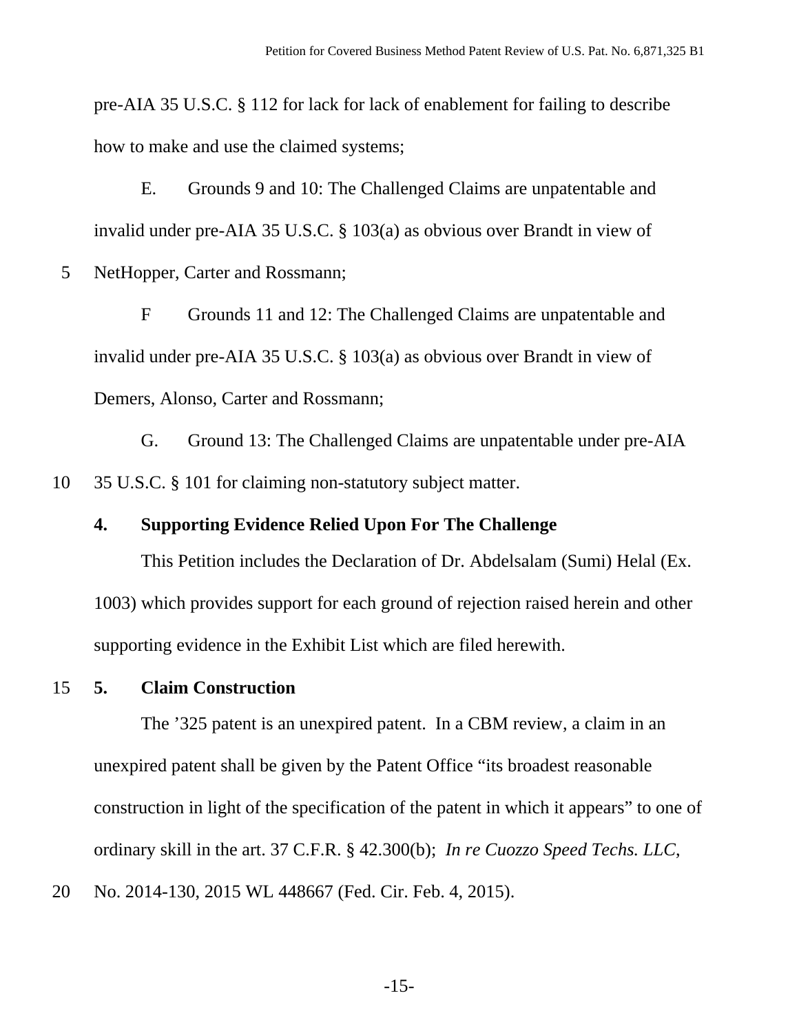pre-AIA 35 U.S.C. § 112 for lack for lack of enablement for failing to describe how to make and use the claimed systems;

E. Grounds 9 and 10: The Challenged Claims are unpatentable and invalid under pre-AIA 35 U.S.C. § 103(a) as obvious over Brandt in view of NetHopper, Carter and Rossmann;

F Grounds 11 and 12: The Challenged Claims are unpatentable and invalid under pre-AIA 35 U.S.C. § 103(a) as obvious over Brandt in view of Demers, Alonso, Carter and Rossmann;

G. Ground 13: The Challenged Claims are unpatentable under pre-AIA 35 U.S.C. § 101 for claiming non-statutory subject matter.

**4. Supporting Evidence Relied Upon For The Challenge**

This Petition includes the Declaration of Dr. Abdelsalam (Sumi) Helal (Ex. 1003) which provides support for each ground of rejection raised herein and other supporting evidence in the Exhibit List which are filed herewith.

**5. Claim Construction**

The ’325 patent is an unexpired patent. In a CBM review, a claim in an unexpired patent shall be given by the Patent Office “its broadest reasonable construction in light of the specification of the patent in which it appears” to one of ordinary skill in the art. 37 C.F.R. § 42.300(b); *In re Cuozzo Speed Techs. LLC*, No. 2014-130, 2015 WL 448667 (Fed. Cir. Feb. 4, 2015).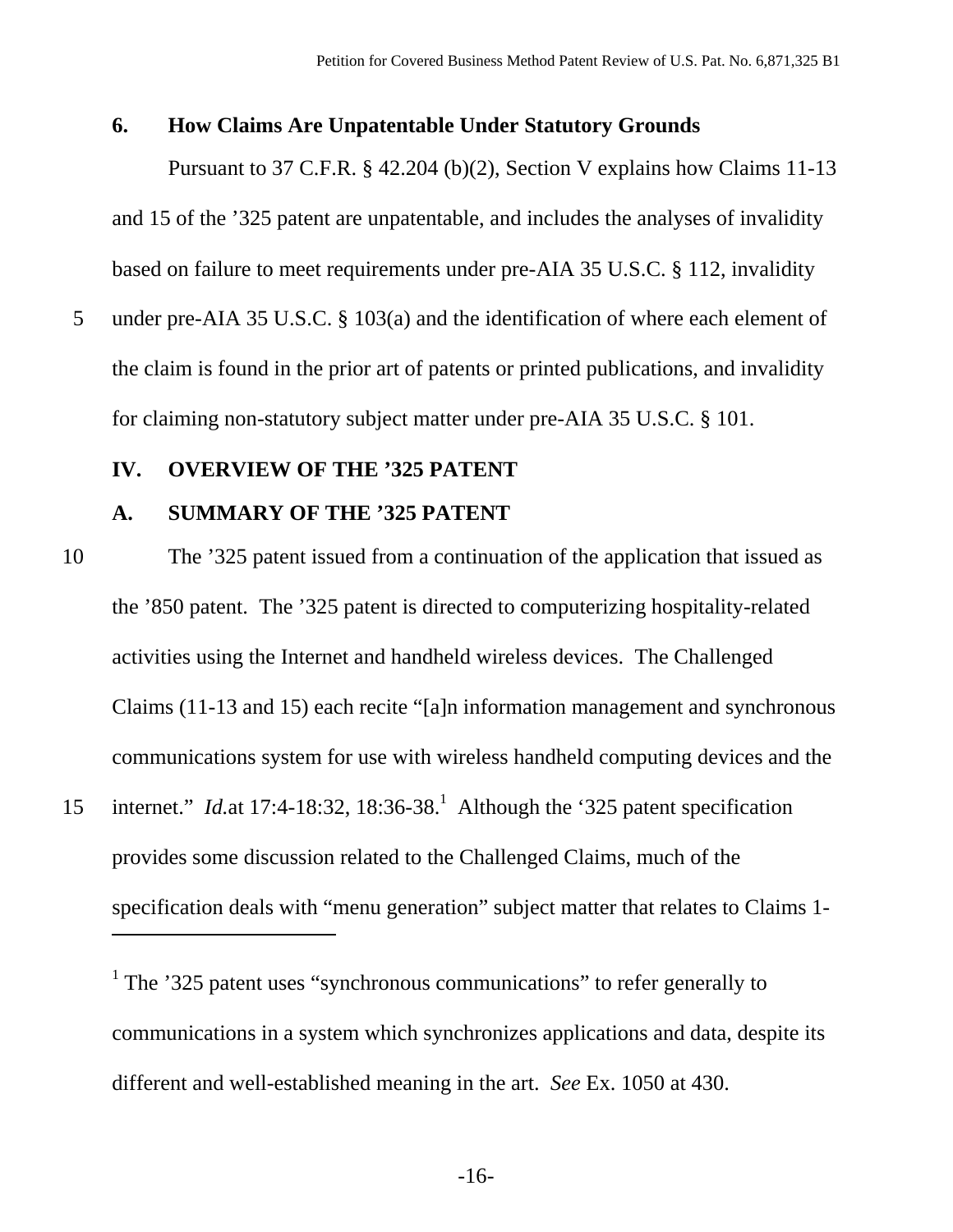### 6. How Claims Are Unpatentable Under Statutory Grounds

Pursuant to 37 C.F.R. § 42.204 (b)(2), Section V explains how Claims 11-13 and 15 of the ’325 patent are unpatentable, and includes the analyses of invalidity based on failure to meet requirements under pre-AIA 35 U.S.C. § 112, invalidity under pre-AIA 35 U.S.C. § 103(a) and the identification of where each element of the claim is found in the prior art of patents or printed publications, and invalidity for claiming non-statutory subject matter under pre-AIA 35 U.S.C. § 101.

## IV. OVERVIEW OF THE ’325 PATENT

### A. SUMMARY OF THE ’325 PATENT

The ’325 patent issued from a continuation of the application that issued as the ’850 patent. The ’325 patent is directed to computerizing hospitality-related activities using the Internet and handheld wireless devices. The Challenged Claims (11-13 and 15) each recite “[a]n information management and synchronous communications system for use with wireless handheld computing devices and the internet.” *Id.*at 17:4-18:32, 18:36-38.[1] Although the ‘325 patent specification provides some discussion related to the Challenged Claims, much of the specification deals with “menu generation” subject matter that relates to Claims 1-

---

[1] The ’325 patent uses “synchronous communications” to refer generally to communications in a system which synchronizes applications and data, despite its different and well-established meaning in the art. *See* Ex. 1050 at 430.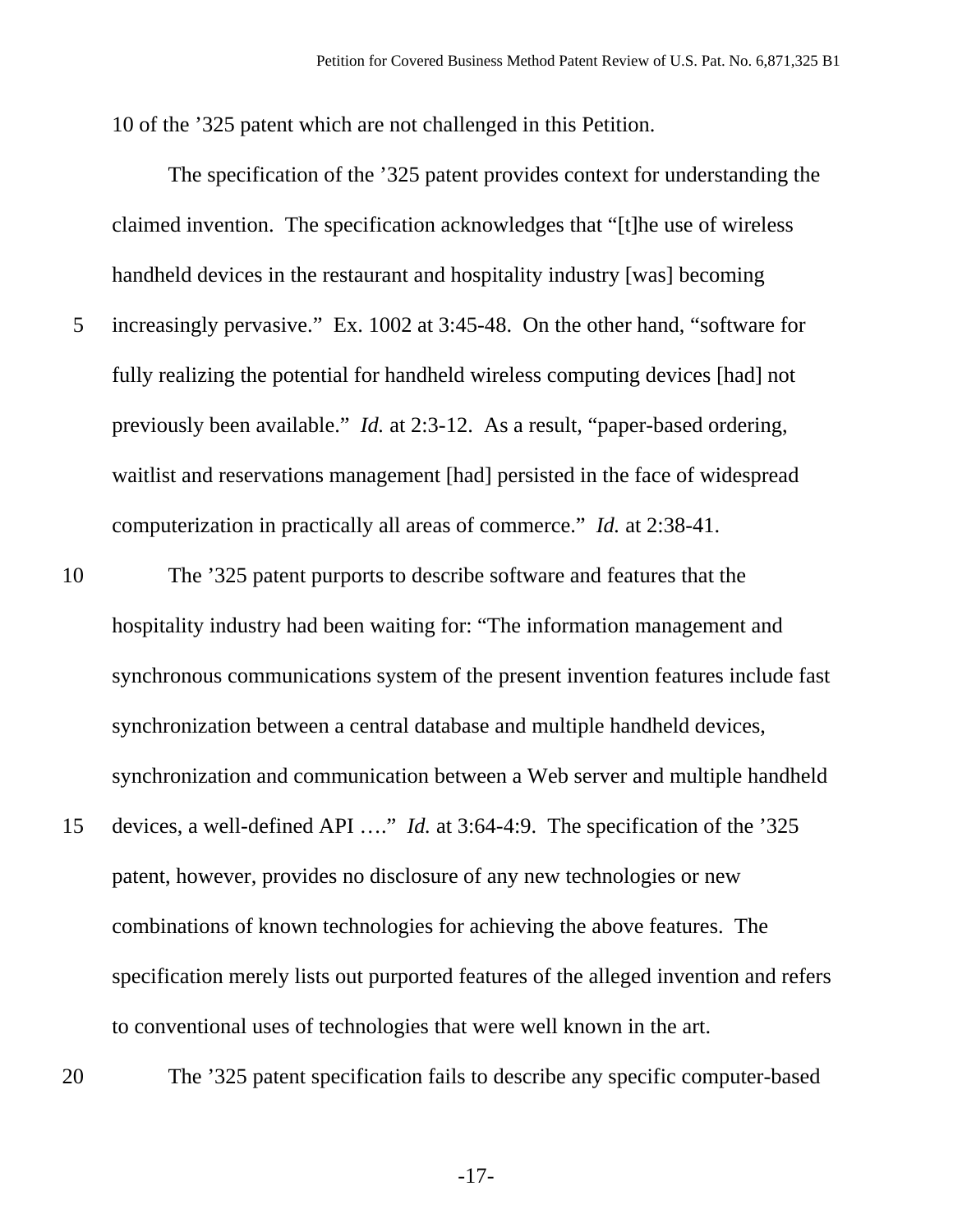10 of the ’325 patent which are not challenged in this Petition.

The specification of the ’325 patent provides context for understanding the claimed invention. The specification acknowledges that “[t]he use of wireless handheld devices in the restaurant and hospitality industry [was] becoming increasingly pervasive.” Ex. 1002 at 3:45-48. On the other hand, “software for fully realizing the potential for handheld wireless computing devices [had] not previously been available.” *Id.* at 2:3-12. As a result, “paper-based ordering, waitlist and reservations management [had] persisted in the face of widespread computerization in practically all areas of commerce.” *Id.* at 2:38-41.

The ’325 patent purports to describe software and features that the hospitality industry had been waiting for: “The information management and synchronous communications system of the present invention features include fast synchronization between a central database and multiple handheld devices, synchronization and communication between a Web server and multiple handheld devices, a well-defined API ….” *Id.* at 3:64-4:9. The specification of the ’325 patent, however, provides no disclosure of any new technologies or new combinations of known technologies for achieving the above features. The specification merely lists out purported features of the alleged invention and refers to conventional uses of technologies that were well known in the art.

The ’325 patent specification fails to describe any specific computer-based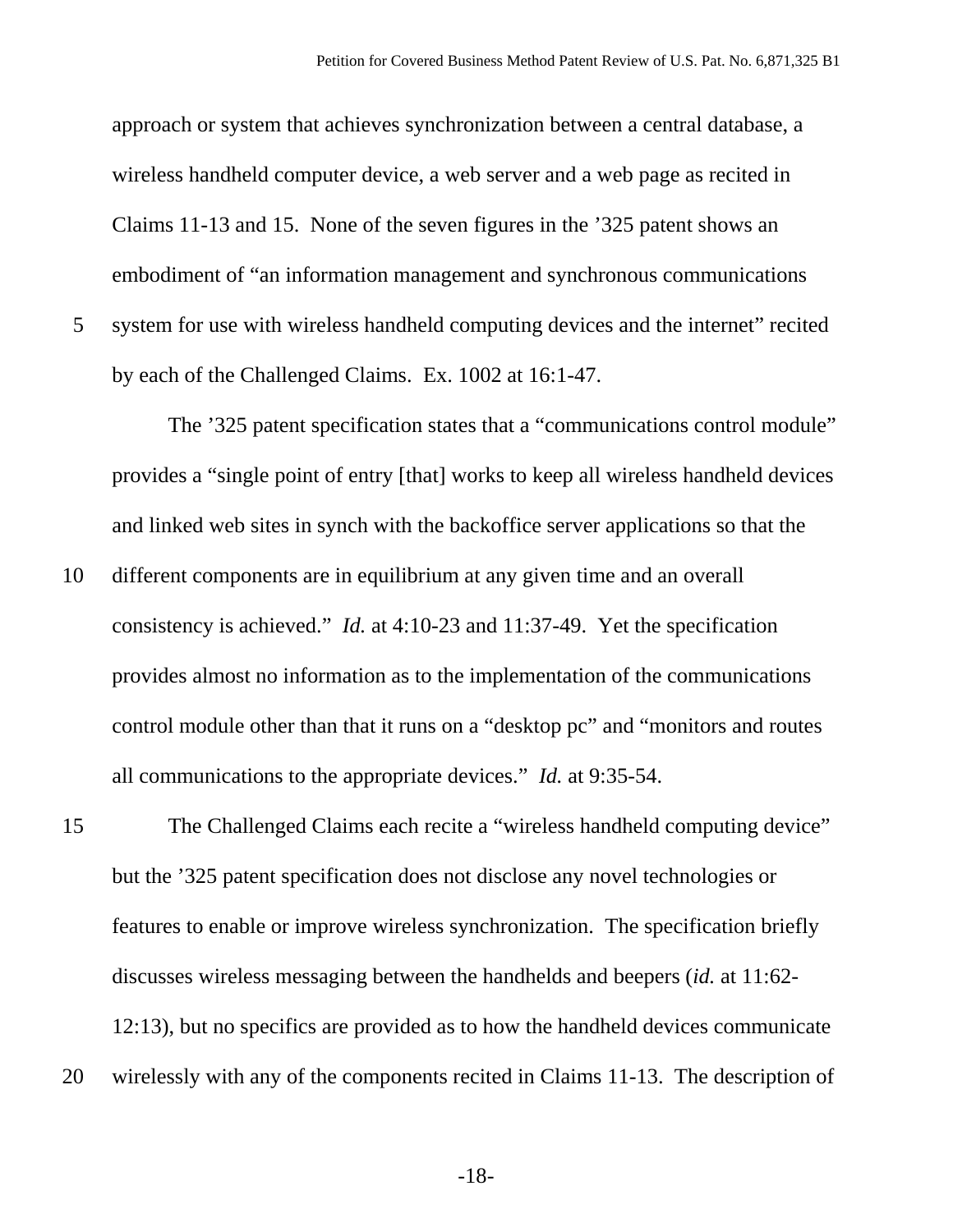approach or system that achieves synchronization between a central database, a wireless handheld computer device, a web server and a web page as recited in Claims 11-13 and 15. None of the seven figures in the ’325 patent shows an embodiment of “an information management and synchronous communications system for use with wireless handheld computing devices and the internet” recited by each of the Challenged Claims. Ex. 1002 at 16:1-47.

The ’325 patent specification states that a “communications control module” provides a “single point of entry [that] works to keep all wireless handheld devices and linked web sites in synch with the backoffice server applications so that the different components are in equilibrium at any given time and an overall consistency is achieved.” *Id.* at 4:10-23 and 11:37-49. Yet the specification provides almost no information as to the implementation of the communications control module other than that it runs on a “desktop pc” and “monitors and routes all communications to the appropriate devices.” *Id.* at 9:35-54.

The Challenged Claims each recite a “wireless handheld computing device” but the ’325 patent specification does not disclose any novel technologies or features to enable or improve wireless synchronization. The specification briefly discusses wireless messaging between the handhelds and beepers (*id.* at 11:62-12:13), but no specifics are provided as to how the handheld devices communicate wirelessly with any of the components recited in Claims 11-13. The description of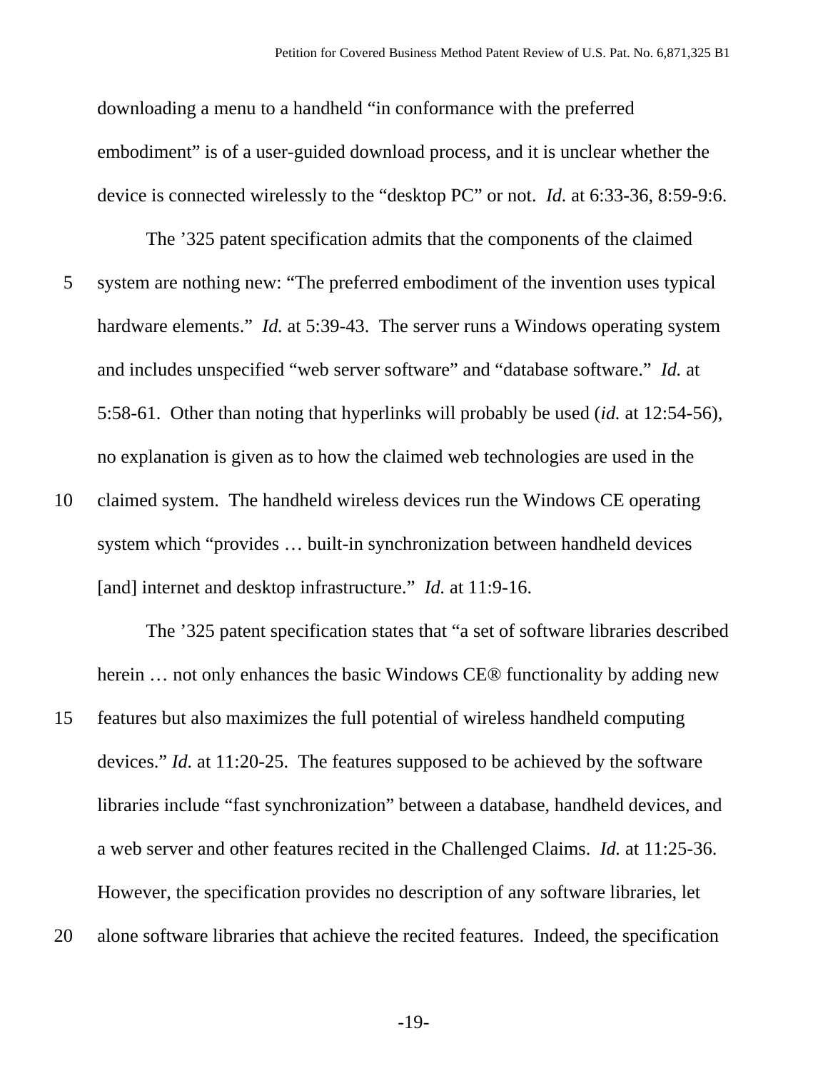downloading a menu to a handheld "in conformance with the preferred embodiment" is of a user-guided download process, and it is unclear whether the device is connected wirelessly to the "desktop PC" or not. *Id.* at 6:33-36, 8:59-9:6.

The '325 patent specification admits that the components of the claimed system are nothing new: "The preferred embodiment of the invention uses typical hardware elements." *Id.* at 5:39-43. The server runs a Windows operating system and includes unspecified "web server software" and "database software." *Id.* at 5:58-61. Other than noting that hyperlinks will probably be used (*id.* at 12:54-56), no explanation is given as to how the claimed web technologies are used in the claimed system. The handheld wireless devices run the Windows CE operating system which "provides … built-in synchronization between handheld devices [and] internet and desktop infrastructure." *Id.* at 11:9-16.

The '325 patent specification states that "a set of software libraries described herein … not only enhances the basic Windows CE® functionality by adding new features but also maximizes the full potential of wireless handheld computing devices." *Id.* at 11:20-25. The features supposed to be achieved by the software libraries include "fast synchronization" between a database, handheld devices, and a web server and other features recited in the Challenged Claims. *Id.* at 11:25-36. However, the specification provides no description of any software libraries, let alone software libraries that achieve the recited features. Indeed, the specification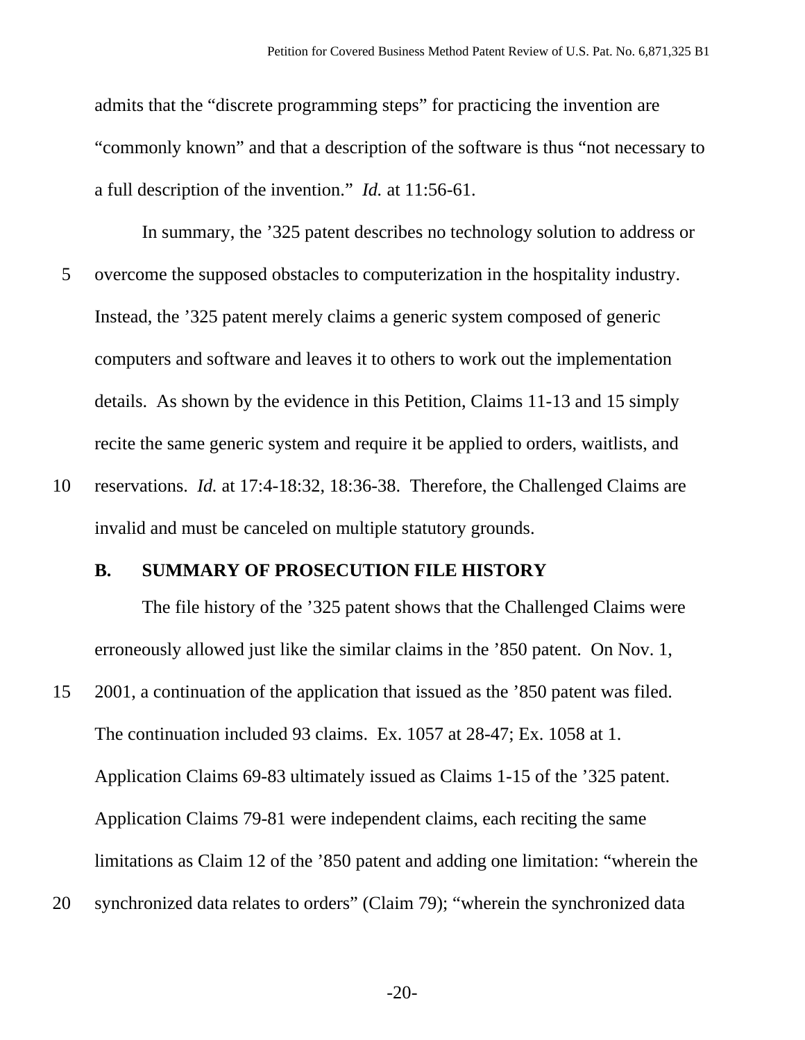admits that the "discrete programming steps" for practicing the invention are "commonly known" and that a description of the software is thus "not necessary to a full description of the invention." *Id.* at 11:56-61.

In summary, the '325 patent describes no technology solution to address or overcome the supposed obstacles to computerization in the hospitality industry. Instead, the '325 patent merely claims a generic system composed of generic computers and software and leaves it to others to work out the implementation details. As shown by the evidence in this Petition, Claims 11-13 and 15 simply recite the same generic system and require it be applied to orders, waitlists, and reservations. *Id.* at 17:4-18:32, 18:36-38. Therefore, the Challenged Claims are invalid and must be canceled on multiple statutory grounds.

### B. SUMMARY OF PROSECUTION FILE HISTORY

The file history of the '325 patent shows that the Challenged Claims were erroneously allowed just like the similar claims in the '850 patent. On Nov. 1, 2001, a continuation of the application that issued as the '850 patent was filed. The continuation included 93 claims. Ex. 1057 at 28-47; Ex. 1058 at 1. Application Claims 69-83 ultimately issued as Claims 1-15 of the '325 patent. Application Claims 79-81 were independent claims, each reciting the same limitations as Claim 12 of the '850 patent and adding one limitation: "wherein the synchronized data relates to orders" (Claim 79); "wherein the synchronized data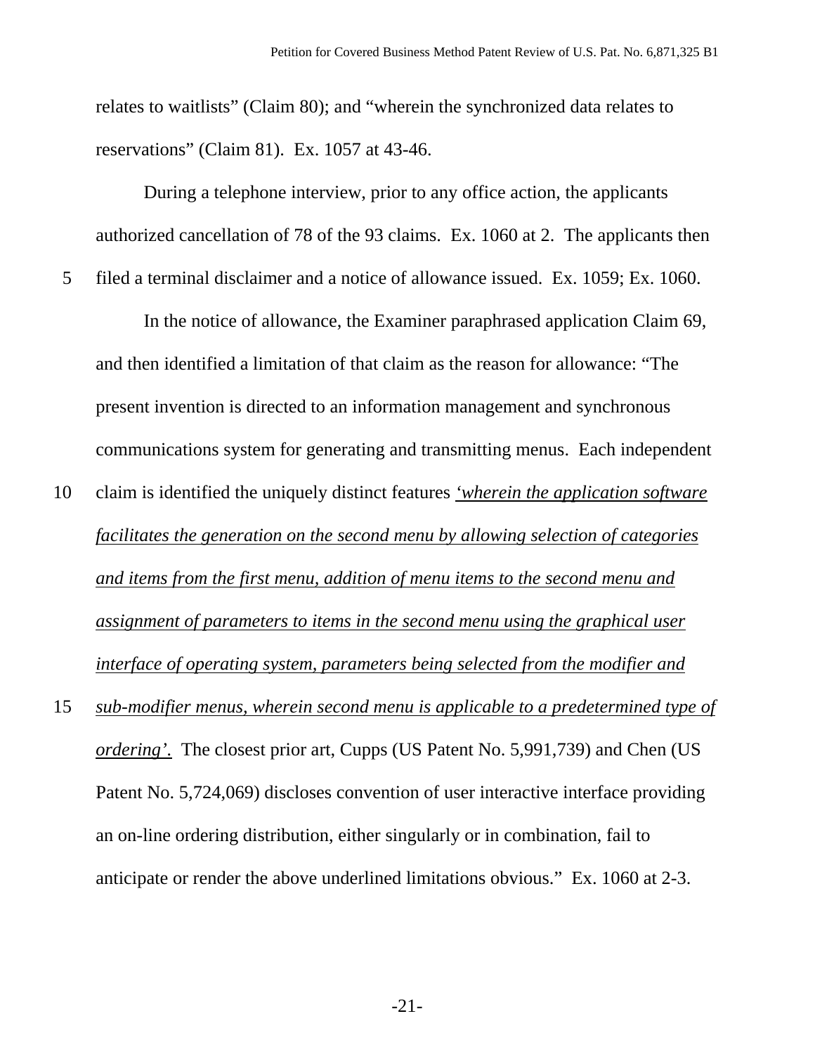relates to waitlists" (Claim 80); and "wherein the synchronized data relates to reservations" (Claim 81). Ex. 1057 at 43-46.

During a telephone interview, prior to any office action, the applicants authorized cancellation of 78 of the 93 claims. Ex. 1060 at 2. The applicants then filed a terminal disclaimer and a notice of allowance issued. Ex. 1059; Ex. 1060.

In the notice of allowance, the Examiner paraphrased application Claim 69, and then identified a limitation of that claim as the reason for allowance: "The present invention is directed to an information management and synchronous communications system for generating and transmitting menus. Each independent claim is identified the uniquely distinct features *<u>'wherein the application software facilitates the generation on the second menu by allowing selection of categories and items from the first menu, addition of menu items to the second menu and assignment of parameters to items in the second menu using the graphical user interface of operating system, parameters being selected from the modifier and sub-modifier menus, wherein second menu is applicable to a predetermined type of ordering'.</u>* The closest prior art, Cupps (US Patent No. 5,991,739) and Chen (US Patent No. 5,724,069) discloses convention of user interactive interface providing an on-line ordering distribution, either singularly or in combination, fail to anticipate or render the above underlined limitations obvious." Ex. 1060 at 2-3.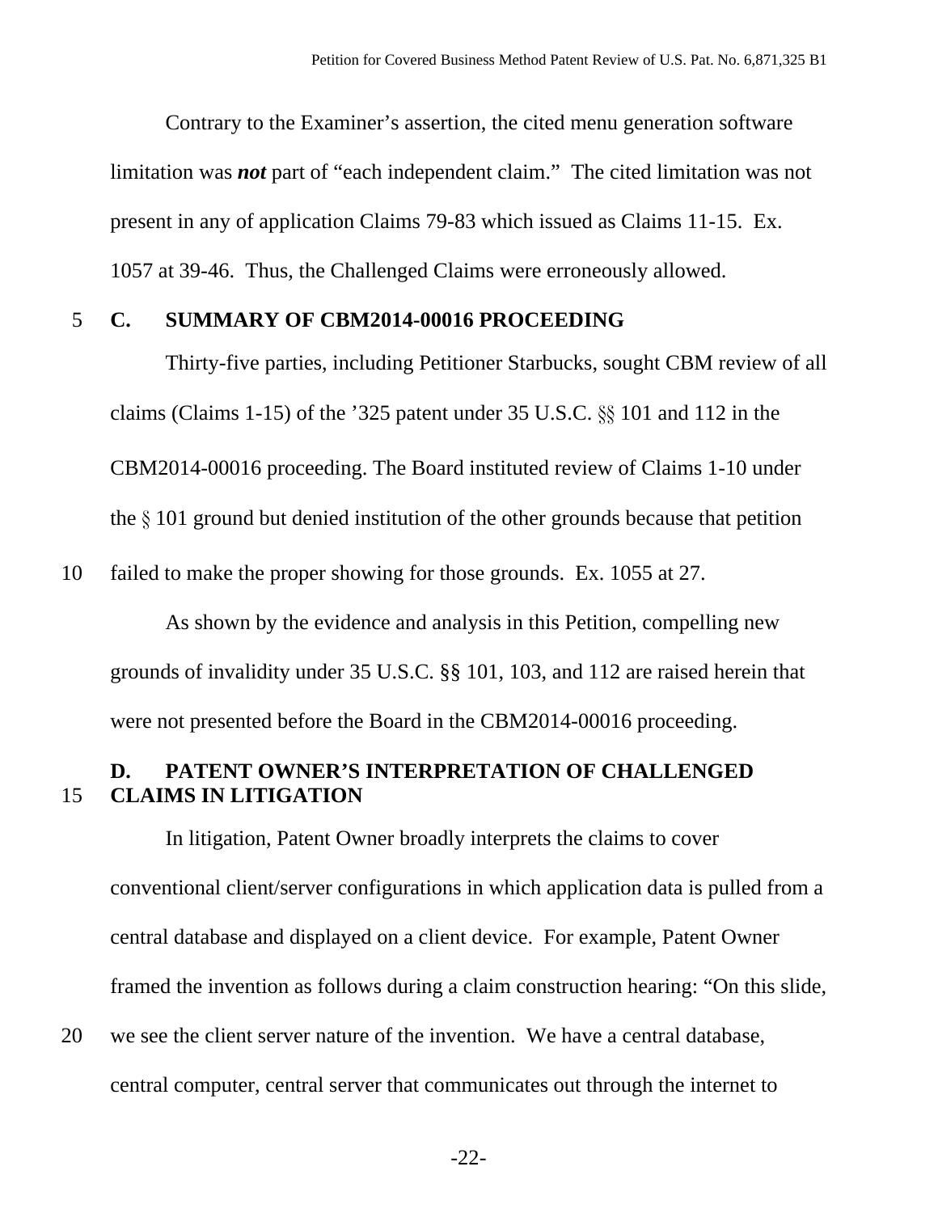Contrary to the Examiner's assertion, the cited menu generation software limitation was ***not*** part of "each independent claim." The cited limitation was not present in any of application Claims 79-83 which issued as Claims 11-15. Ex. 1057 at 39-46. Thus, the Challenged Claims were erroneously allowed.

### C. SUMMARY OF CBM2014-00016 PROCEEDING

Thirty-five parties, including Petitioner Starbucks, sought CBM review of all claims (Claims 1-15) of the '325 patent under 35 U.S.C. §§ 101 and 112 in the CBM2014-00016 proceeding. The Board instituted review of Claims 1-10 under the § 101 ground but denied institution of the other grounds because that petition failed to make the proper showing for those grounds. Ex. 1055 at 27.

As shown by the evidence and analysis in this Petition, compelling new grounds of invalidity under 35 U.S.C. §§ 101, 103, and 112 are raised herein that were not presented before the Board in the CBM2014-00016 proceeding.

### D. PATENT OWNER'S INTERPRETATION OF CHALLENGED CLAIMS IN LITIGATION

In litigation, Patent Owner broadly interprets the claims to cover conventional client/server configurations in which application data is pulled from a central database and displayed on a client device. For example, Patent Owner framed the invention as follows during a claim construction hearing: "On this slide, we see the client server nature of the invention. We have a central database, central computer, central server that communicates out through the internet to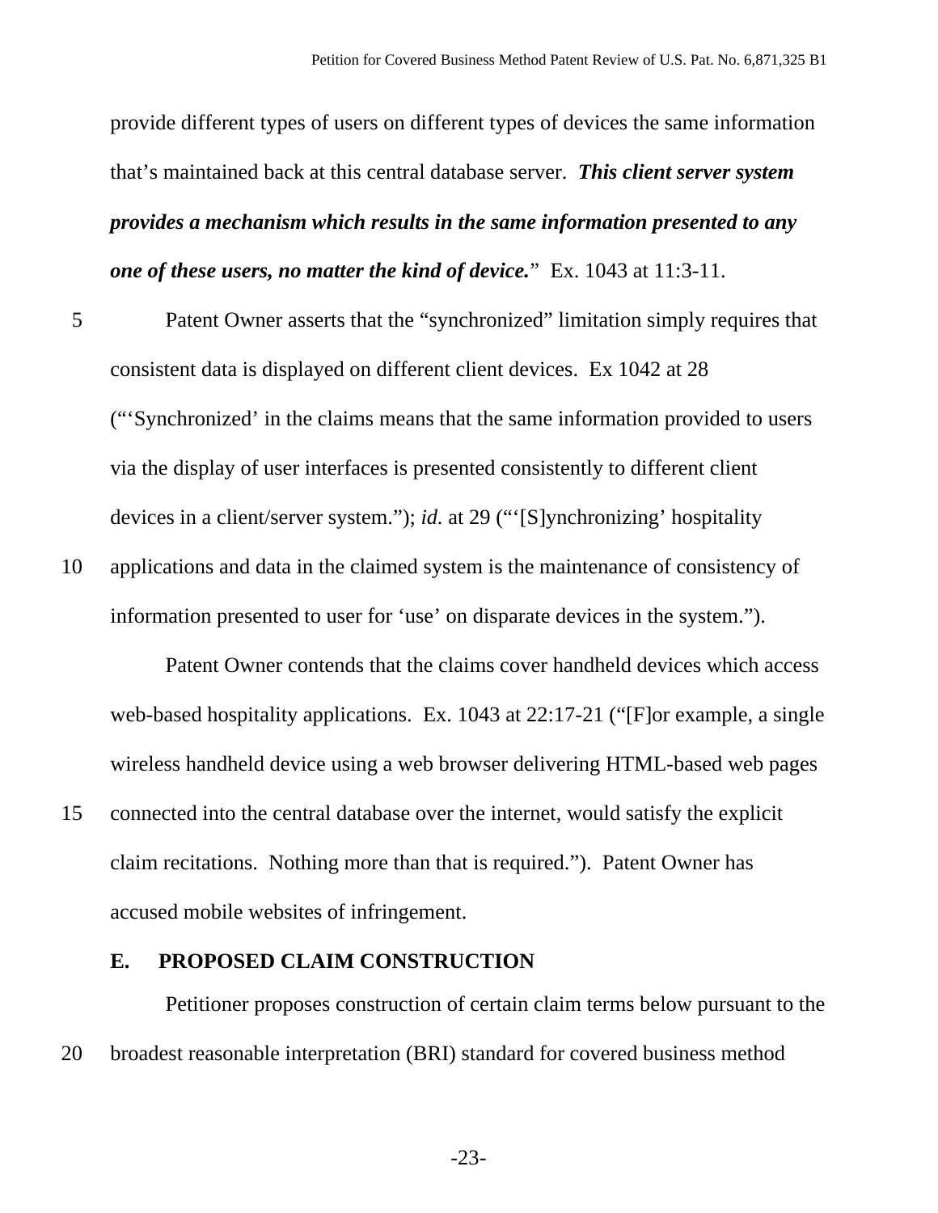provide different types of users on different types of devices the same information that's maintained back at this central database server. ***This client server system provides a mechanism which results in the same information presented to any one of these users, no matter the kind of device.***" Ex. 1043 at 11:3-11.

Patent Owner asserts that the "synchronized" limitation simply requires that consistent data is displayed on different client devices. Ex 1042 at 28 ("'Synchronized' in the claims means that the same information provided to users via the display of user interfaces is presented consistently to different client devices in a client/server system."); *id.* at 29 ("'[S]ynchronizing' hospitality applications and data in the claimed system is the maintenance of consistency of information presented to user for 'use' on disparate devices in the system.").

Patent Owner contends that the claims cover handheld devices which access web-based hospitality applications. Ex. 1043 at 22:17-21 ("[F]or example, a single wireless handheld device using a web browser delivering HTML-based web pages connected into the central database over the internet, would satisfy the explicit claim recitations. Nothing more than that is required."). Patent Owner has accused mobile websites of infringement.

### E. PROPOSED CLAIM CONSTRUCTION

Petitioner proposes construction of certain claim terms below pursuant to the broadest reasonable interpretation (BRI) standard for covered business method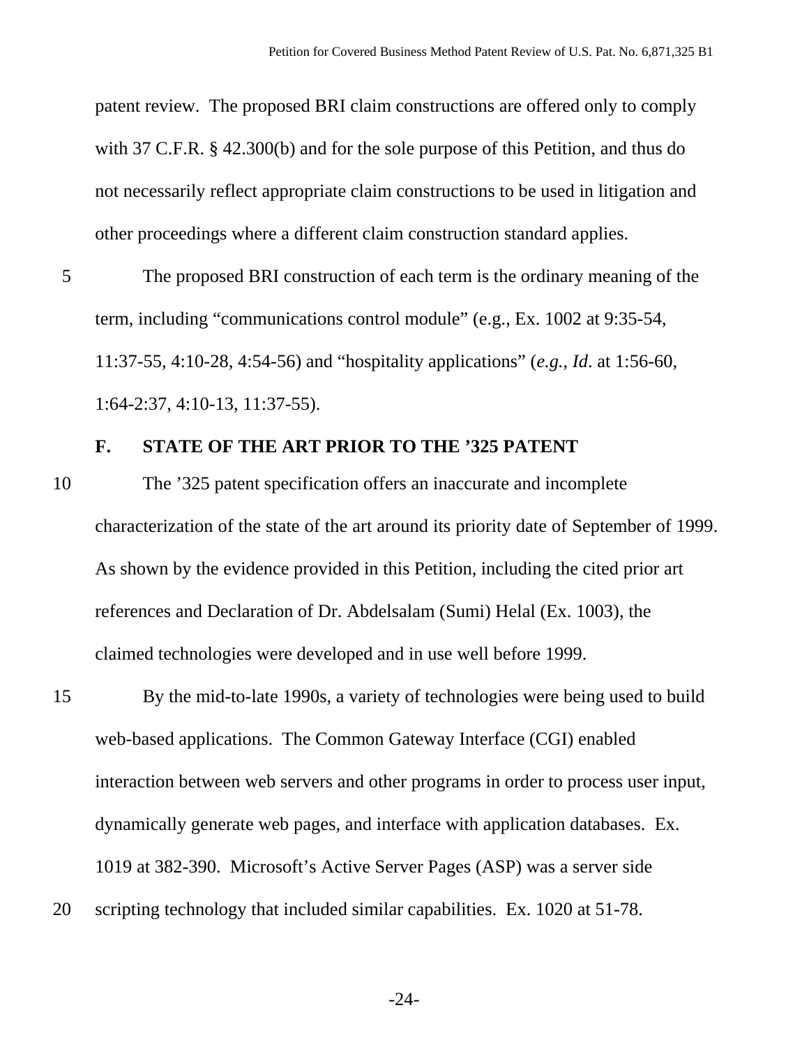patent review. The proposed BRI claim constructions are offered only to comply with 37 C.F.R. § 42.300(b) and for the sole purpose of this Petition, and thus do not necessarily reflect appropriate claim constructions to be used in litigation and other proceedings where a different claim construction standard applies.

The proposed BRI construction of each term is the ordinary meaning of the term, including "communications control module" (e.g., Ex. 1002 at 9:35-54, 11:37-55, 4:10-28, 4:54-56) and "hospitality applications" (*e.g.*, *Id*. at 1:56-60, 1:64-2:37, 4:10-13, 11:37-55).

### F. STATE OF THE ART PRIOR TO THE '325 PATENT

The '325 patent specification offers an inaccurate and incomplete characterization of the state of the art around its priority date of September of 1999. As shown by the evidence provided in this Petition, including the cited prior art references and Declaration of Dr. Abdelsalam (Sumi) Helal (Ex. 1003), the claimed technologies were developed and in use well before 1999.

By the mid-to-late 1990s, a variety of technologies were being used to build web-based applications. The Common Gateway Interface (CGI) enabled interaction between web servers and other programs in order to process user input, dynamically generate web pages, and interface with application databases. Ex. 1019 at 382-390. Microsoft's Active Server Pages (ASP) was a server side scripting technology that included similar capabilities. Ex. 1020 at 51-78.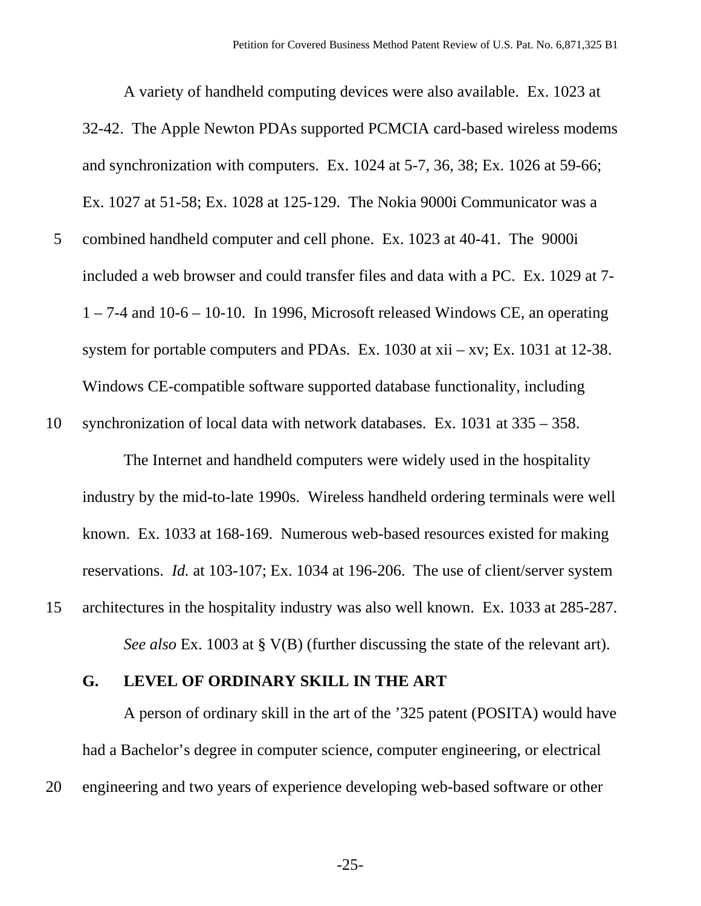A variety of handheld computing devices were also available. Ex. 1023 at 32-42. The Apple Newton PDAs supported PCMCIA card-based wireless modems and synchronization with computers. Ex. 1024 at 5-7, 36, 38; Ex. 1026 at 59-66; Ex. 1027 at 51-58; Ex. 1028 at 125-129. The Nokia 9000i Communicator was a combined handheld computer and cell phone. Ex. 1023 at 40-41. The 9000i included a web browser and could transfer files and data with a PC. Ex. 1029 at 7-1 – 7-4 and 10-6 – 10-10. In 1996, Microsoft released Windows CE, an operating system for portable computers and PDAs. Ex. 1030 at xii – xv; Ex. 1031 at 12-38. Windows CE-compatible software supported database functionality, including synchronization of local data with network databases. Ex. 1031 at 335 – 358.

The Internet and handheld computers were widely used in the hospitality industry by the mid-to-late 1990s. Wireless handheld ordering terminals were well known. Ex. 1033 at 168-169. Numerous web-based resources existed for making reservations. *Id.* at 103-107; Ex. 1034 at 196-206. The use of client/server system architectures in the hospitality industry was also well known. Ex. 1033 at 285-287.

*See also* Ex. 1003 at § V(B) (further discussing the state of the relevant art).

### G. LEVEL OF ORDINARY SKILL IN THE ART

A person of ordinary skill in the art of the ’325 patent (POSITA) would have had a Bachelor’s degree in computer science, computer engineering, or electrical engineering and two years of experience developing web-based software or other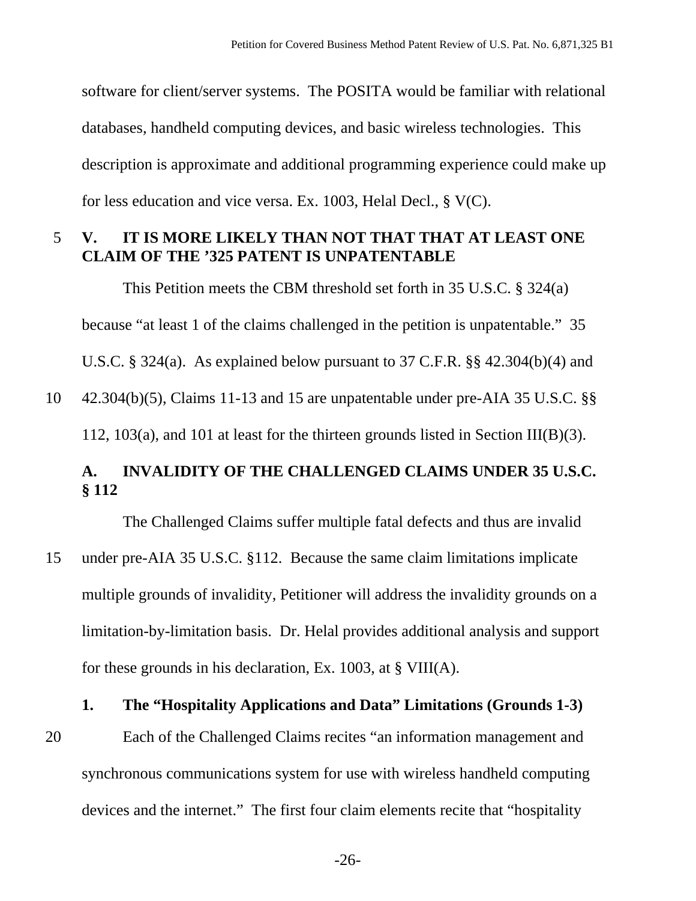software for client/server systems. The POSITA would be familiar with relational databases, handheld computing devices, and basic wireless technologies. This description is approximate and additional programming experience could make up for less education and vice versa. Ex. 1003, Helal Decl., § V(C).

## V. IT IS MORE LIKELY THAN NOT THAT THAT AT LEAST ONE CLAIM OF THE ’325 PATENT IS UNPATENTABLE

This Petition meets the CBM threshold set forth in 35 U.S.C. § 324(a) because “at least 1 of the claims challenged in the petition is unpatentable.” 35 U.S.C. § 324(a). As explained below pursuant to 37 C.F.R. §§ 42.304(b)(4) and 42.304(b)(5), Claims 11-13 and 15 are unpatentable under pre-AIA 35 U.S.C. §§ 112, 103(a), and 101 at least for the thirteen grounds listed in Section III(B)(3).

### A. INVALIDITY OF THE CHALLENGED CLAIMS UNDER 35 U.S.C. § 112

The Challenged Claims suffer multiple fatal defects and thus are invalid under pre-AIA 35 U.S.C. §112. Because the same claim limitations implicate multiple grounds of invalidity, Petitioner will address the invalidity grounds on a limitation-by-limitation basis. Dr. Helal provides additional analysis and support for these grounds in his declaration, Ex. 1003, at § VIII(A).

#### 1. The “Hospitality Applications and Data” Limitations (Grounds 1-3)

Each of the Challenged Claims recites “an information management and synchronous communications system for use with wireless handheld computing devices and the internet.” The first four claim elements recite that “hospitality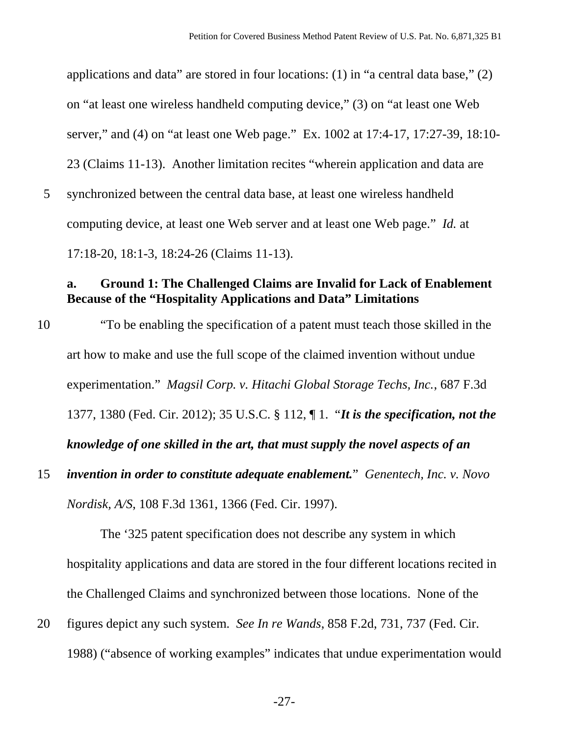applications and data" are stored in four locations: (1) in "a central data base," (2) on "at least one wireless handheld computing device," (3) on "at least one Web server," and (4) on "at least one Web page." Ex. 1002 at 17:4-17, 17:27-39, 18:10-23 (Claims 11-13). Another limitation recites "wherein application and data are synchronized between the central data base, at least one wireless handheld computing device, at least one Web server and at least one Web page." *Id.* at 17:18-20, 18:1-3, 18:24-26 (Claims 11-13).

**a. Ground 1: The Challenged Claims are Invalid for Lack of Enablement Because of the "Hospitality Applications and Data" Limitations**

"To be enabling the specification of a patent must teach those skilled in the art how to make and use the full scope of the claimed invention without undue experimentation." *Magsil Corp. v. Hitachi Global Storage Techs, Inc.*, 687 F.3d 1377, 1380 (Fed. Cir. 2012); 35 U.S.C. § 112, ¶ 1. "***It is the specification, not the knowledge of one skilled in the art, that must supply the novel aspects of an invention in order to constitute adequate enablement.***" *Genentech, Inc. v. Novo Nordisk, A/S*, 108 F.3d 1361, 1366 (Fed. Cir. 1997).

The '325 patent specification does not describe any system in which hospitality applications and data are stored in the four different locations recited in the Challenged Claims and synchronized between those locations. None of the figures depict any such system. *See In re Wands*, 858 F.2d, 731, 737 (Fed. Cir. 1988) ("absence of working examples" indicates that undue experimentation would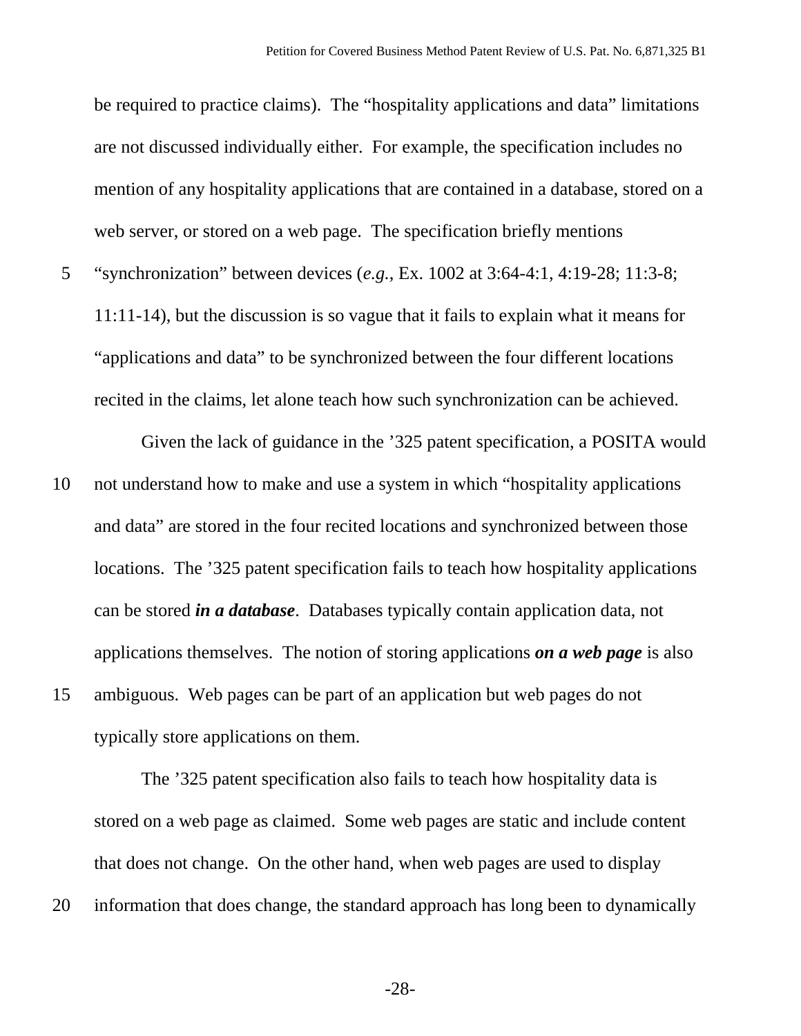be required to practice claims). The “hospitality applications and data” limitations are not discussed individually either. For example, the specification includes no mention of any hospitality applications that are contained in a database, stored on a web server, or stored on a web page. The specification briefly mentions “synchronization” between devices (*e.g.*, Ex. 1002 at 3:64-4:1, 4:19-28; 11:3-8; 11:11-14), but the discussion is so vague that it fails to explain what it means for “applications and data” to be synchronized between the four different locations recited in the claims, let alone teach how such synchronization can be achieved.

Given the lack of guidance in the ’325 patent specification, a POSITA would not understand how to make and use a system in which “hospitality applications and data” are stored in the four recited locations and synchronized between those locations. The ’325 patent specification fails to teach how hospitality applications can be stored ***in a database***. Databases typically contain application data, not applications themselves. The notion of storing applications ***on a web page*** is also ambiguous. Web pages can be part of an application but web pages do not typically store applications on them.

The ’325 patent specification also fails to teach how hospitality data is stored on a web page as claimed. Some web pages are static and include content that does not change. On the other hand, when web pages are used to display information that does change, the standard approach has long been to dynamically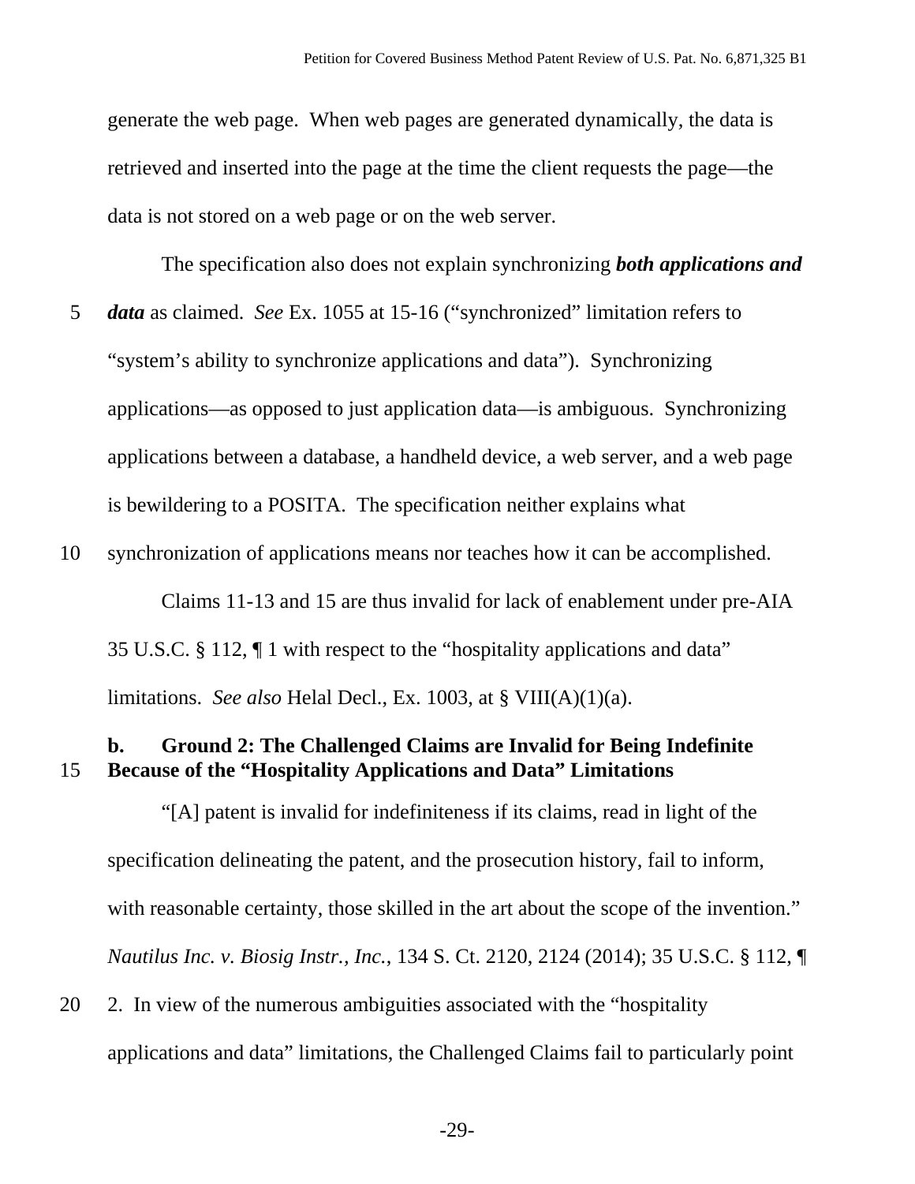generate the web page. When web pages are generated dynamically, the data is retrieved and inserted into the page at the time the client requests the page—the data is not stored on a web page or on the web server.

The specification also does not explain synchronizing ***both applications and data*** as claimed. *See* Ex. 1055 at 15-16 ("synchronized" limitation refers to "system's ability to synchronize applications and data"). Synchronizing applications—as opposed to just application data—is ambiguous. Synchronizing applications between a database, a handheld device, a web server, and a web page is bewildering to a POSITA. The specification neither explains what synchronization of applications means nor teaches how it can be accomplished.

Claims 11-13 and 15 are thus invalid for lack of enablement under pre-AIA 35 U.S.C. § 112, ¶ 1 with respect to the "hospitality applications and data" limitations. *See also* Helal Decl., Ex. 1003, at § VIII(A)(1)(a).

**b. Ground 2: The Challenged Claims are Invalid for Being Indefinite Because of the "Hospitality Applications and Data" Limitations**

"[A] patent is invalid for indefiniteness if its claims, read in light of the specification delineating the patent, and the prosecution history, fail to inform, with reasonable certainty, those skilled in the art about the scope of the invention." *Nautilus Inc. v. Biosig Instr., Inc.*, 134 S. Ct. 2120, 2124 (2014); 35 U.S.C. § 112, ¶ 2. In view of the numerous ambiguities associated with the "hospitality applications and data" limitations, the Challenged Claims fail to particularly point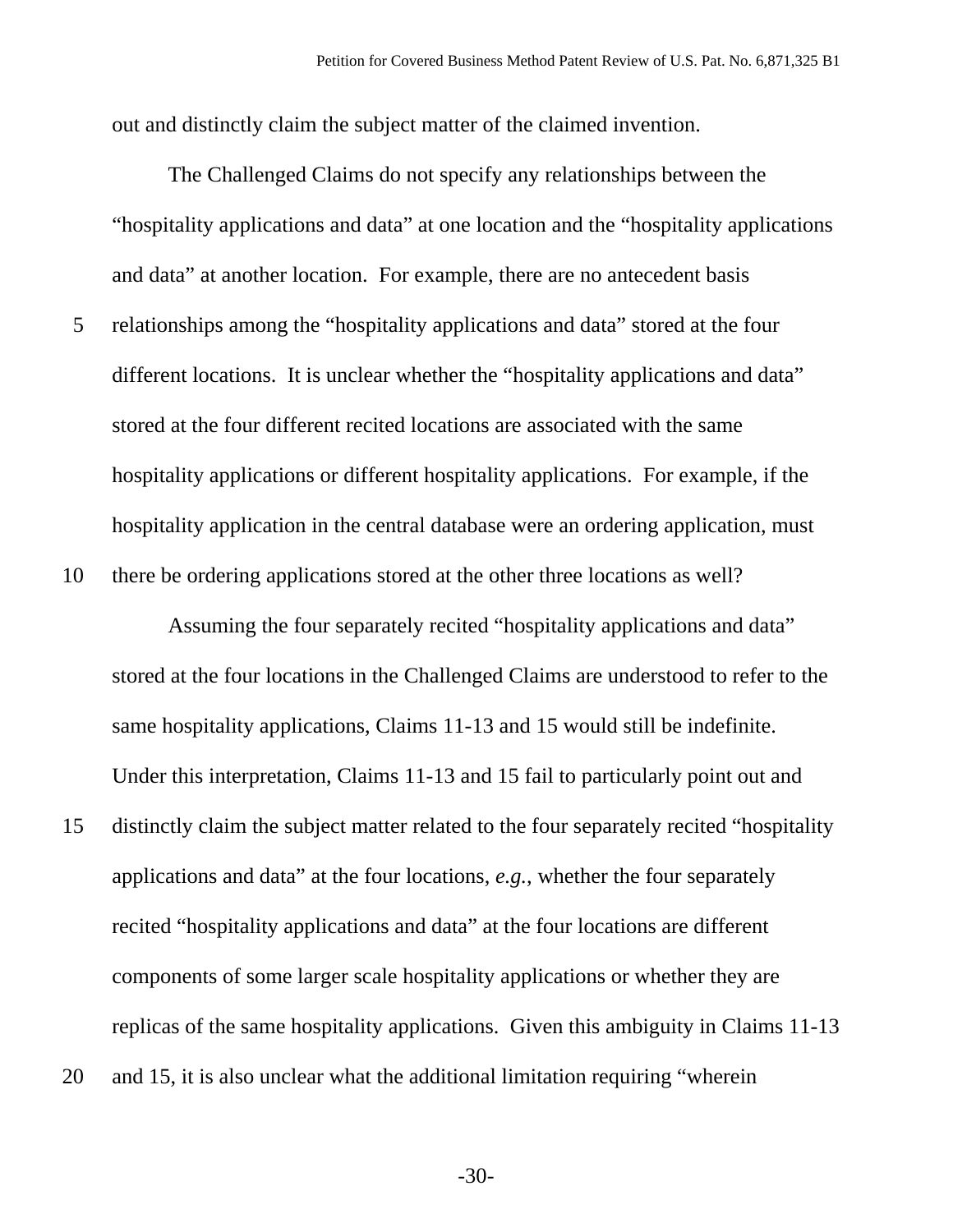out and distinctly claim the subject matter of the claimed invention.

The Challenged Claims do not specify any relationships between the "hospitality applications and data" at one location and the "hospitality applications and data" at another location. For example, there are no antecedent basis relationships among the "hospitality applications and data" stored at the four different locations. It is unclear whether the "hospitality applications and data" stored at the four different recited locations are associated with the same hospitality applications or different hospitality applications. For example, if the hospitality application in the central database were an ordering application, must there be ordering applications stored at the other three locations as well?

Assuming the four separately recited "hospitality applications and data" stored at the four locations in the Challenged Claims are understood to refer to the same hospitality applications, Claims 11-13 and 15 would still be indefinite. Under this interpretation, Claims 11-13 and 15 fail to particularly point out and distinctly claim the subject matter related to the four separately recited "hospitality applications and data" at the four locations, *e.g.*, whether the four separately recited "hospitality applications and data" at the four locations are different components of some larger scale hospitality applications or whether they are replicas of the same hospitality applications. Given this ambiguity in Claims 11-13 and 15, it is also unclear what the additional limitation requiring "wherein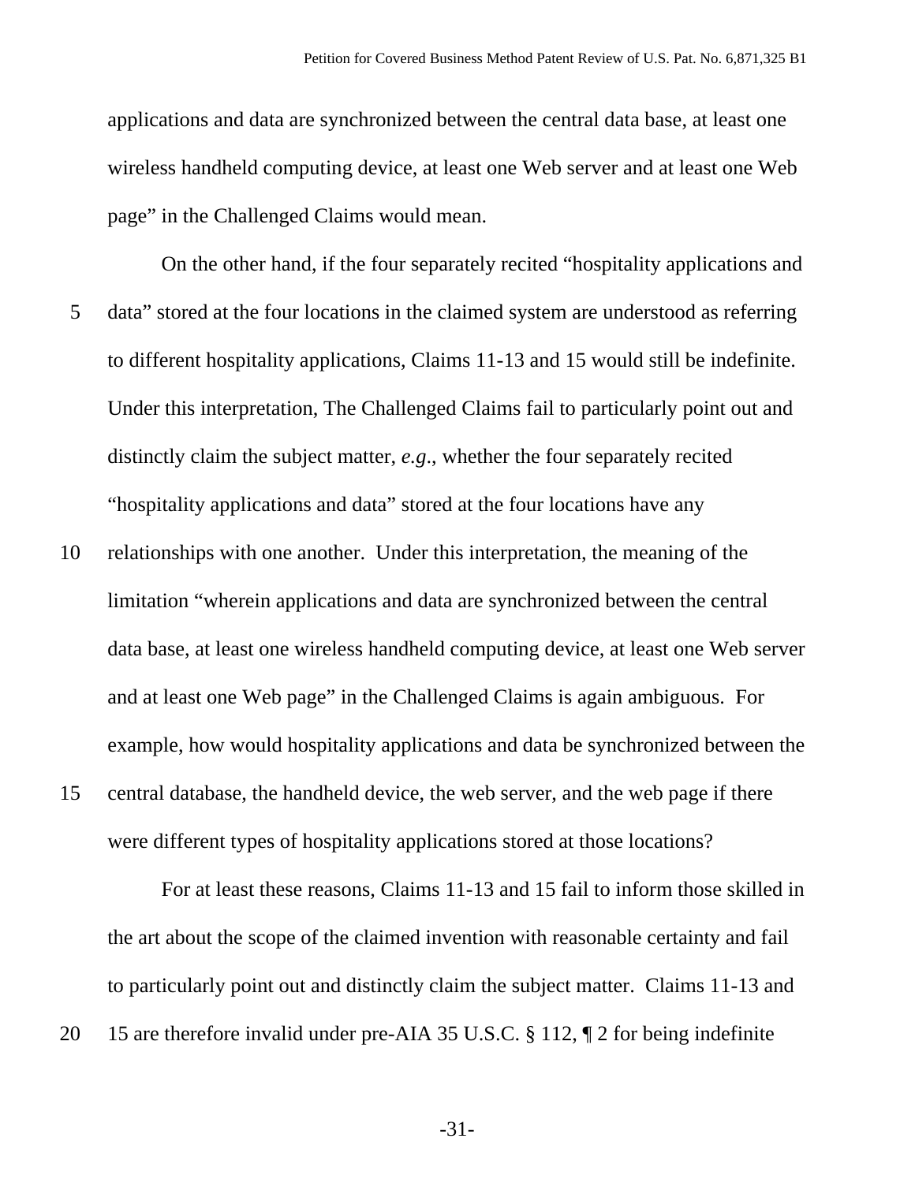applications and data are synchronized between the central data base, at least one wireless handheld computing device, at least one Web server and at least one Web page" in the Challenged Claims would mean.

On the other hand, if the four separately recited "hospitality applications and data" stored at the four locations in the claimed system are understood as referring to different hospitality applications, Claims 11-13 and 15 would still be indefinite. Under this interpretation, The Challenged Claims fail to particularly point out and distinctly claim the subject matter, *e.g*., whether the four separately recited "hospitality applications and data" stored at the four locations have any relationships with one another. Under this interpretation, the meaning of the limitation "wherein applications and data are synchronized between the central data base, at least one wireless handheld computing device, at least one Web server and at least one Web page" in the Challenged Claims is again ambiguous. For example, how would hospitality applications and data be synchronized between the central database, the handheld device, the web server, and the web page if there were different types of hospitality applications stored at those locations?

For at least these reasons, Claims 11-13 and 15 fail to inform those skilled in the art about the scope of the claimed invention with reasonable certainty and fail to particularly point out and distinctly claim the subject matter. Claims 11-13 and 15 are therefore invalid under pre-AIA 35 U.S.C. § 112, ¶ 2 for being indefinite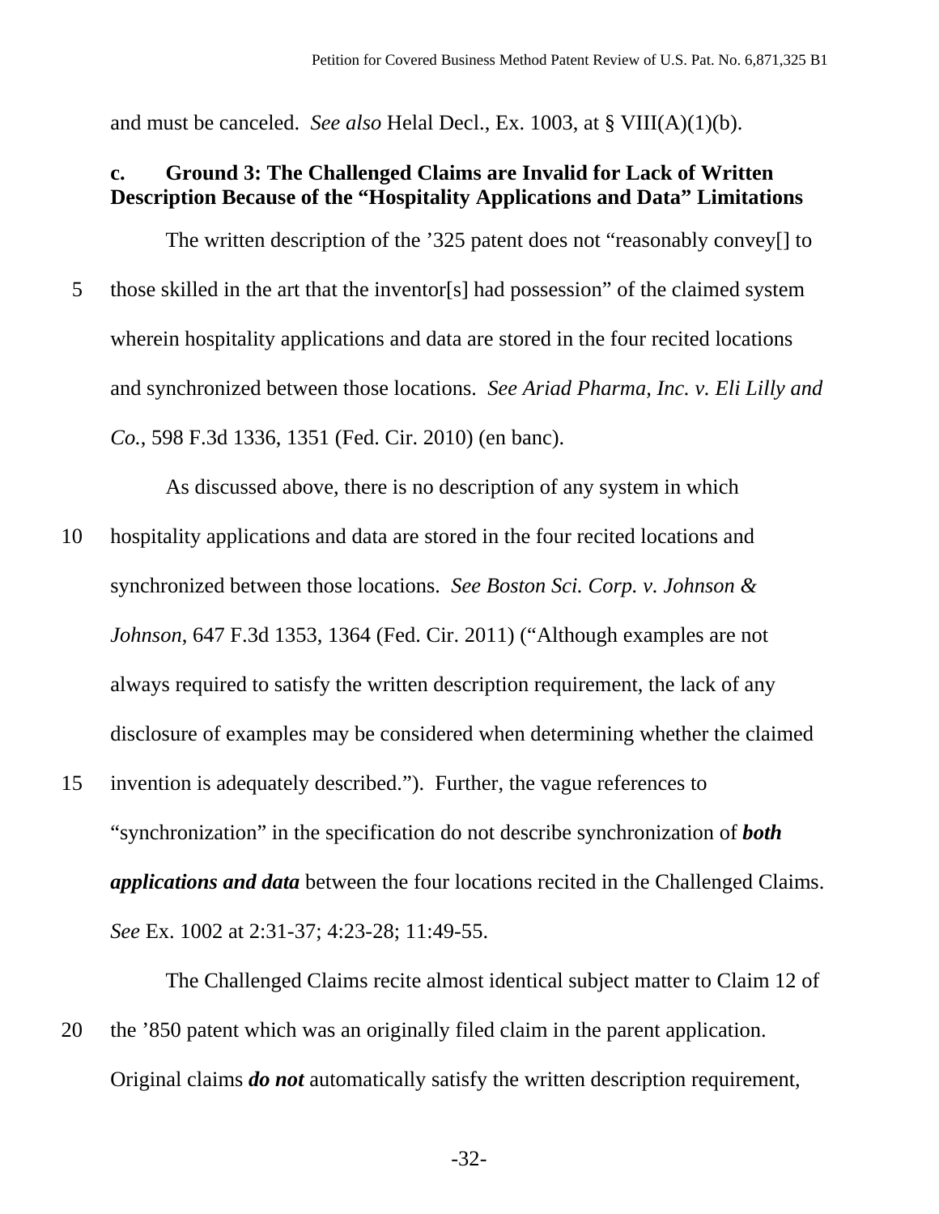and must be canceled. *See also* Helal Decl., Ex. 1003, at § VIII(A)(1)(b).

#### c. Ground 3: The Challenged Claims are Invalid for Lack of Written Description Because of the "Hospitality Applications and Data" Limitations

The written description of the '325 patent does not "reasonably convey[] to those skilled in the art that the inventor[s] had possession" of the claimed system wherein hospitality applications and data are stored in the four recited locations and synchronized between those locations. *See Ariad Pharma, Inc. v. Eli Lilly and Co.*, 598 F.3d 1336, 1351 (Fed. Cir. 2010) (en banc).

As discussed above, there is no description of any system in which hospitality applications and data are stored in the four recited locations and synchronized between those locations. *See Boston Sci. Corp. v. Johnson & Johnson*, 647 F.3d 1353, 1364 (Fed. Cir. 2011) ("Although examples are not always required to satisfy the written description requirement, the lack of any disclosure of examples may be considered when determining whether the claimed invention is adequately described."). Further, the vague references to "synchronization" in the specification do not describe synchronization of ***both applications and data*** between the four locations recited in the Challenged Claims. *See* Ex. 1002 at 2:31-37; 4:23-28; 11:49-55.

The Challenged Claims recite almost identical subject matter to Claim 12 of the '850 patent which was an originally filed claim in the parent application. Original claims ***do not*** automatically satisfy the written description requirement,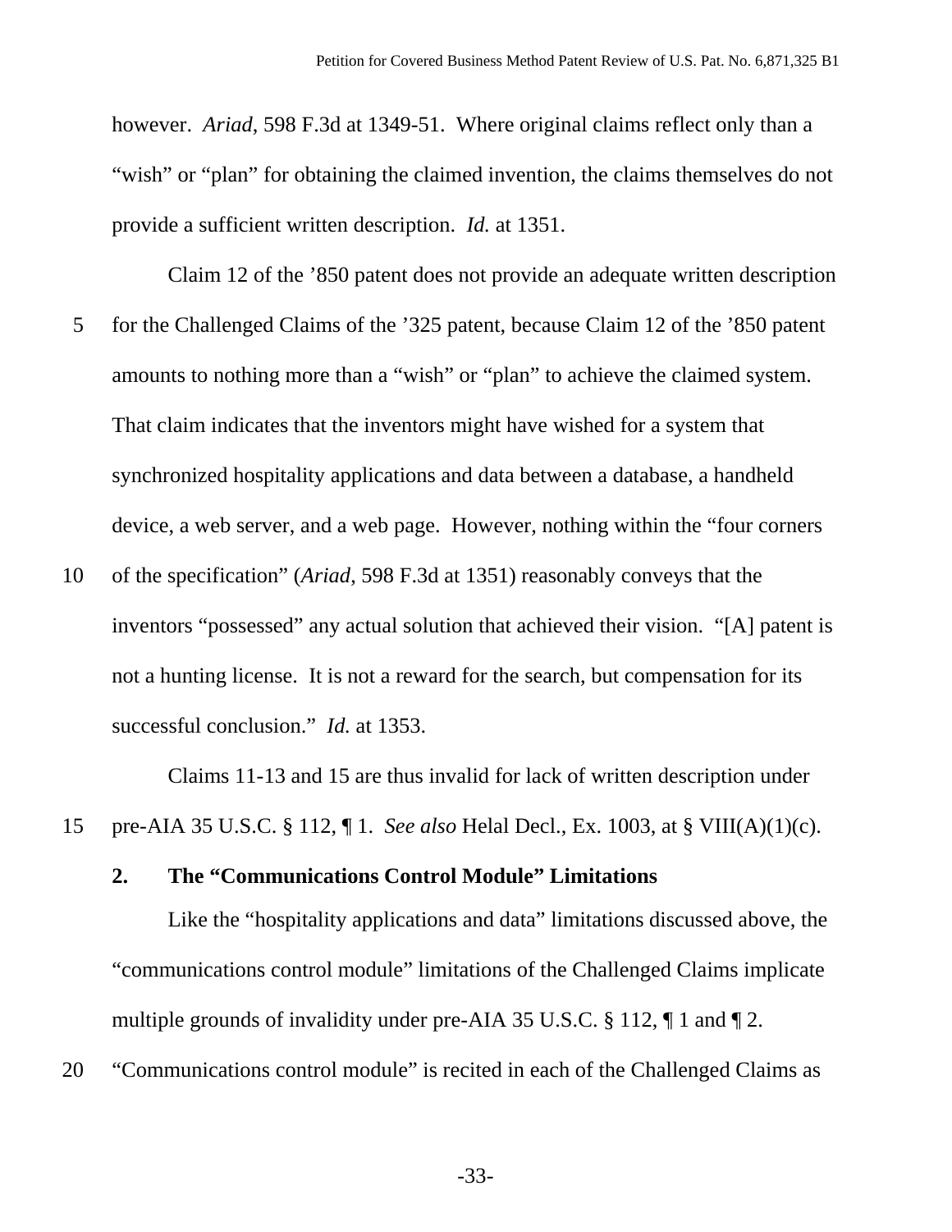however. *Ariad*, 598 F.3d at 1349-51. Where original claims reflect only than a "wish" or "plan" for obtaining the claimed invention, the claims themselves do not provide a sufficient written description. *Id.* at 1351.

Claim 12 of the '850 patent does not provide an adequate written description for the Challenged Claims of the '325 patent, because Claim 12 of the '850 patent amounts to nothing more than a "wish" or "plan" to achieve the claimed system. That claim indicates that the inventors might have wished for a system that synchronized hospitality applications and data between a database, a handheld device, a web server, and a web page. However, nothing within the "four corners of the specification" (*Ariad*, 598 F.3d at 1351) reasonably conveys that the inventors "possessed" any actual solution that achieved their vision. "[A] patent is not a hunting license. It is not a reward for the search, but compensation for its successful conclusion." *Id.* at 1353.

Claims 11-13 and 15 are thus invalid for lack of written description under pre-AIA 35 U.S.C. § 112, ¶ 1. *See also* Helal Decl., Ex. 1003, at § VIII(A)(1)(c).

#### 2. The "Communications Control Module" Limitations

Like the "hospitality applications and data" limitations discussed above, the "communications control module" limitations of the Challenged Claims implicate multiple grounds of invalidity under pre-AIA 35 U.S.C. § 112, ¶ 1 and ¶ 2. "Communications control module" is recited in each of the Challenged Claims as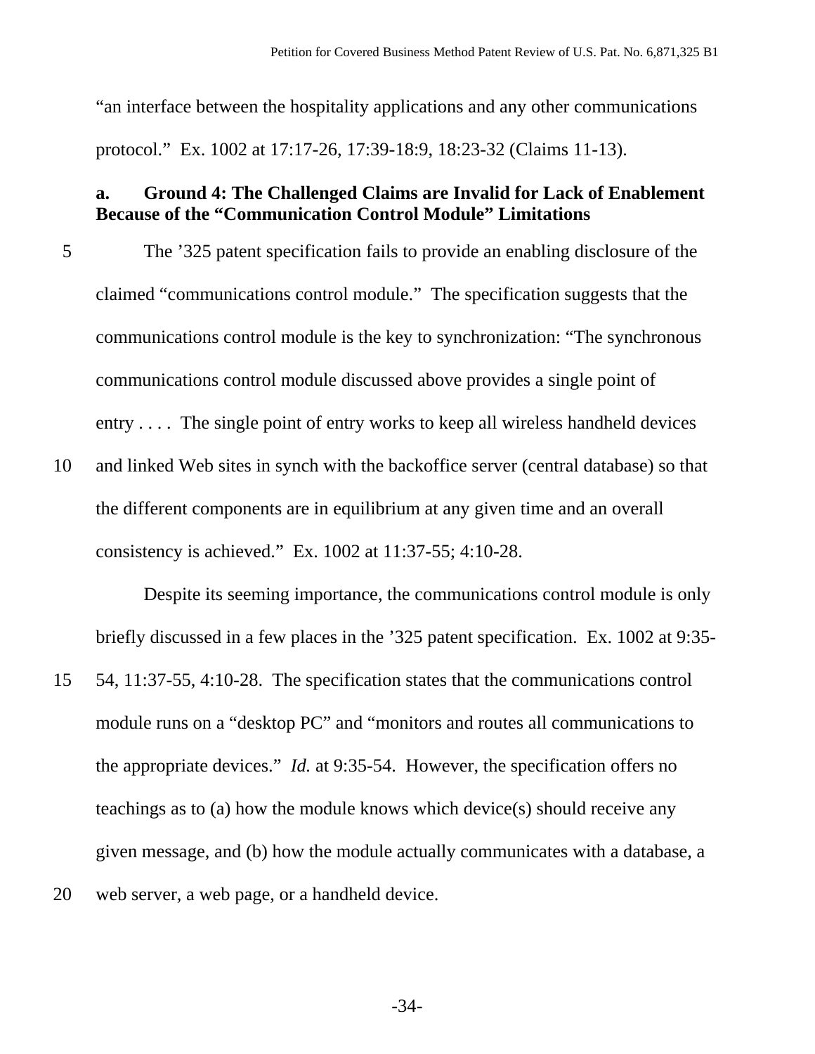"an interface between the hospitality applications and any other communications protocol." Ex. 1002 at 17:17-26, 17:39-18:9, 18:23-32 (Claims 11-13).

### a. Ground 4: The Challenged Claims are Invalid for Lack of Enablement Because of the "Communication Control Module" Limitations

The '325 patent specification fails to provide an enabling disclosure of the claimed "communications control module." The specification suggests that the communications control module is the key to synchronization: "The synchronous communications control module discussed above provides a single point of entry . . . . The single point of entry works to keep all wireless handheld devices and linked Web sites in synch with the backoffice server (central database) so that the different components are in equilibrium at any given time and an overall consistency is achieved." Ex. 1002 at 11:37-55; 4:10-28.

Despite its seeming importance, the communications control module is only briefly discussed in a few places in the '325 patent specification. Ex. 1002 at 9:35-54, 11:37-55, 4:10-28. The specification states that the communications control module runs on a "desktop PC" and "monitors and routes all communications to the appropriate devices." *Id.* at 9:35-54. However, the specification offers no teachings as to (a) how the module knows which device(s) should receive any given message, and (b) how the module actually communicates with a database, a web server, a web page, or a handheld device.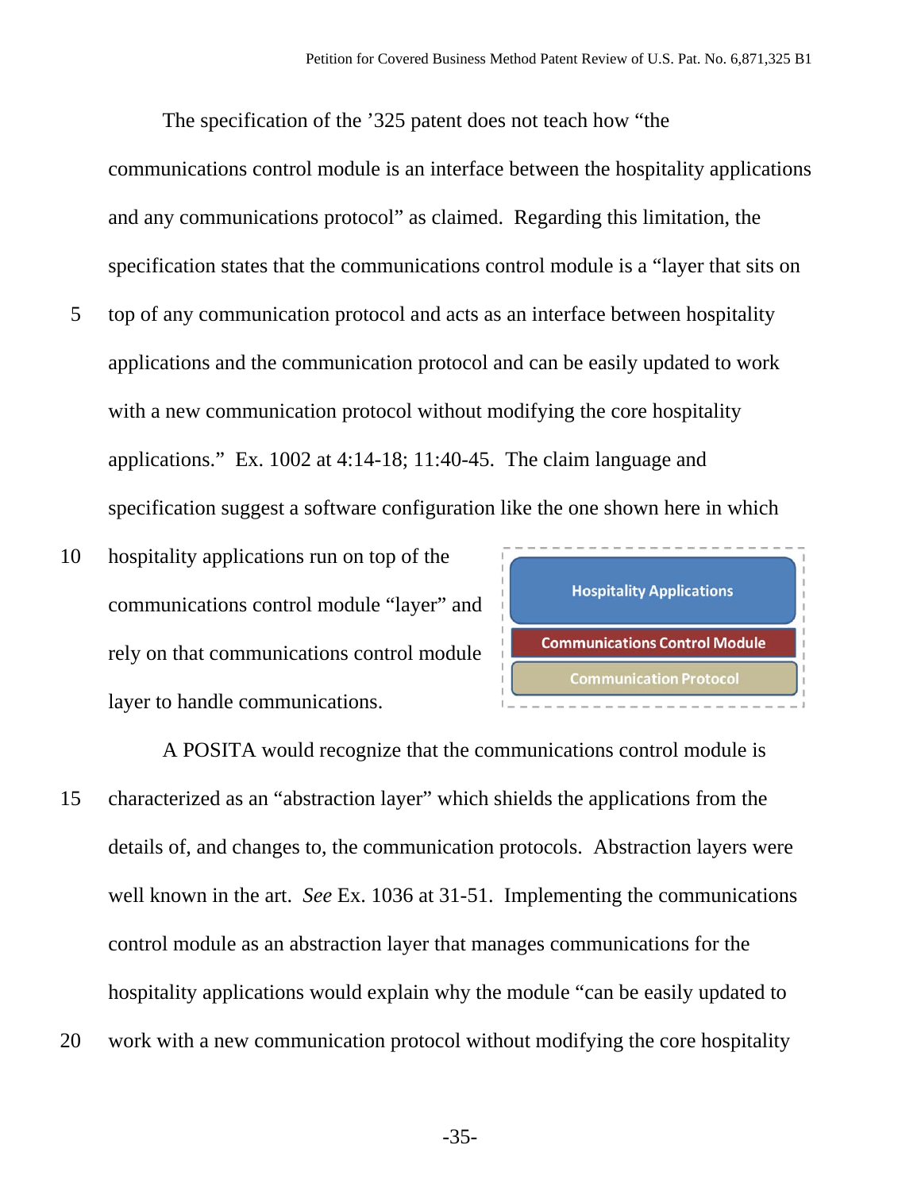The specification of the '325 patent does not teach how "the communications control module is an interface between the hospitality applications and any communications protocol" as claimed. Regarding this limitation, the specification states that the communications control module is a "layer that sits on top of any communication protocol and acts as an interface between hospitality applications and the communication protocol and can be easily updated to work with a new communication protocol without modifying the core hospitality applications." Ex. 1002 at 4:14-18; 11:40-45. The claim language and specification suggest a software configuration like the one shown here in which hospitality applications run on top of the communications control module "layer" and rely on that communications control module layer to handle communications.

| Hospitality Applications |
| --- |
| Communications Control Module |
| Communication Protocol |

A POSITA would recognize that the communications control module is characterized as an "abstraction layer" which shields the applications from the details of, and changes to, the communication protocols. Abstraction layers were well known in the art. *See* Ex. 1036 at 31-51. Implementing the communications control module as an abstraction layer that manages communications for the hospitality applications would explain why the module "can be easily updated to work with a new communication protocol without modifying the core hospitality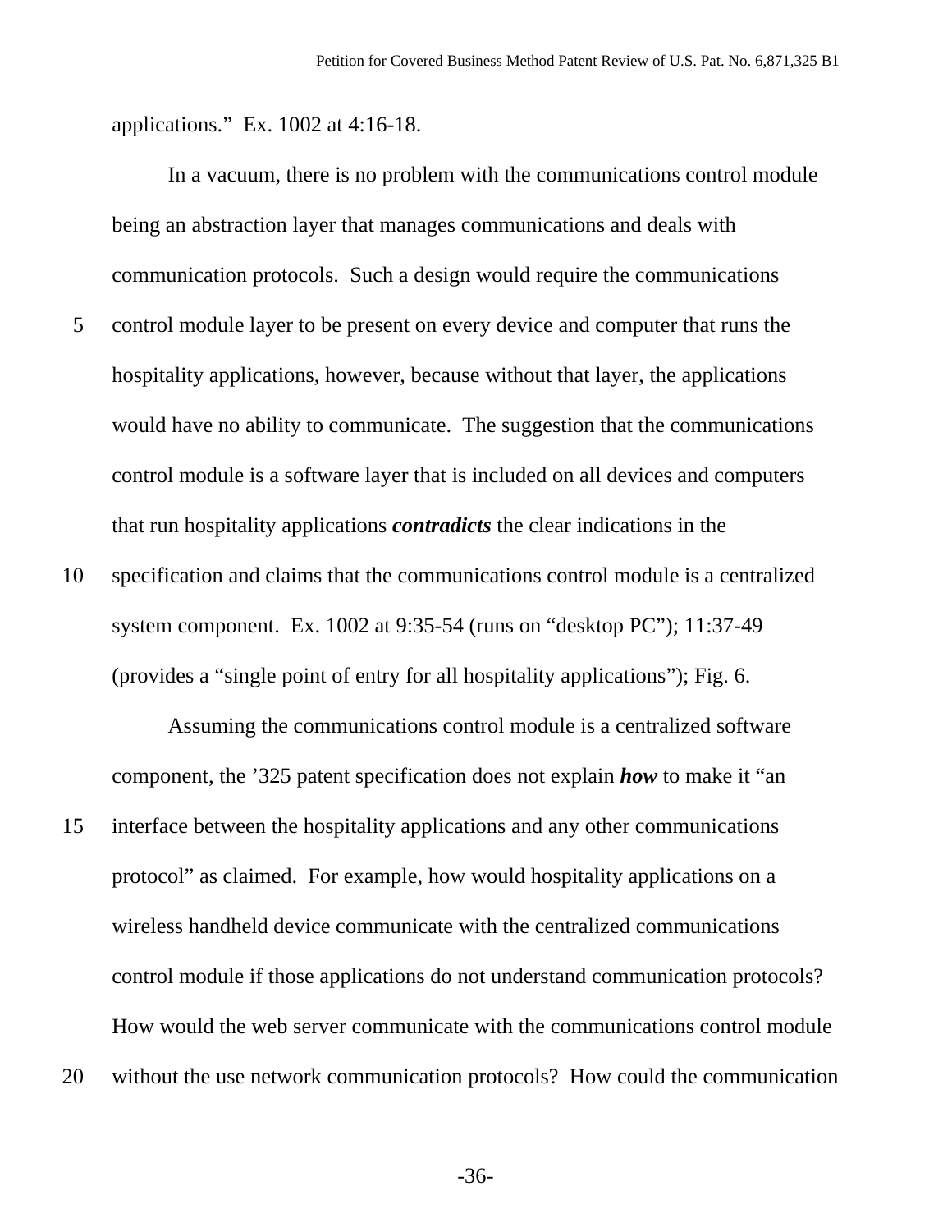applications." Ex. 1002 at 4:16-18.

In a vacuum, there is no problem with the communications control module being an abstraction layer that manages communications and deals with communication protocols. Such a design would require the communications control module layer to be present on every device and computer that runs the hospitality applications, however, because without that layer, the applications would have no ability to communicate. The suggestion that the communications control module is a software layer that is included on all devices and computers that run hospitality applications ***contradicts*** the clear indications in the specification and claims that the communications control module is a centralized system component. Ex. 1002 at 9:35-54 (runs on "desktop PC"); 11:37-49 (provides a "single point of entry for all hospitality applications"); Fig. 6.

Assuming the communications control module is a centralized software component, the '325 patent specification does not explain ***how*** to make it "an interface between the hospitality applications and any other communications protocol" as claimed. For example, how would hospitality applications on a wireless handheld device communicate with the centralized communications control module if those applications do not understand communication protocols? How would the web server communicate with the communications control module without the use network communication protocols? How could the communication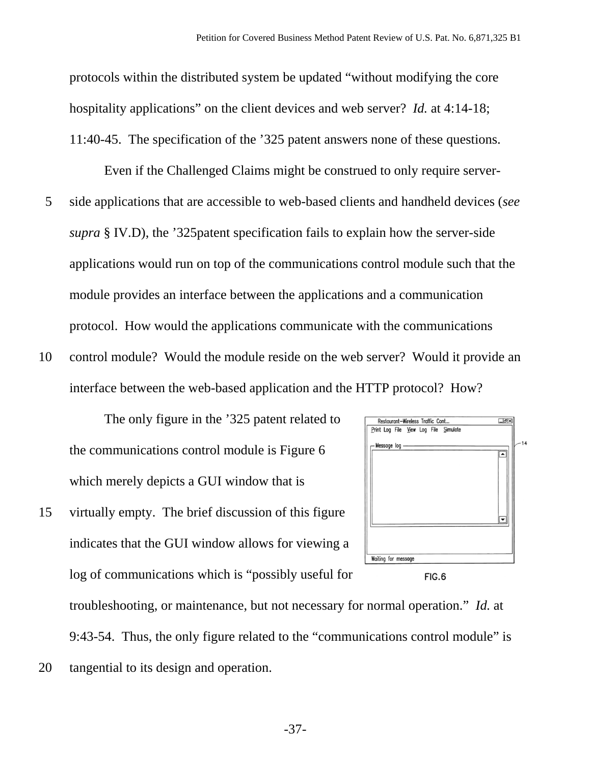protocols within the distributed system be updated "without modifying the core hospitality applications" on the client devices and web server? *Id.* at 4:14-18; 11:40-45. The specification of the '325 patent answers none of these questions.

Even if the Challenged Claims might be construed to only require server-side applications that are accessible to web-based clients and handheld devices (*see supra* § IV.D), the '325patent specification fails to explain how the server-side applications would run on top of the communications control module such that the module provides an interface between the applications and a communication protocol. How would the applications communicate with the communications control module? Would the module reside on the web server? Would it provide an interface between the web-based application and the HTTP protocol? How?

The only figure in the '325 patent related to the communications control module is Figure 6 which merely depicts a GUI window that is virtually empty. The brief discussion of this figure indicates that the GUI window allows for viewing a log of communications which is "possibly useful for troubleshooting, or maintenance, but not necessary for normal operation." *Id.* at 9:43-54. Thus, the only figure related to the "communications control module" is tangential to its design and operation.

FIG.6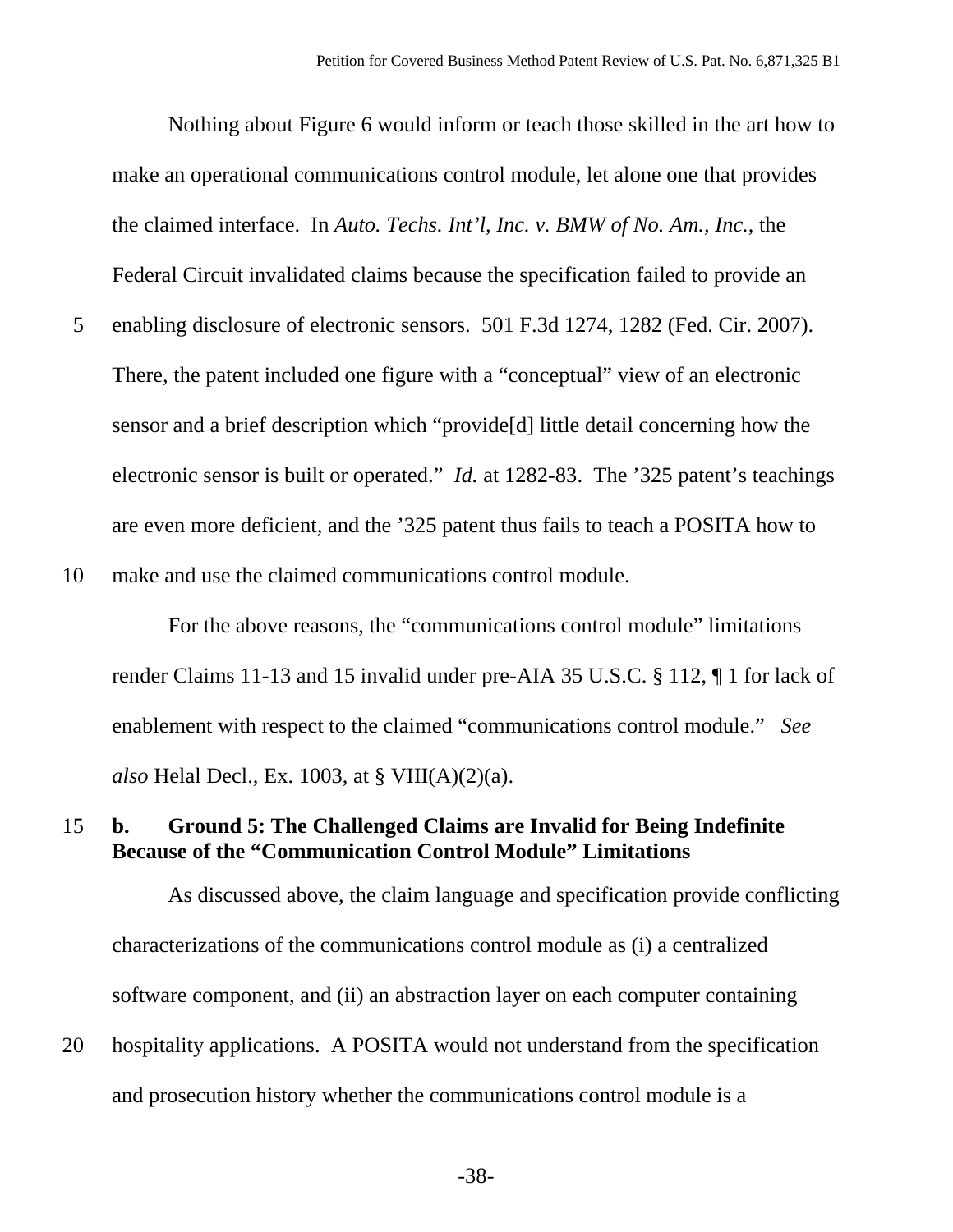Nothing about Figure 6 would inform or teach those skilled in the art how to make an operational communications control module, let alone one that provides the claimed interface. In *Auto. Techs. Int'l, Inc. v. BMW of No. Am., Inc.*, the Federal Circuit invalidated claims because the specification failed to provide an enabling disclosure of electronic sensors. 501 F.3d 1274, 1282 (Fed. Cir. 2007). There, the patent included one figure with a "conceptual" view of an electronic sensor and a brief description which "provide[d] little detail concerning how the electronic sensor is built or operated." *Id.* at 1282-83. The '325 patent's teachings are even more deficient, and the '325 patent thus fails to teach a POSITA how to make and use the claimed communications control module.

For the above reasons, the "communications control module" limitations render Claims 11-13 and 15 invalid under pre-AIA 35 U.S.C. § 112, ¶ 1 for lack of enablement with respect to the claimed "communications control module." *See also* Helal Decl., Ex. 1003, at § VIII(A)(2)(a).

### b. Ground 5: The Challenged Claims are Invalid for Being Indefinite Because of the "Communication Control Module" Limitations

As discussed above, the claim language and specification provide conflicting characterizations of the communications control module as (i) a centralized software component, and (ii) an abstraction layer on each computer containing hospitality applications. A POSITA would not understand from the specification and prosecution history whether the communications control module is a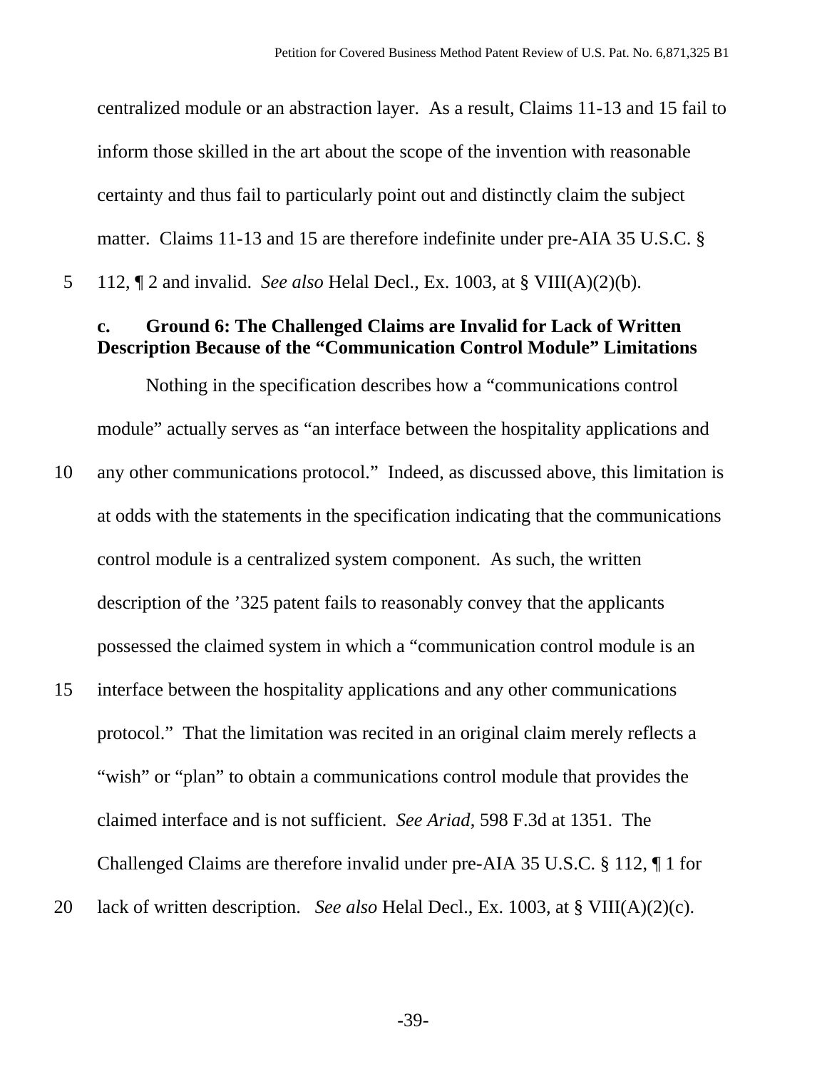centralized module or an abstraction layer. As a result, Claims 11-13 and 15 fail to inform those skilled in the art about the scope of the invention with reasonable certainty and thus fail to particularly point out and distinctly claim the subject matter. Claims 11-13 and 15 are therefore indefinite under pre-AIA 35 U.S.C. § 112, ¶ 2 and invalid. *See also* Helal Decl., Ex. 1003, at § VIII(A)(2)(b).

#### c. Ground 6: The Challenged Claims are Invalid for Lack of Written Description Because of the "Communication Control Module" Limitations

Nothing in the specification describes how a "communications control module" actually serves as "an interface between the hospitality applications and any other communications protocol." Indeed, as discussed above, this limitation is at odds with the statements in the specification indicating that the communications control module is a centralized system component. As such, the written description of the '325 patent fails to reasonably convey that the applicants possessed the claimed system in which a "communication control module is an interface between the hospitality applications and any other communications protocol." That the limitation was recited in an original claim merely reflects a "wish" or "plan" to obtain a communications control module that provides the claimed interface and is not sufficient. *See Ariad*, 598 F.3d at 1351. The Challenged Claims are therefore invalid under pre-AIA 35 U.S.C. § 112, ¶ 1 for lack of written description. *See also* Helal Decl., Ex. 1003, at § VIII(A)(2)(c).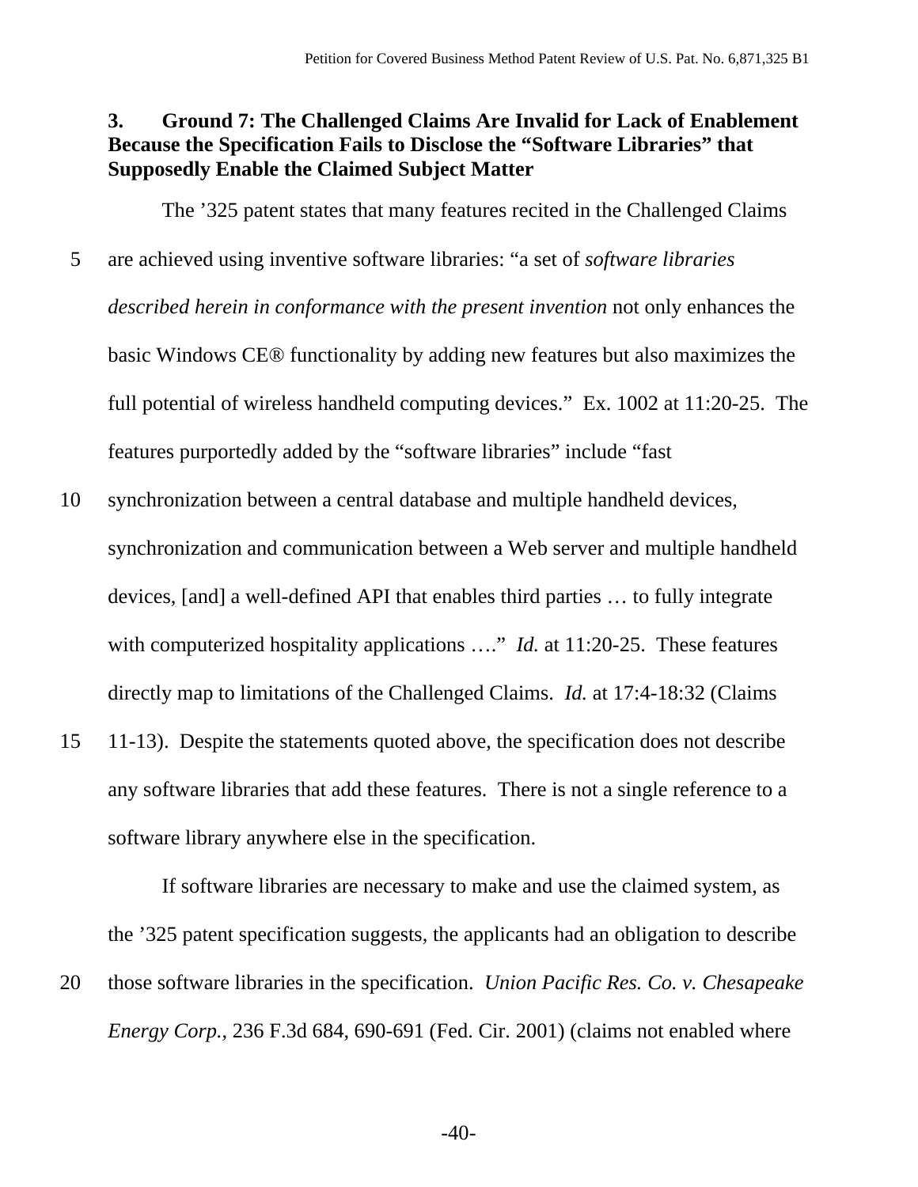### 3. Ground 7: The Challenged Claims Are Invalid for Lack of Enablement Because the Specification Fails to Disclose the "Software Libraries" that Supposedly Enable the Claimed Subject Matter

The '325 patent states that many features recited in the Challenged Claims are achieved using inventive software libraries: "a set of *software libraries described herein in conformance with the present invention* not only enhances the basic Windows CE® functionality by adding new features but also maximizes the full potential of wireless handheld computing devices." Ex. 1002 at 11:20-25. The features purportedly added by the "software libraries" include "fast synchronization between a central database and multiple handheld devices, synchronization and communication between a Web server and multiple handheld devices, [and] a well-defined API that enables third parties … to fully integrate with computerized hospitality applications …." *Id.* at 11:20-25. These features directly map to limitations of the Challenged Claims. *Id.* at 17:4-18:32 (Claims 11-13). Despite the statements quoted above, the specification does not describe any software libraries that add these features. There is not a single reference to a software library anywhere else in the specification.

If software libraries are necessary to make and use the claimed system, as the '325 patent specification suggests, the applicants had an obligation to describe those software libraries in the specification. *Union Pacific Res. Co. v. Chesapeake Energy Corp.*, 236 F.3d 684, 690-691 (Fed. Cir. 2001) (claims not enabled where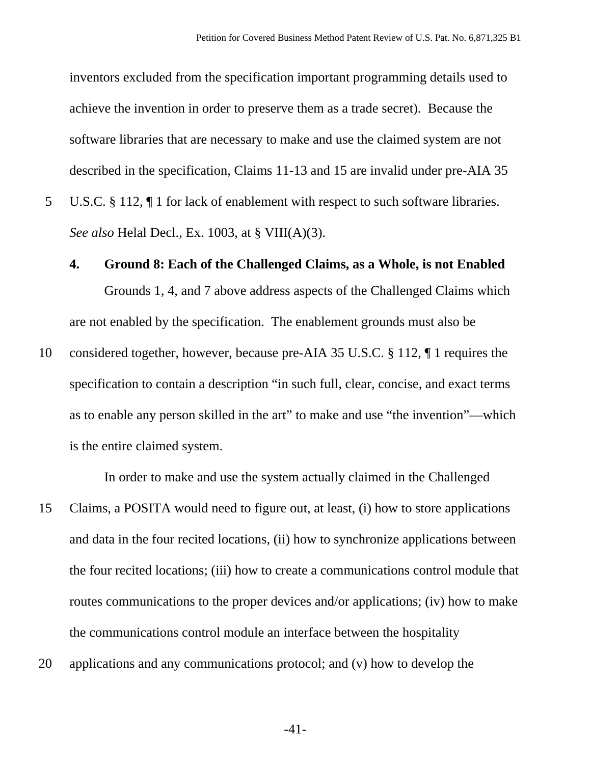inventors excluded from the specification important programming details used to achieve the invention in order to preserve them as a trade secret). Because the software libraries that are necessary to make and use the claimed system are not described in the specification, Claims 11-13 and 15 are invalid under pre-AIA 35 U.S.C. § 112, ¶ 1 for lack of enablement with respect to such software libraries. *See also* Helal Decl., Ex. 1003, at § VIII(A)(3).

#### 4. Ground 8: Each of the Challenged Claims, as a Whole, is not Enabled

Grounds 1, 4, and 7 above address aspects of the Challenged Claims which are not enabled by the specification. The enablement grounds must also be considered together, however, because pre-AIA 35 U.S.C. § 112, ¶ 1 requires the specification to contain a description "in such full, clear, concise, and exact terms as to enable any person skilled in the art" to make and use "the invention"—which is the entire claimed system.

In order to make and use the system actually claimed in the Challenged Claims, a POSITA would need to figure out, at least, (i) how to store applications and data in the four recited locations, (ii) how to synchronize applications between the four recited locations; (iii) how to create a communications control module that routes communications to the proper devices and/or applications; (iv) how to make the communications control module an interface between the hospitality applications and any communications protocol; and (v) how to develop the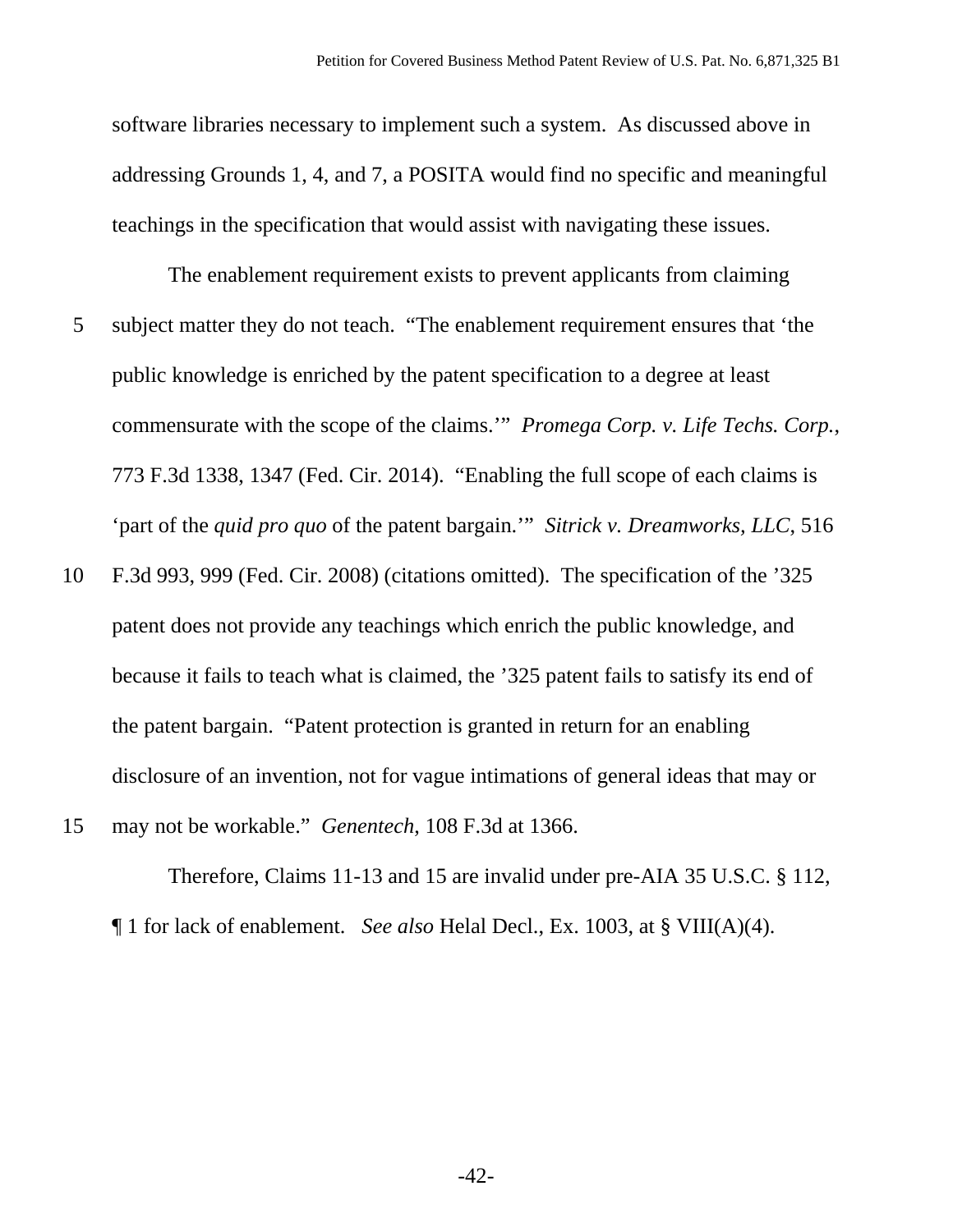software libraries necessary to implement such a system. As discussed above in addressing Grounds 1, 4, and 7, a POSITA would find no specific and meaningful teachings in the specification that would assist with navigating these issues.

The enablement requirement exists to prevent applicants from claiming subject matter they do not teach. "The enablement requirement ensures that 'the public knowledge is enriched by the patent specification to a degree at least commensurate with the scope of the claims.'" *Promega Corp. v. Life Techs. Corp.*, 773 F.3d 1338, 1347 (Fed. Cir. 2014). "Enabling the full scope of each claims is 'part of the *quid pro quo* of the patent bargain.'" *Sitrick v. Dreamworks, LLC*, 516 F.3d 993, 999 (Fed. Cir. 2008) (citations omitted). The specification of the '325 patent does not provide any teachings which enrich the public knowledge, and because it fails to teach what is claimed, the '325 patent fails to satisfy its end of the patent bargain. "Patent protection is granted in return for an enabling disclosure of an invention, not for vague intimations of general ideas that may or may not be workable." *Genentech*, 108 F.3d at 1366.

Therefore, Claims 11-13 and 15 are invalid under pre-AIA 35 U.S.C. § 112, ¶ 1 for lack of enablement. *See also* Helal Decl., Ex. 1003, at § VIII(A)(4).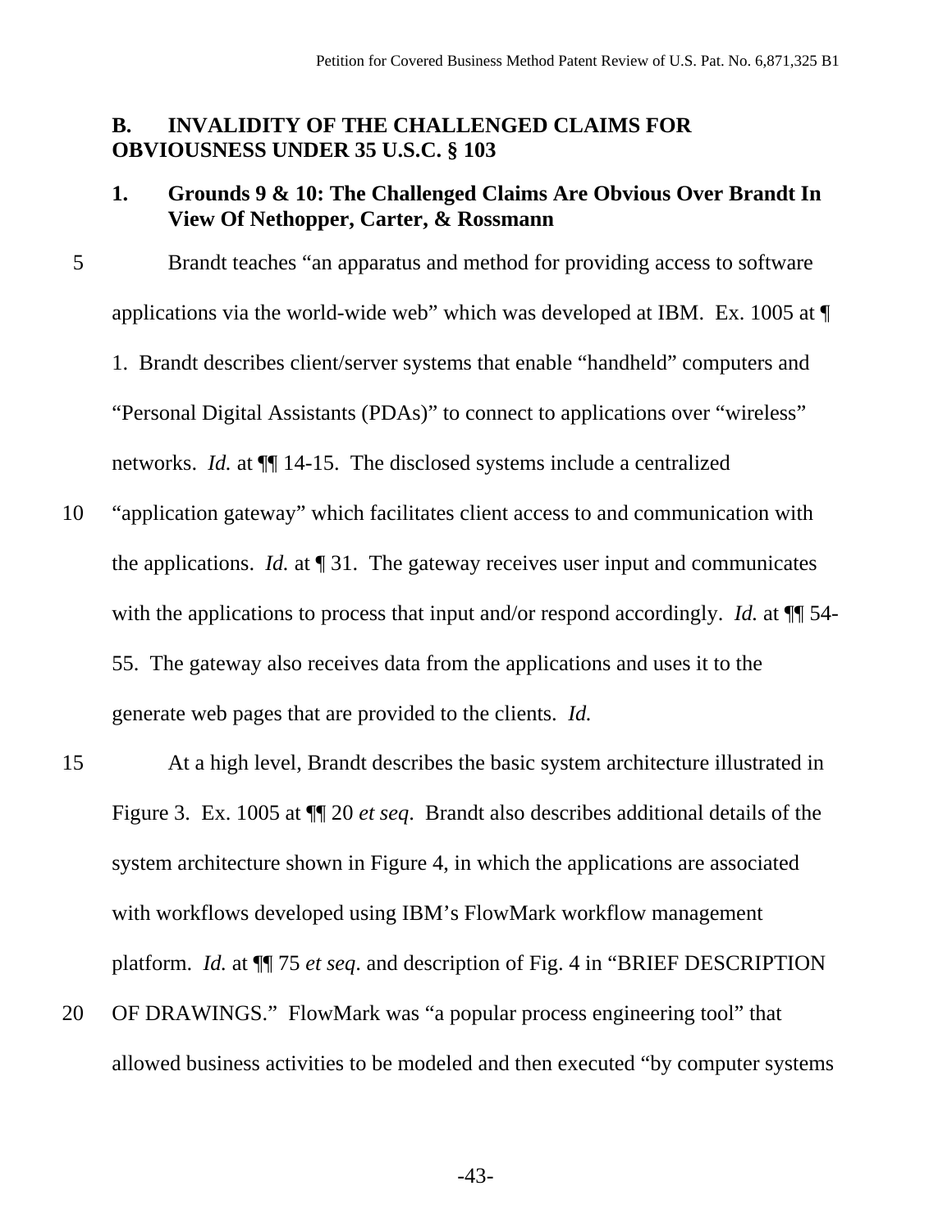## B. INVALIDITY OF THE CHALLENGED CLAIMS FOR OBVIOUSNESS UNDER 35 U.S.C. § 103

### 1. Grounds 9 & 10: The Challenged Claims Are Obvious Over Brandt In View Of Nethopper, Carter, & Rossmann

Brandt teaches "an apparatus and method for providing access to software applications via the world-wide web" which was developed at IBM. Ex. 1005 at ¶ 1. Brandt describes client/server systems that enable "handheld" computers and "Personal Digital Assistants (PDAs)" to connect to applications over "wireless" networks. *Id.* at ¶¶ 14-15. The disclosed systems include a centralized "application gateway" which facilitates client access to and communication with the applications. *Id.* at ¶ 31. The gateway receives user input and communicates with the applications to process that input and/or respond accordingly. *Id.* at ¶¶ 54-55. The gateway also receives data from the applications and uses it to the generate web pages that are provided to the clients. *Id.*

At a high level, Brandt describes the basic system architecture illustrated in Figure 3. Ex. 1005 at ¶¶ 20 *et seq*. Brandt also describes additional details of the system architecture shown in Figure 4, in which the applications are associated with workflows developed using IBM's FlowMark workflow management platform. *Id.* at ¶¶ 75 *et seq*. and description of Fig. 4 in "BRIEF DESCRIPTION OF DRAWINGS." FlowMark was "a popular process engineering tool" that allowed business activities to be modeled and then executed "by computer systems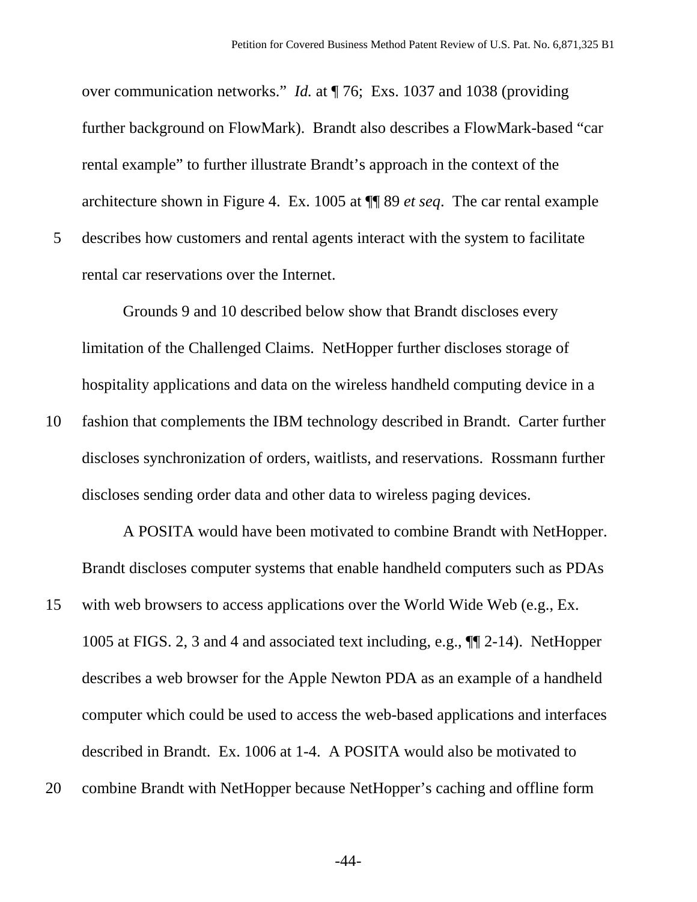over communication networks." *Id.* at ¶ 76; Exs. 1037 and 1038 (providing further background on FlowMark). Brandt also describes a FlowMark-based "car rental example" to further illustrate Brandt's approach in the context of the architecture shown in Figure 4. Ex. 1005 at ¶¶ 89 *et seq*. The car rental example describes how customers and rental agents interact with the system to facilitate rental car reservations over the Internet.

Grounds 9 and 10 described below show that Brandt discloses every limitation of the Challenged Claims. NetHopper further discloses storage of hospitality applications and data on the wireless handheld computing device in a fashion that complements the IBM technology described in Brandt. Carter further discloses synchronization of orders, waitlists, and reservations. Rossmann further discloses sending order data and other data to wireless paging devices.

A POSITA would have been motivated to combine Brandt with NetHopper. Brandt discloses computer systems that enable handheld computers such as PDAs with web browsers to access applications over the World Wide Web (e.g., Ex. 1005 at FIGS. 2, 3 and 4 and associated text including, e.g., ¶¶ 2-14). NetHopper describes a web browser for the Apple Newton PDA as an example of a handheld computer which could be used to access the web-based applications and interfaces described in Brandt. Ex. 1006 at 1-4. A POSITA would also be motivated to combine Brandt with NetHopper because NetHopper's caching and offline form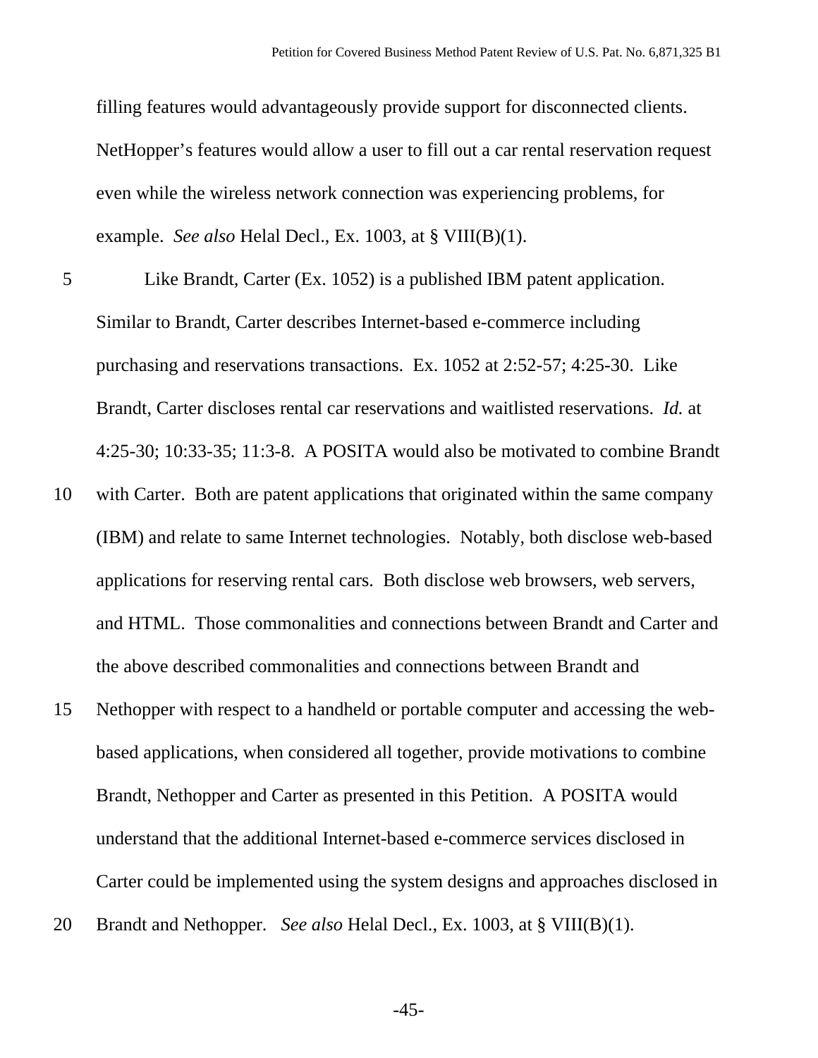filling features would advantageously provide support for disconnected clients. NetHopper's features would allow a user to fill out a car rental reservation request even while the wireless network connection was experiencing problems, for example. *See also* Helal Decl., Ex. 1003, at § VIII(B)(1).

Like Brandt, Carter (Ex. 1052) is a published IBM patent application. Similar to Brandt, Carter describes Internet-based e-commerce including purchasing and reservations transactions. Ex. 1052 at 2:52-57; 4:25-30. Like Brandt, Carter discloses rental car reservations and waitlisted reservations. *Id.* at 4:25-30; 10:33-35; 11:3-8. A POSITA would also be motivated to combine Brandt with Carter. Both are patent applications that originated within the same company (IBM) and relate to same Internet technologies. Notably, both disclose web-based applications for reserving rental cars. Both disclose web browsers, web servers, and HTML. Those commonalities and connections between Brandt and Carter and the above described commonalities and connections between Brandt and Nethopper with respect to a handheld or portable computer and accessing the web-based applications, when considered all together, provide motivations to combine Brandt, Nethopper and Carter as presented in this Petition. A POSITA would understand that the additional Internet-based e-commerce services disclosed in Carter could be implemented using the system designs and approaches disclosed in Brandt and Nethopper. *See also* Helal Decl., Ex. 1003, at § VIII(B)(1).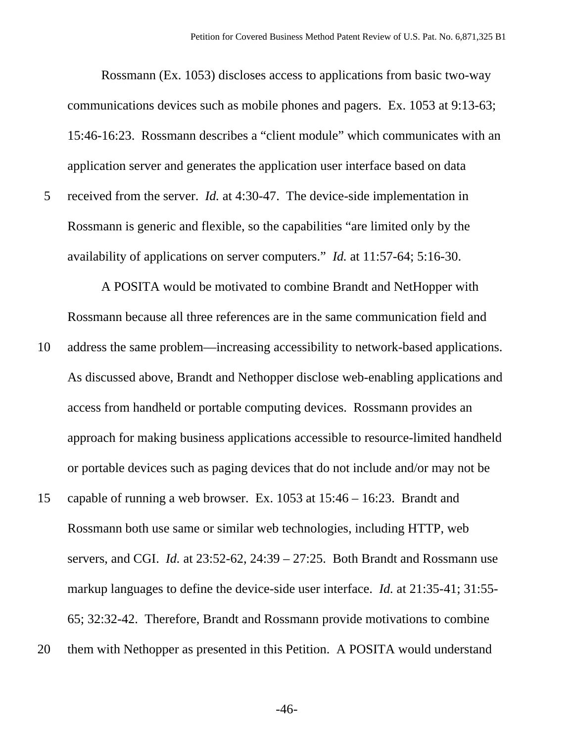Rossmann (Ex. 1053) discloses access to applications from basic two-way communications devices such as mobile phones and pagers. Ex. 1053 at 9:13-63; 15:46-16:23. Rossmann describes a "client module" which communicates with an application server and generates the application user interface based on data received from the server. *Id.* at 4:30-47. The device-side implementation in Rossmann is generic and flexible, so the capabilities "are limited only by the availability of applications on server computers." *Id.* at 11:57-64; 5:16-30.

A POSITA would be motivated to combine Brandt and NetHopper with Rossmann because all three references are in the same communication field and address the same problem—increasing accessibility to network-based applications. As discussed above, Brandt and Nethopper disclose web-enabling applications and access from handheld or portable computing devices. Rossmann provides an approach for making business applications accessible to resource-limited handheld or portable devices such as paging devices that do not include and/or may not be capable of running a web browser. Ex. 1053 at 15:46 – 16:23. Brandt and Rossmann both use same or similar web technologies, including HTTP, web servers, and CGI. *Id.* at 23:52-62, 24:39 – 27:25. Both Brandt and Rossmann use markup languages to define the device-side user interface. *Id.* at 21:35-41; 31:55-65; 32:32-42. Therefore, Brandt and Rossmann provide motivations to combine them with Nethopper as presented in this Petition. A POSITA would understand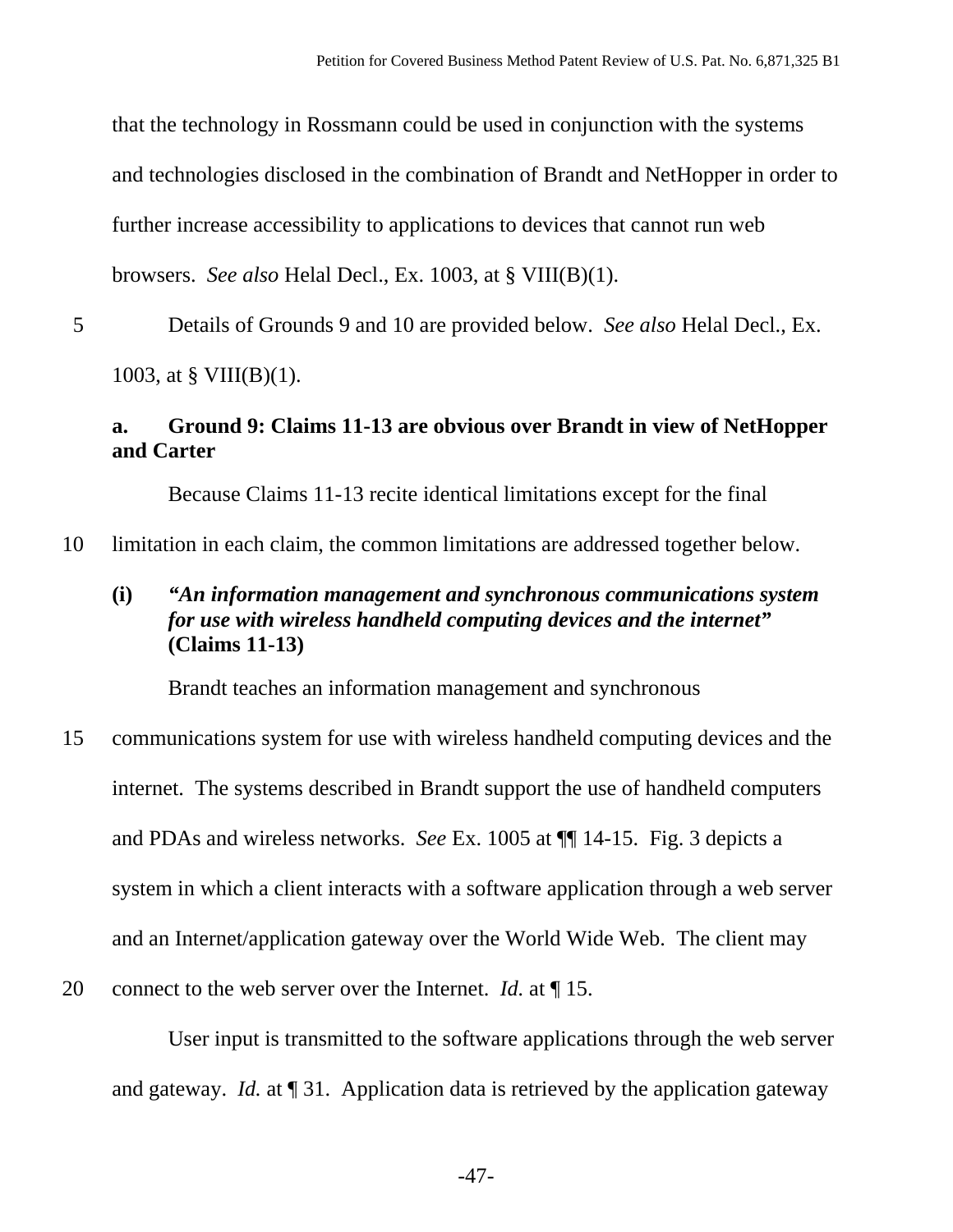that the technology in Rossmann could be used in conjunction with the systems and technologies disclosed in the combination of Brandt and NetHopper in order to further increase accessibility to applications to devices that cannot run web browsers. *See also* Helal Decl., Ex. 1003, at § VIII(B)(1).

Details of Grounds 9 and 10 are provided below. *See also* Helal Decl., Ex. 1003, at § VIII(B)(1).

### a. Ground 9: Claims 11-13 are obvious over Brandt in view of NetHopper and Carter

Because Claims 11-13 recite identical limitations except for the final limitation in each claim, the common limitations are addressed together below.

#### (i) *"An information management and synchronous communications system for use with wireless handheld computing devices and the internet"* (Claims 11-13)

Brandt teaches an information management and synchronous communications system for use with wireless handheld computing devices and the internet. The systems described in Brandt support the use of handheld computers and PDAs and wireless networks. *See* Ex. 1005 at ¶¶ 14-15. Fig. 3 depicts a system in which a client interacts with a software application through a web server and an Internet/application gateway over the World Wide Web. The client may connect to the web server over the Internet. *Id.* at ¶ 15.

User input is transmitted to the software applications through the web server and gateway. *Id.* at ¶ 31. Application data is retrieved by the application gateway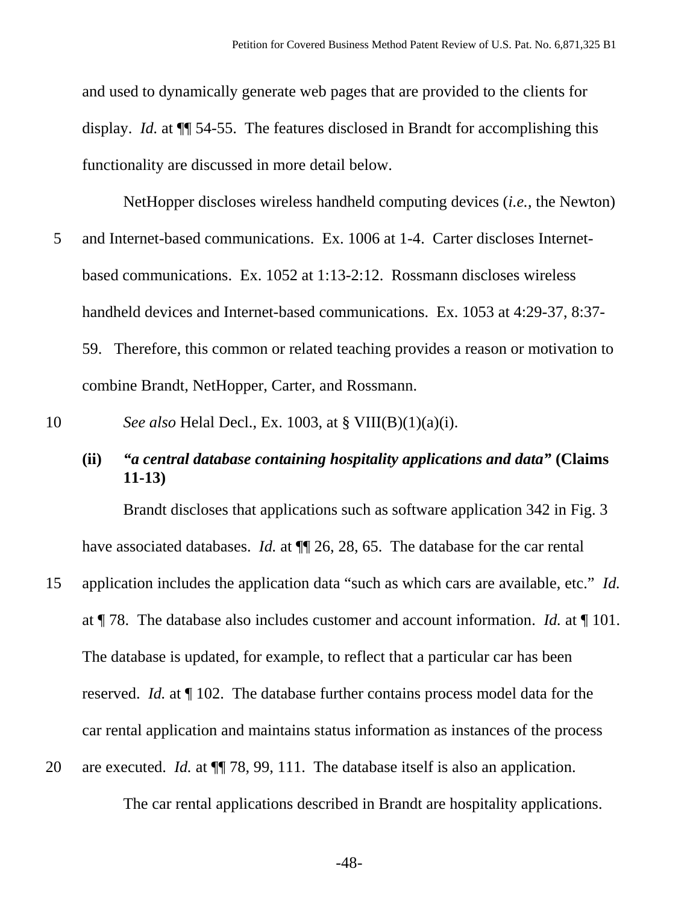and used to dynamically generate web pages that are provided to the clients for display. *Id.* at ¶¶ 54-55. The features disclosed in Brandt for accomplishing this functionality are discussed in more detail below.

NetHopper discloses wireless handheld computing devices (*i.e.*, the Newton) and Internet-based communications. Ex. 1006 at 1-4. Carter discloses Internet-based communications. Ex. 1052 at 1:13-2:12. Rossmann discloses wireless handheld devices and Internet-based communications. Ex. 1053 at 4:29-37, 8:37-59. Therefore, this common or related teaching provides a reason or motivation to combine Brandt, NetHopper, Carter, and Rossmann.

*See also* Helal Decl., Ex. 1003, at § VIII(B)(1)(a)(i).

**(ii) *"a central database containing hospitality applications and data"* (Claims 11-13)**

Brandt discloses that applications such as software application 342 in Fig. 3 have associated databases. *Id.* at ¶¶ 26, 28, 65. The database for the car rental application includes the application data "such as which cars are available, etc." *Id.* at ¶ 78. The database also includes customer and account information. *Id.* at ¶ 101. The database is updated, for example, to reflect that a particular car has been reserved. *Id.* at ¶ 102. The database further contains process model data for the car rental application and maintains status information as instances of the process are executed. *Id.* at ¶¶ 78, 99, 111. The database itself is also an application.

The car rental applications described in Brandt are hospitality applications.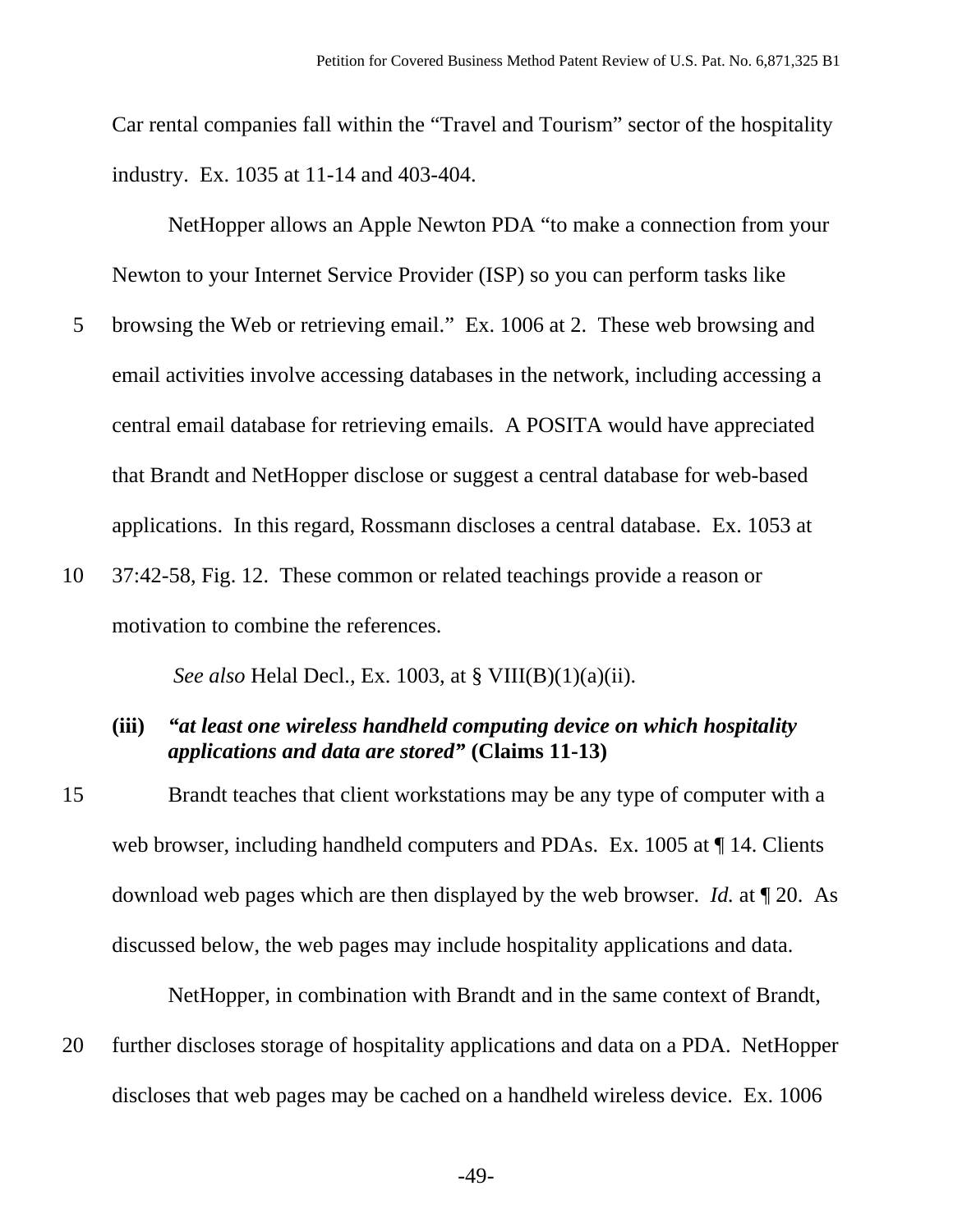Car rental companies fall within the "Travel and Tourism" sector of the hospitality industry. Ex. 1035 at 11-14 and 403-404.

NetHopper allows an Apple Newton PDA "to make a connection from your Newton to your Internet Service Provider (ISP) so you can perform tasks like browsing the Web or retrieving email." Ex. 1006 at 2. These web browsing and email activities involve accessing databases in the network, including accessing a central email database for retrieving emails. A POSITA would have appreciated that Brandt and NetHopper disclose or suggest a central database for web-based applications. In this regard, Rossmann discloses a central database. Ex. 1053 at 37:42-58, Fig. 12. These common or related teachings provide a reason or motivation to combine the references.

*See also* Helal Decl., Ex. 1003, at § VIII(B)(1)(a)(ii).

**(iii)** ***"at least one wireless handheld computing device on which hospitality applications and data are stored"*** **(Claims 11-13)**

Brandt teaches that client workstations may be any type of computer with a web browser, including handheld computers and PDAs. Ex. 1005 at ¶ 14. Clients download web pages which are then displayed by the web browser. *Id.* at ¶ 20. As discussed below, the web pages may include hospitality applications and data.

NetHopper, in combination with Brandt and in the same context of Brandt, further discloses storage of hospitality applications and data on a PDA. NetHopper discloses that web pages may be cached on a handheld wireless device. Ex. 1006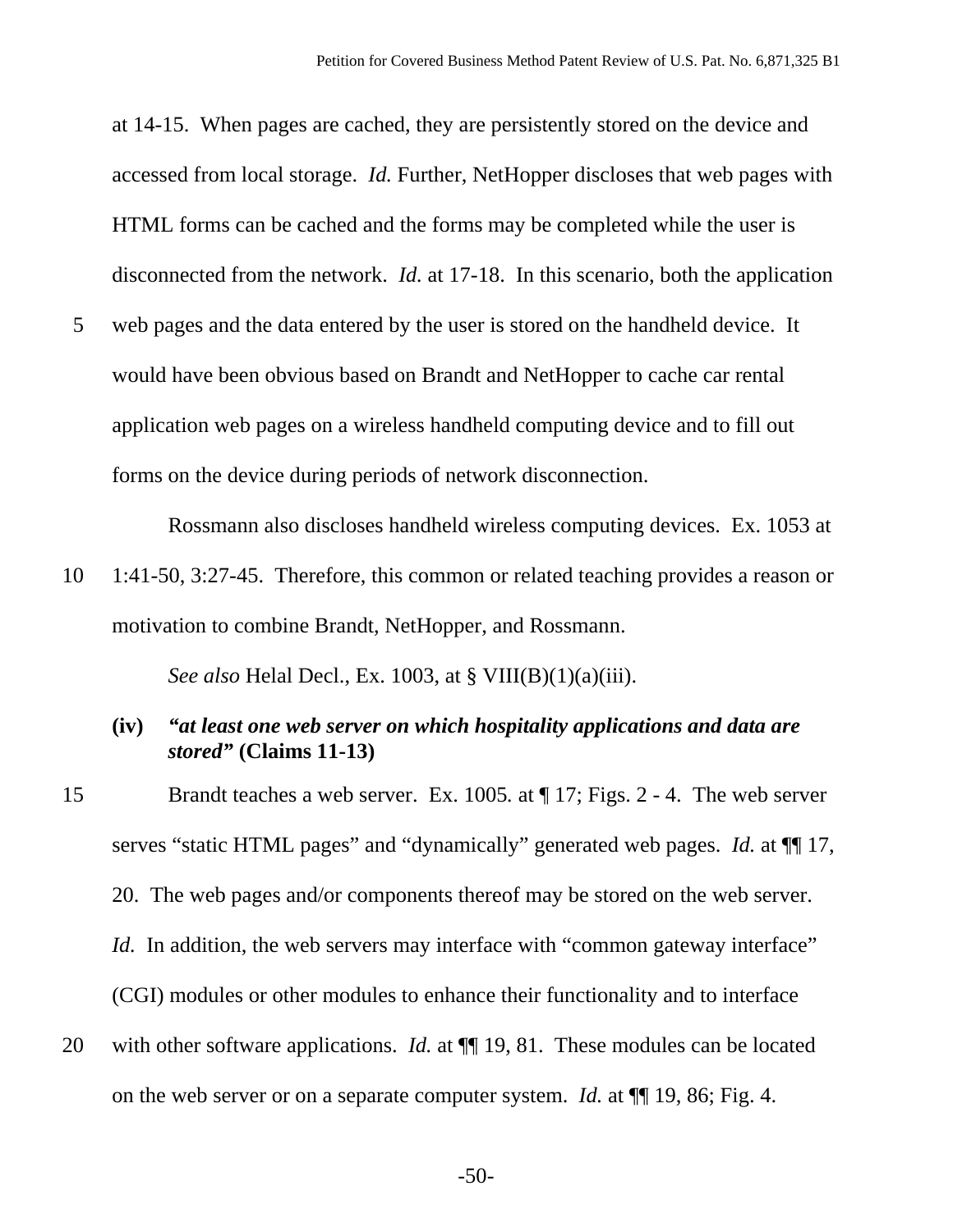at 14-15. When pages are cached, they are persistently stored on the device and accessed from local storage. *Id.* Further, NetHopper discloses that web pages with HTML forms can be cached and the forms may be completed while the user is disconnected from the network. *Id.* at 17-18. In this scenario, both the application web pages and the data entered by the user is stored on the handheld device. It would have been obvious based on Brandt and NetHopper to cache car rental application web pages on a wireless handheld computing device and to fill out forms on the device during periods of network disconnection.

Rossmann also discloses handheld wireless computing devices. Ex. 1053 at 1:41-50, 3:27-45. Therefore, this common or related teaching provides a reason or motivation to combine Brandt, NetHopper, and Rossmann.

*See also* Helal Decl., Ex. 1003, at § VIII(B)(1)(a)(iii).

**(iv) *"at least one web server on which hospitality applications and data are stored"* (Claims 11-13)**

Brandt teaches a web server. Ex. 1005. at ¶ 17; Figs. 2 - 4. The web server serves "static HTML pages" and "dynamically" generated web pages. *Id.* at ¶¶ 17, 20. The web pages and/or components thereof may be stored on the web server. *Id.* In addition, the web servers may interface with "common gateway interface" (CGI) modules or other modules to enhance their functionality and to interface with other software applications. *Id.* at ¶¶ 19, 81. These modules can be located on the web server or on a separate computer system. *Id.* at ¶¶ 19, 86; Fig. 4.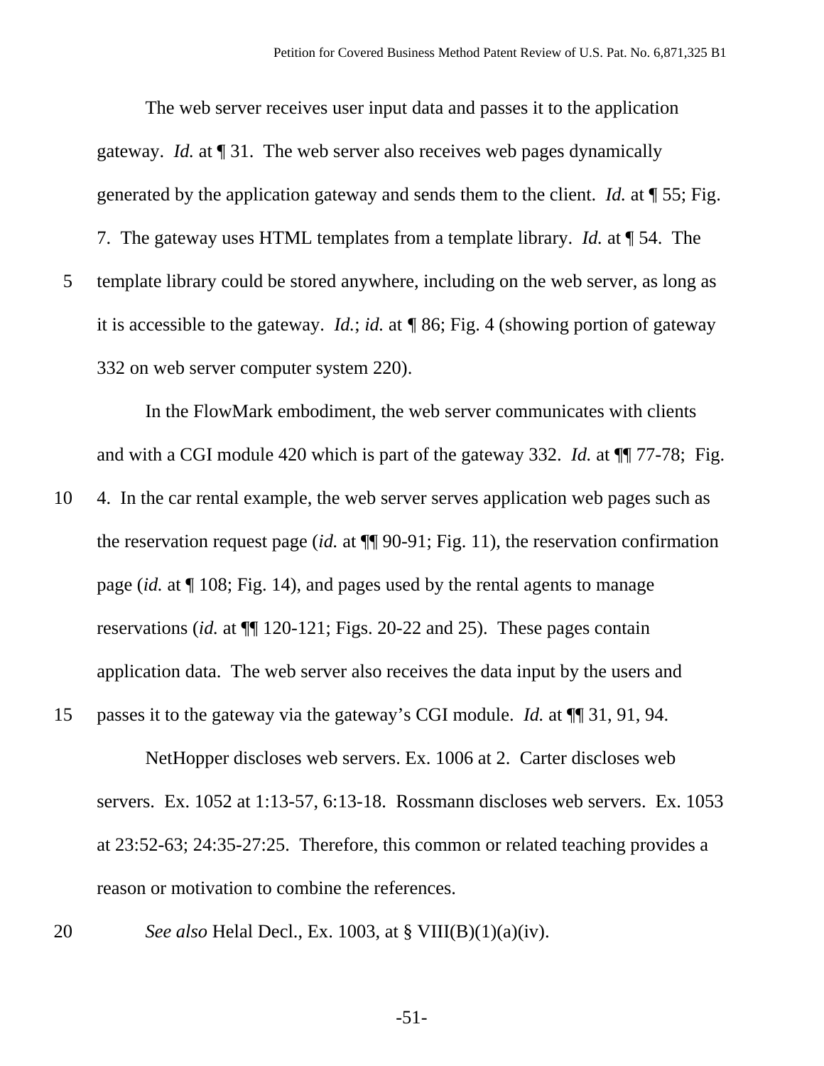The web server receives user input data and passes it to the application gateway. *Id.* at ¶ 31. The web server also receives web pages dynamically generated by the application gateway and sends them to the client. *Id.* at ¶ 55; Fig. 7. The gateway uses HTML templates from a template library. *Id.* at ¶ 54. The template library could be stored anywhere, including on the web server, as long as it is accessible to the gateway. *Id.*; *id.* at ¶ 86; Fig. 4 (showing portion of gateway 332 on web server computer system 220).

In the FlowMark embodiment, the web server communicates with clients and with a CGI module 420 which is part of the gateway 332. *Id.* at ¶¶ 77-78; Fig. 4. In the car rental example, the web server serves application web pages such as the reservation request page (*id.* at ¶¶ 90-91; Fig. 11), the reservation confirmation page (*id.* at ¶ 108; Fig. 14), and pages used by the rental agents to manage reservations (*id.* at ¶¶ 120-121; Figs. 20-22 and 25). These pages contain application data. The web server also receives the data input by the users and passes it to the gateway via the gateway's CGI module. *Id.* at ¶¶ 31, 91, 94.

NetHopper discloses web servers. Ex. 1006 at 2. Carter discloses web servers. Ex. 1052 at 1:13-57, 6:13-18. Rossmann discloses web servers. Ex. 1053 at 23:52-63; 24:35-27:25. Therefore, this common or related teaching provides a reason or motivation to combine the references.

*See also* Helal Decl., Ex. 1003, at § VIII(B)(1)(a)(iv).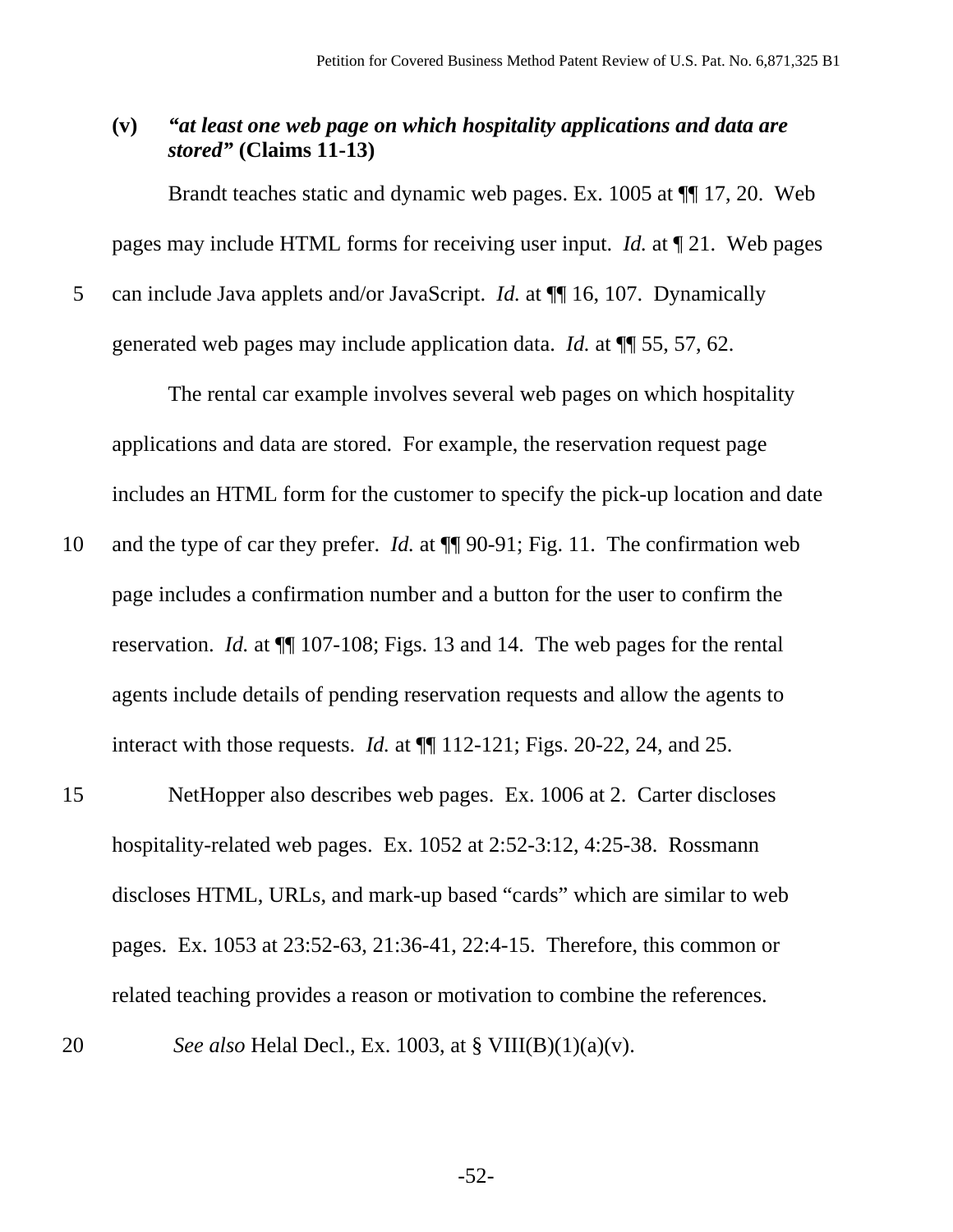### (v) *"at least one web page on which hospitality applications and data are stored"* (Claims 11-13)

Brandt teaches static and dynamic web pages. Ex. 1005 at ¶¶ 17, 20. Web pages may include HTML forms for receiving user input. *Id.* at ¶ 21. Web pages can include Java applets and/or JavaScript. *Id.* at ¶¶ 16, 107. Dynamically generated web pages may include application data. *Id.* at ¶¶ 55, 57, 62.

The rental car example involves several web pages on which hospitality applications and data are stored. For example, the reservation request page includes an HTML form for the customer to specify the pick-up location and date and the type of car they prefer. *Id.* at ¶¶ 90-91; Fig. 11. The confirmation web page includes a confirmation number and a button for the user to confirm the reservation. *Id.* at ¶¶ 107-108; Figs. 13 and 14. The web pages for the rental agents include details of pending reservation requests and allow the agents to interact with those requests. *Id.* at ¶¶ 112-121; Figs. 20-22, 24, and 25.

NetHopper also describes web pages. Ex. 1006 at 2. Carter discloses hospitality-related web pages. Ex. 1052 at 2:52-3:12, 4:25-38. Rossmann discloses HTML, URLs, and mark-up based "cards" which are similar to web pages. Ex. 1053 at 23:52-63, 21:36-41, 22:4-15. Therefore, this common or related teaching provides a reason or motivation to combine the references.

*See also* Helal Decl., Ex. 1003, at § VIII(B)(1)(a)(v).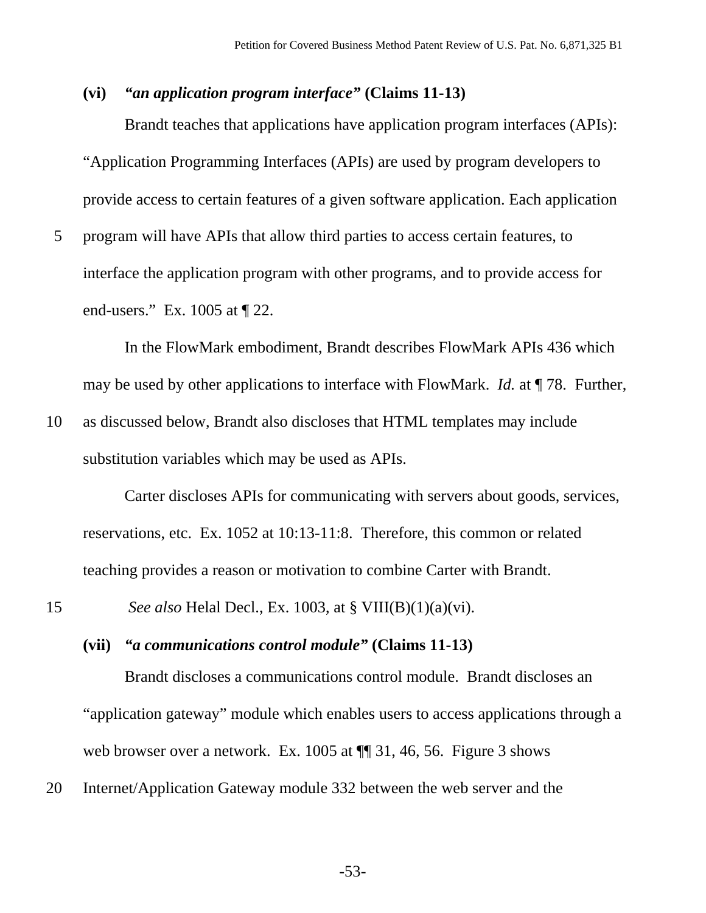**(vi)** ***"an application program interface"*** **(Claims 11-13)**

Brandt teaches that applications have application program interfaces (APIs): "Application Programming Interfaces (APIs) are used by program developers to provide access to certain features of a given software application. Each application program will have APIs that allow third parties to access certain features, to interface the application program with other programs, and to provide access for end-users." Ex. 1005 at ¶ 22.

In the FlowMark embodiment, Brandt describes FlowMark APIs 436 which may be used by other applications to interface with FlowMark. *Id.* at ¶ 78. Further, as discussed below, Brandt also discloses that HTML templates may include substitution variables which may be used as APIs.

Carter discloses APIs for communicating with servers about goods, services, reservations, etc. Ex. 1052 at 10:13-11:8. Therefore, this common or related teaching provides a reason or motivation to combine Carter with Brandt.

*See also* Helal Decl., Ex. 1003, at § VIII(B)(1)(a)(vi).

**(vii)** ***"a communications control module"*** **(Claims 11-13)**

Brandt discloses a communications control module. Brandt discloses an "application gateway" module which enables users to access applications through a web browser over a network. Ex. 1005 at ¶¶ 31, 46, 56. Figure 3 shows Internet/Application Gateway module 332 between the web server and the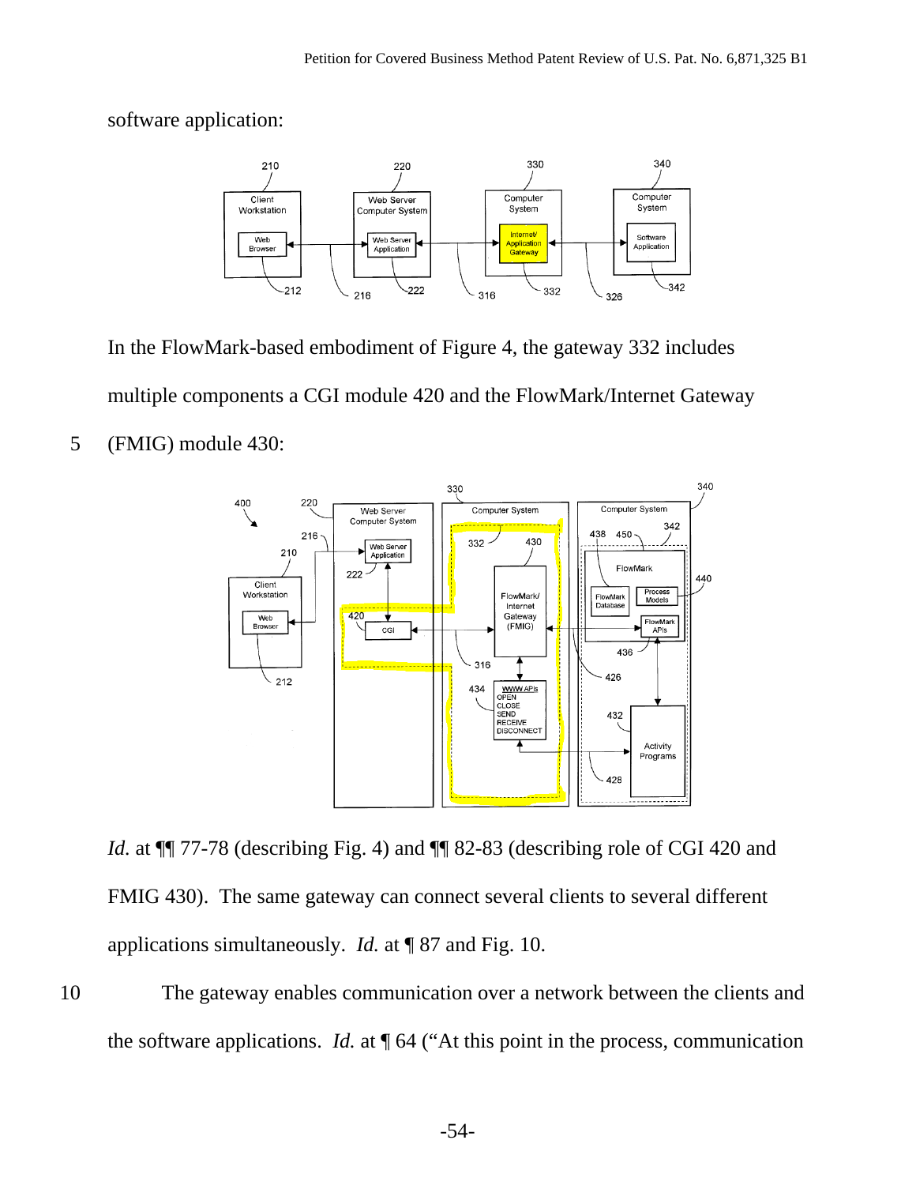software application:

In the FlowMark-based embodiment of Figure 4, the gateway 332 includes multiple components a CGI module 420 and the FlowMark/Internet Gateway (FMIG) module 430:

*Id.* at ¶¶ 77-78 (describing Fig. 4) and ¶¶ 82-83 (describing role of CGI 420 and FMIG 430). The same gateway can connect several clients to several different applications simultaneously. *Id.* at ¶ 87 and Fig. 10.

The gateway enables communication over a network between the clients and the software applications. *Id.* at ¶ 64 ("At this point in the process, communication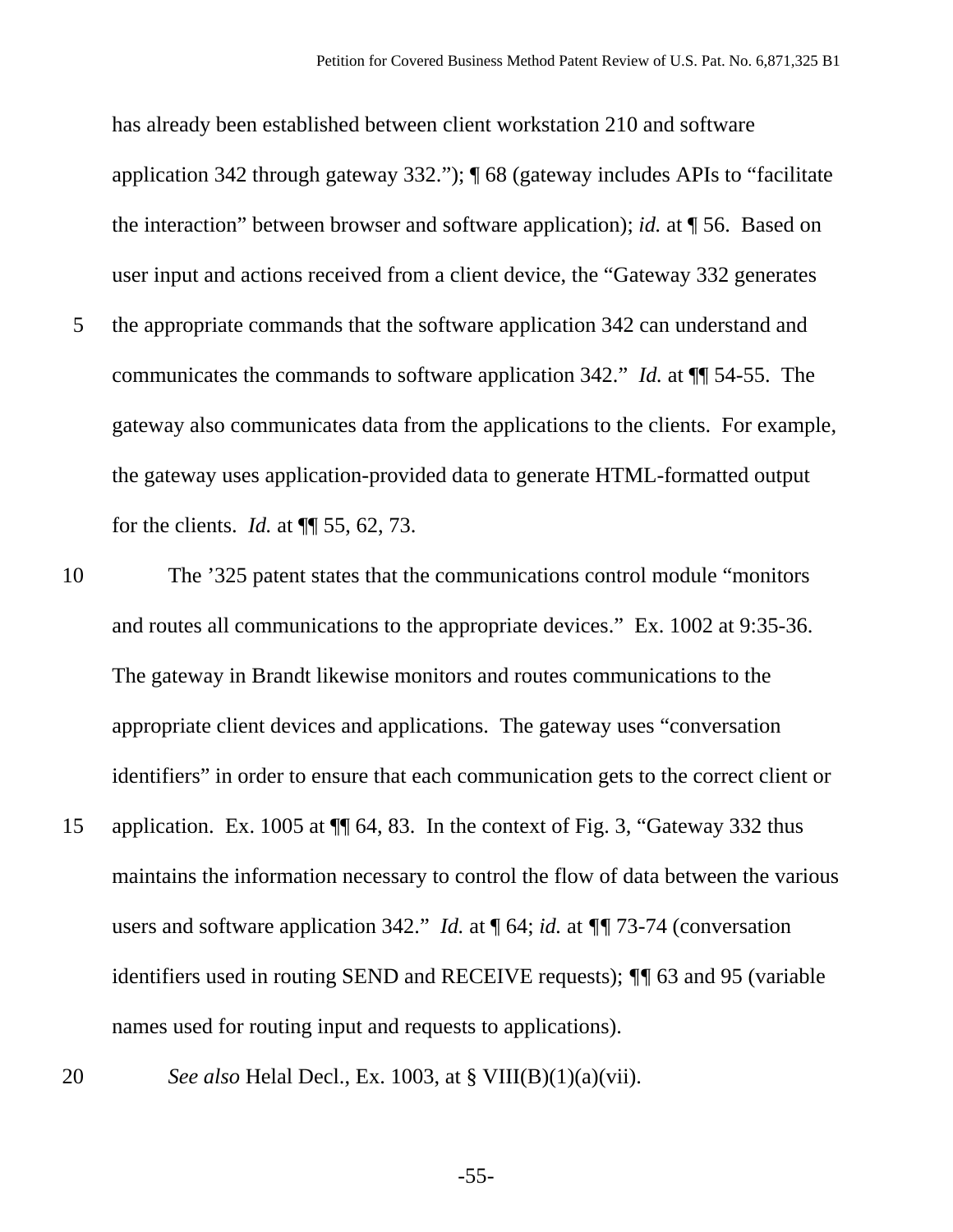has already been established between client workstation 210 and software application 342 through gateway 332."); ¶ 68 (gateway includes APIs to "facilitate the interaction" between browser and software application); *id.* at ¶ 56. Based on user input and actions received from a client device, the "Gateway 332 generates the appropriate commands that the software application 342 can understand and communicates the commands to software application 342." *Id.* at ¶¶ 54-55. The gateway also communicates data from the applications to the clients. For example, the gateway uses application-provided data to generate HTML-formatted output for the clients. *Id.* at ¶¶ 55, 62, 73.

The '325 patent states that the communications control module "monitors and routes all communications to the appropriate devices." Ex. 1002 at 9:35-36. The gateway in Brandt likewise monitors and routes communications to the appropriate client devices and applications. The gateway uses "conversation identifiers" in order to ensure that each communication gets to the correct client or application. Ex. 1005 at ¶¶ 64, 83. In the context of Fig. 3, "Gateway 332 thus maintains the information necessary to control the flow of data between the various users and software application 342." *Id.* at ¶ 64; *id.* at ¶¶ 73-74 (conversation identifiers used in routing SEND and RECEIVE requests); ¶¶ 63 and 95 (variable names used for routing input and requests to applications).

*See also* Helal Decl., Ex. 1003, at § VIII(B)(1)(a)(vii).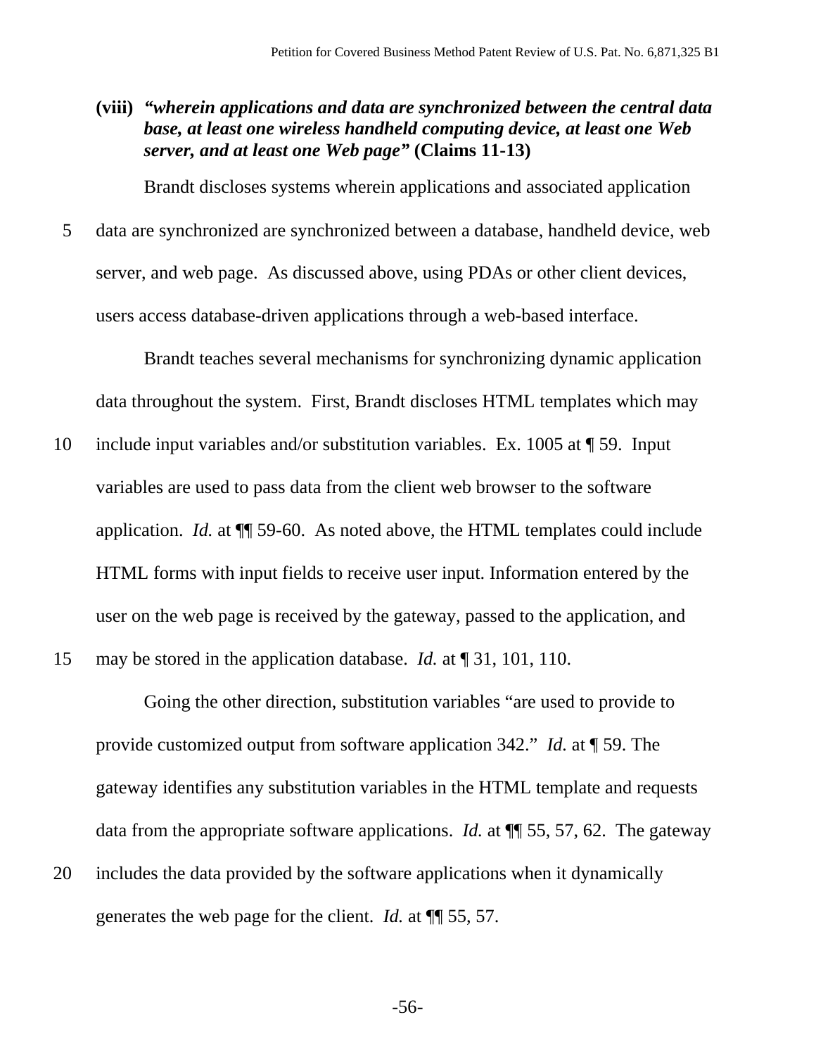**(viii)** ***"wherein applications and data are synchronized between the central data base, at least one wireless handheld computing device, at least one Web server, and at least one Web page"*** **(Claims 11-13)**

Brandt discloses systems wherein applications and associated application data are synchronized are synchronized between a database, handheld device, web server, and web page. As discussed above, using PDAs or other client devices, users access database-driven applications through a web-based interface.

Brandt teaches several mechanisms for synchronizing dynamic application data throughout the system. First, Brandt discloses HTML templates which may include input variables and/or substitution variables. Ex. 1005 at ¶ 59. Input variables are used to pass data from the client web browser to the software application. *Id.* at ¶¶ 59-60. As noted above, the HTML templates could include HTML forms with input fields to receive user input. Information entered by the user on the web page is received by the gateway, passed to the application, and may be stored in the application database. *Id.* at ¶ 31, 101, 110.

Going the other direction, substitution variables "are used to provide to provide customized output from software application 342." *Id.* at ¶ 59. The gateway identifies any substitution variables in the HTML template and requests data from the appropriate software applications. *Id.* at ¶¶ 55, 57, 62. The gateway includes the data provided by the software applications when it dynamically generates the web page for the client. *Id.* at ¶¶ 55, 57.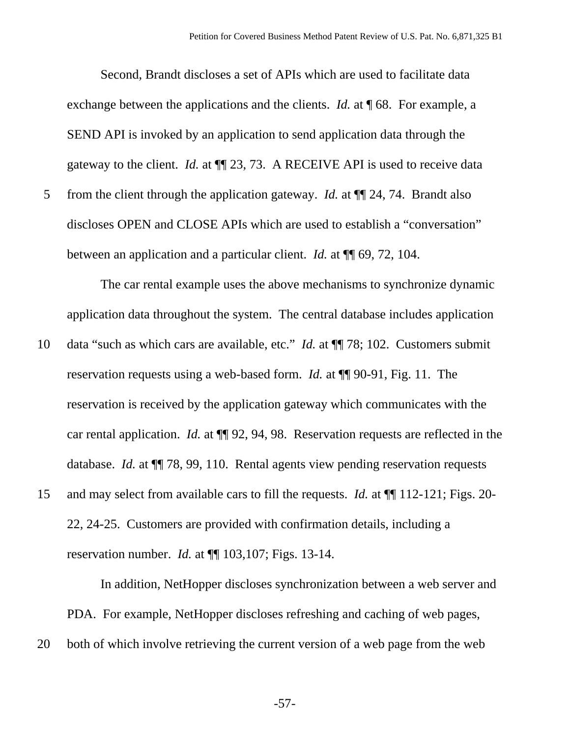Second, Brandt discloses a set of APIs which are used to facilitate data exchange between the applications and the clients. *Id.* at ¶ 68. For example, a SEND API is invoked by an application to send application data through the gateway to the client. *Id.* at ¶¶ 23, 73. A RECEIVE API is used to receive data from the client through the application gateway. *Id.* at ¶¶ 24, 74. Brandt also discloses OPEN and CLOSE APIs which are used to establish a "conversation" between an application and a particular client. *Id.* at ¶¶ 69, 72, 104.

The car rental example uses the above mechanisms to synchronize dynamic application data throughout the system. The central database includes application data "such as which cars are available, etc." *Id.* at ¶¶ 78; 102. Customers submit reservation requests using a web-based form. *Id.* at ¶¶ 90-91, Fig. 11. The reservation is received by the application gateway which communicates with the car rental application. *Id.* at ¶¶ 92, 94, 98. Reservation requests are reflected in the database. *Id.* at ¶¶ 78, 99, 110. Rental agents view pending reservation requests and may select from available cars to fill the requests. *Id.* at ¶¶ 112-121; Figs. 20-22, 24-25. Customers are provided with confirmation details, including a reservation number. *Id.* at ¶¶ 103,107; Figs. 13-14.

In addition, NetHopper discloses synchronization between a web server and PDA. For example, NetHopper discloses refreshing and caching of web pages, both of which involve retrieving the current version of a web page from the web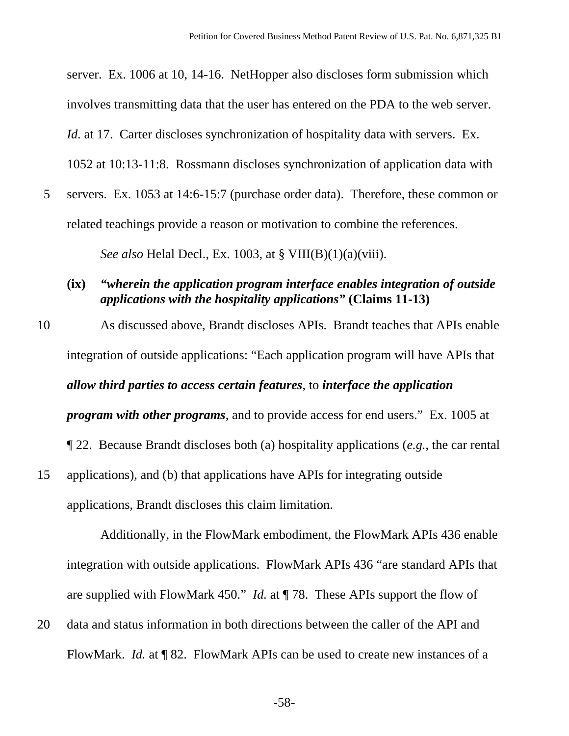server. Ex. 1006 at 10, 14-16. NetHopper also discloses form submission which involves transmitting data that the user has entered on the PDA to the web server. *Id.* at 17. Carter discloses synchronization of hospitality data with servers. Ex. 1052 at 10:13-11:8. Rossmann discloses synchronization of application data with servers. Ex. 1053 at 14:6-15:7 (purchase order data). Therefore, these common or related teachings provide a reason or motivation to combine the references.

*See also* Helal Decl., Ex. 1003, at § VIII(B)(1)(a)(viii).

**(ix)** ***"wherein the application program interface enables integration of outside applications with the hospitality applications"*** **(Claims 11-13)**

As discussed above, Brandt discloses APIs. Brandt teaches that APIs enable integration of outside applications: "Each application program will have APIs that ***allow third parties to access certain features***, to ***interface the application program with other programs***, and to provide access for end users." Ex. 1005 at ¶ 22. Because Brandt discloses both (a) hospitality applications (*e.g.*, the car rental applications), and (b) that applications have APIs for integrating outside applications, Brandt discloses this claim limitation.

Additionally, in the FlowMark embodiment, the FlowMark APIs 436 enable integration with outside applications. FlowMark APIs 436 "are standard APIs that are supplied with FlowMark 450." *Id.* at ¶ 78. These APIs support the flow of data and status information in both directions between the caller of the API and FlowMark. *Id.* at ¶ 82. FlowMark APIs can be used to create new instances of a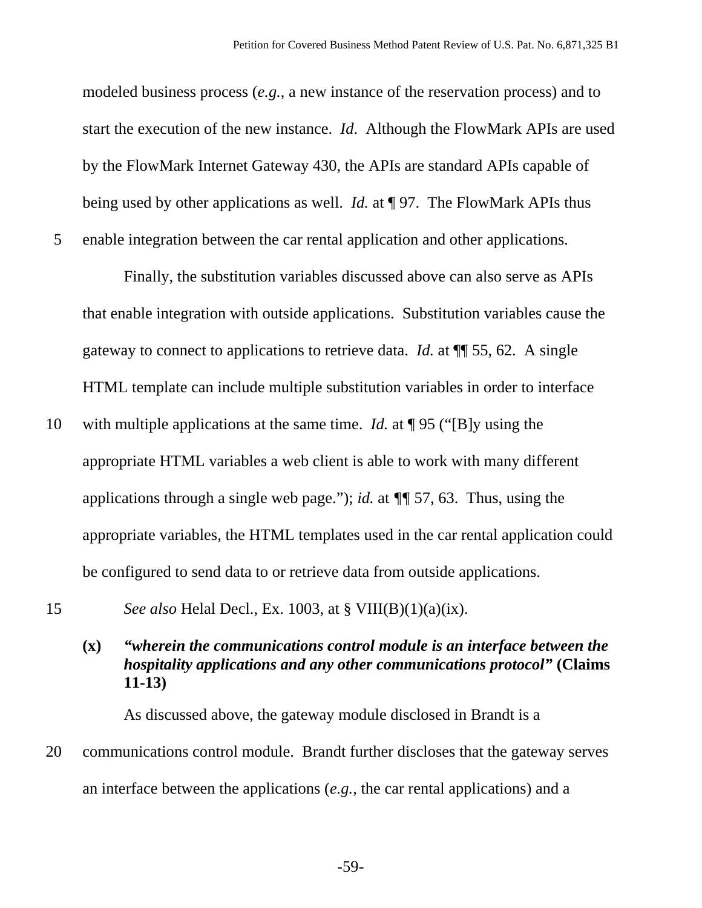modeled business process (*e.g.*, a new instance of the reservation process) and to start the execution of the new instance. *Id*. Although the FlowMark APIs are used by the FlowMark Internet Gateway 430, the APIs are standard APIs capable of being used by other applications as well. *Id.* at ¶ 97. The FlowMark APIs thus enable integration between the car rental application and other applications.

Finally, the substitution variables discussed above can also serve as APIs that enable integration with outside applications. Substitution variables cause the gateway to connect to applications to retrieve data. *Id.* at ¶¶ 55, 62. A single HTML template can include multiple substitution variables in order to interface with multiple applications at the same time. *Id.* at ¶ 95 ("[B]y using the appropriate HTML variables a web client is able to work with many different applications through a single web page."); *id.* at ¶¶ 57, 63. Thus, using the appropriate variables, the HTML templates used in the car rental application could be configured to send data to or retrieve data from outside applications.

*See also* Helal Decl., Ex. 1003, at § VIII(B)(1)(a)(ix).

**(x)** ***"wherein the communications control module is an interface between the hospitality applications and any other communications protocol"*** **(Claims 11-13)**

As discussed above, the gateway module disclosed in Brandt is a communications control module. Brandt further discloses that the gateway serves an interface between the applications (*e.g.*, the car rental applications) and a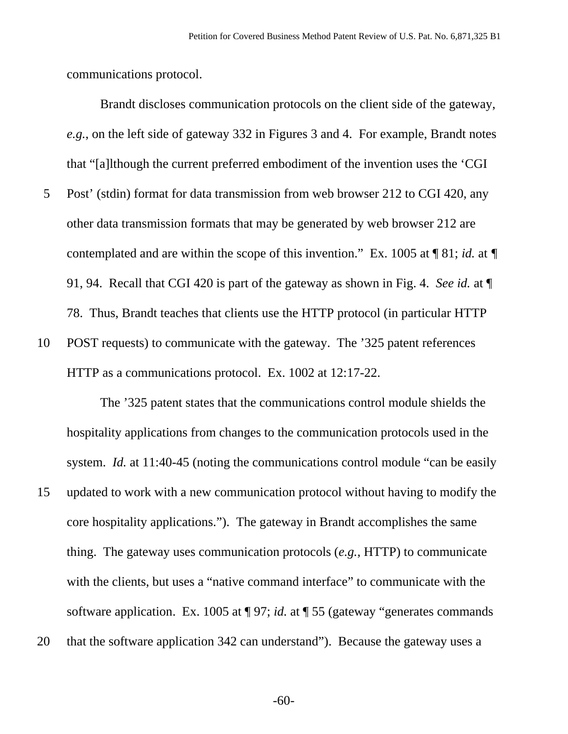communications protocol.

Brandt discloses communication protocols on the client side of the gateway, *e.g.*, on the left side of gateway 332 in Figures 3 and 4. For example, Brandt notes that "[a]lthough the current preferred embodiment of the invention uses the 'CGI Post' (stdin) format for data transmission from web browser 212 to CGI 420, any other data transmission formats that may be generated by web browser 212 are contemplated and are within the scope of this invention." Ex. 1005 at ¶ 81; *id.* at ¶ 91, 94. Recall that CGI 420 is part of the gateway as shown in Fig. 4. *See id.* at ¶ 78. Thus, Brandt teaches that clients use the HTTP protocol (in particular HTTP POST requests) to communicate with the gateway. The '325 patent references HTTP as a communications protocol. Ex. 1002 at 12:17-22.

The '325 patent states that the communications control module shields the hospitality applications from changes to the communication protocols used in the system. *Id.* at 11:40-45 (noting the communications control module "can be easily updated to work with a new communication protocol without having to modify the core hospitality applications."). The gateway in Brandt accomplishes the same thing. The gateway uses communication protocols (*e.g.*, HTTP) to communicate with the clients, but uses a "native command interface" to communicate with the software application. Ex. 1005 at ¶ 97; *id.* at ¶ 55 (gateway "generates commands that the software application 342 can understand"). Because the gateway uses a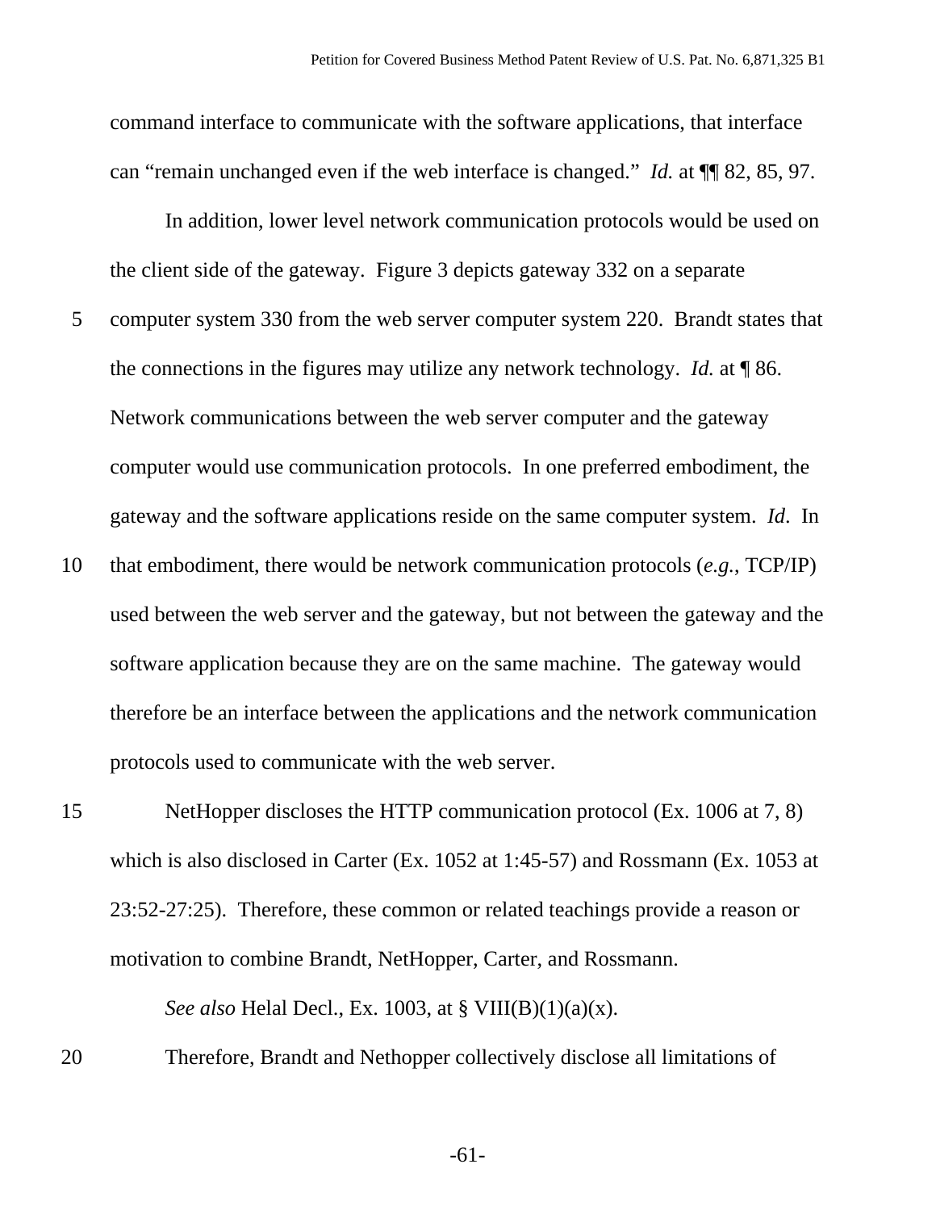command interface to communicate with the software applications, that interface can "remain unchanged even if the web interface is changed." *Id.* at ¶¶ 82, 85, 97.

In addition, lower level network communication protocols would be used on the client side of the gateway. Figure 3 depicts gateway 332 on a separate computer system 330 from the web server computer system 220. Brandt states that the connections in the figures may utilize any network technology. *Id.* at ¶ 86. Network communications between the web server computer and the gateway computer would use communication protocols. In one preferred embodiment, the gateway and the software applications reside on the same computer system. *Id*. In that embodiment, there would be network communication protocols (*e.g.*, TCP/IP) used between the web server and the gateway, but not between the gateway and the software application because they are on the same machine. The gateway would therefore be an interface between the applications and the network communication protocols used to communicate with the web server.

NetHopper discloses the HTTP communication protocol (Ex. 1006 at 7, 8) which is also disclosed in Carter (Ex. 1052 at 1:45-57) and Rossmann (Ex. 1053 at 23:52-27:25). Therefore, these common or related teachings provide a reason or motivation to combine Brandt, NetHopper, Carter, and Rossmann.

*See also* Helal Decl., Ex. 1003, at § VIII(B)(1)(a)(x).

Therefore, Brandt and Nethopper collectively disclose all limitations of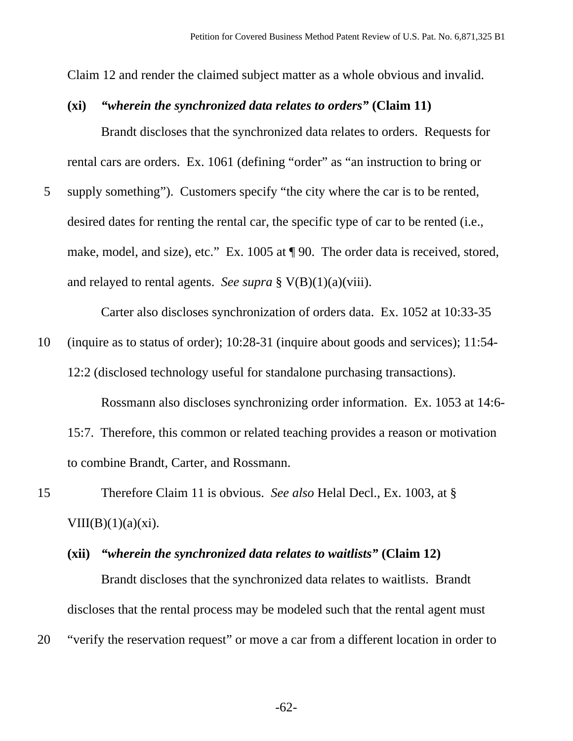Claim 12 and render the claimed subject matter as a whole obvious and invalid.

**(xi)** ***"wherein the synchronized data relates to orders"*** **(Claim 11)**

Brandt discloses that the synchronized data relates to orders. Requests for rental cars are orders. Ex. 1061 (defining "order" as "an instruction to bring or supply something"). Customers specify "the city where the car is to be rented, desired dates for renting the rental car, the specific type of car to be rented (i.e., make, model, and size), etc." Ex. 1005 at ¶ 90. The order data is received, stored, and relayed to rental agents. *See supra* § V(B)(1)(a)(viii).

Carter also discloses synchronization of orders data. Ex. 1052 at 10:33-35 (inquire as to status of order); 10:28-31 (inquire about goods and services); 11:54-12:2 (disclosed technology useful for standalone purchasing transactions).

Rossmann also discloses synchronizing order information. Ex. 1053 at 14:6-15:7. Therefore, this common or related teaching provides a reason or motivation to combine Brandt, Carter, and Rossmann.

Therefore Claim 11 is obvious. *See also* Helal Decl., Ex. 1003, at § VIII(B)(1)(a)(xi).

**(xii)** ***"wherein the synchronized data relates to waitlists"*** **(Claim 12)**

Brandt discloses that the synchronized data relates to waitlists. Brandt discloses that the rental process may be modeled such that the rental agent must "verify the reservation request" or move a car from a different location in order to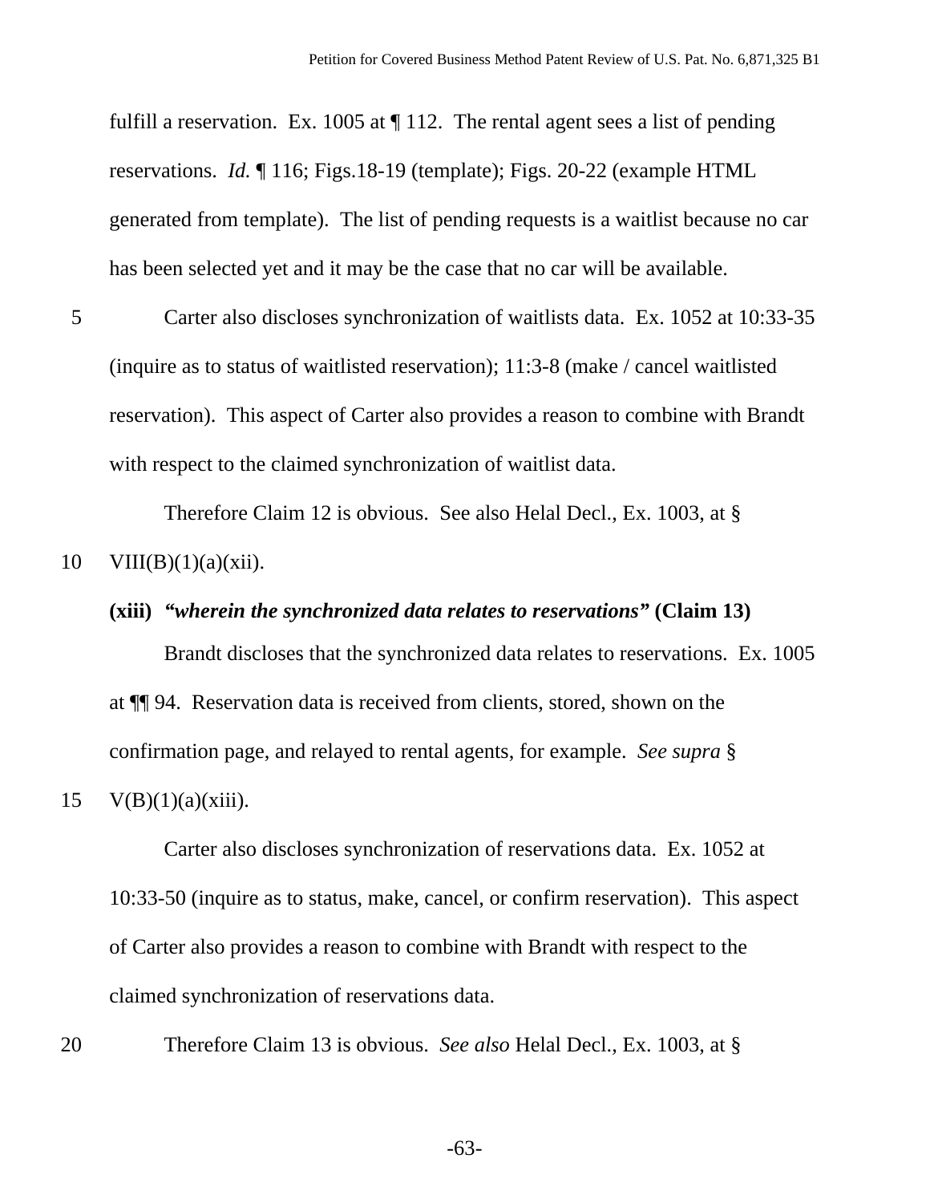fulfill a reservation. Ex. 1005 at ¶ 112. The rental agent sees a list of pending reservations. *Id.* ¶ 116; Figs.18-19 (template); Figs. 20-22 (example HTML generated from template). The list of pending requests is a waitlist because no car has been selected yet and it may be the case that no car will be available.

Carter also discloses synchronization of waitlists data. Ex. 1052 at 10:33-35 (inquire as to status of waitlisted reservation); 11:3-8 (make / cancel waitlisted reservation). This aspect of Carter also provides a reason to combine with Brandt with respect to the claimed synchronization of waitlist data.

Therefore Claim 12 is obvious. See also Helal Decl., Ex. 1003, at § VIII(B)(1)(a)(xii).

**(xiii)** ***"wherein the synchronized data relates to reservations"*** **(Claim 13)**

Brandt discloses that the synchronized data relates to reservations. Ex. 1005 at ¶¶ 94. Reservation data is received from clients, stored, shown on the confirmation page, and relayed to rental agents, for example. *See supra* § V(B)(1)(a)(xiii).

Carter also discloses synchronization of reservations data. Ex. 1052 at 10:33-50 (inquire as to status, make, cancel, or confirm reservation). This aspect of Carter also provides a reason to combine with Brandt with respect to the claimed synchronization of reservations data.

Therefore Claim 13 is obvious. *See also* Helal Decl., Ex. 1003, at §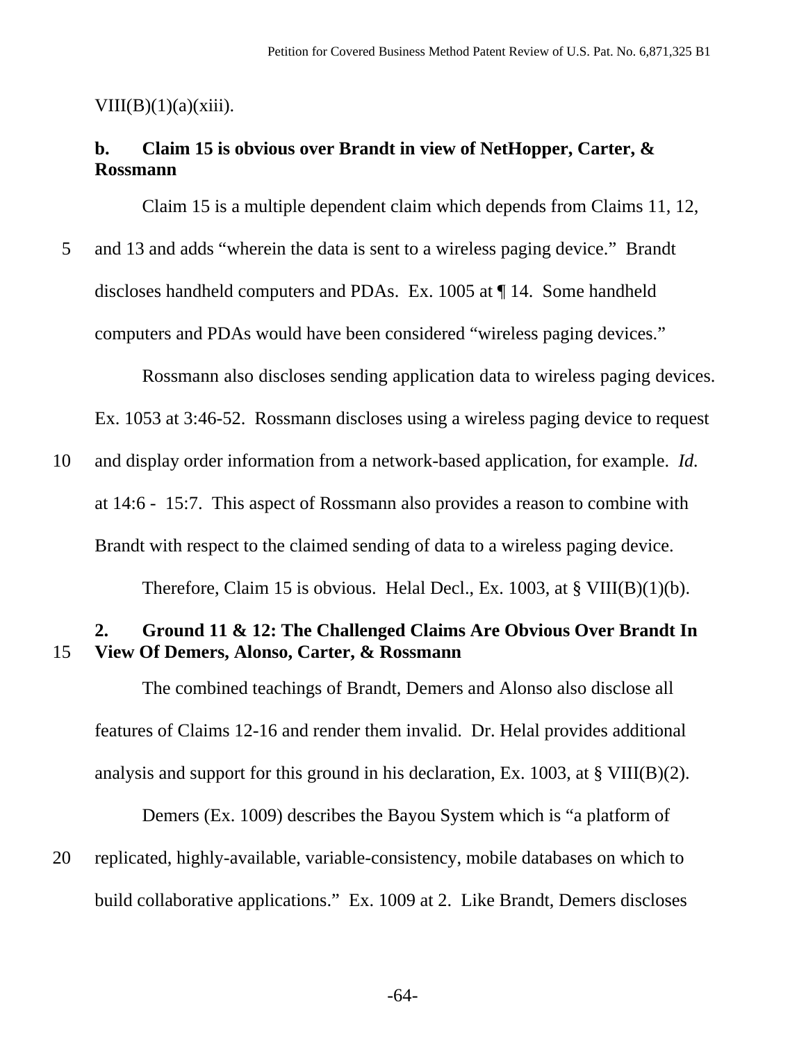VIII(B)(1)(a)(xiii).

**b. Claim 15 is obvious over Brandt in view of NetHopper, Carter, & Rossmann**

Claim 15 is a multiple dependent claim which depends from Claims 11, 12, and 13 and adds "wherein the data is sent to a wireless paging device." Brandt discloses handheld computers and PDAs. Ex. 1005 at ¶ 14. Some handheld computers and PDAs would have been considered "wireless paging devices."

Rossmann also discloses sending application data to wireless paging devices. Ex. 1053 at 3:46-52. Rossmann discloses using a wireless paging device to request and display order information from a network-based application, for example. *Id.* at 14:6 - 15:7. This aspect of Rossmann also provides a reason to combine with Brandt with respect to the claimed sending of data to a wireless paging device.

Therefore, Claim 15 is obvious. Helal Decl., Ex. 1003, at § VIII(B)(1)(b).

**2. Ground 11 & 12: The Challenged Claims Are Obvious Over Brandt In View Of Demers, Alonso, Carter, & Rossmann**

The combined teachings of Brandt, Demers and Alonso also disclose all features of Claims 12-16 and render them invalid. Dr. Helal provides additional analysis and support for this ground in his declaration, Ex. 1003, at § VIII(B)(2).

Demers (Ex. 1009) describes the Bayou System which is "a platform of replicated, highly-available, variable-consistency, mobile databases on which to build collaborative applications." Ex. 1009 at 2. Like Brandt, Demers discloses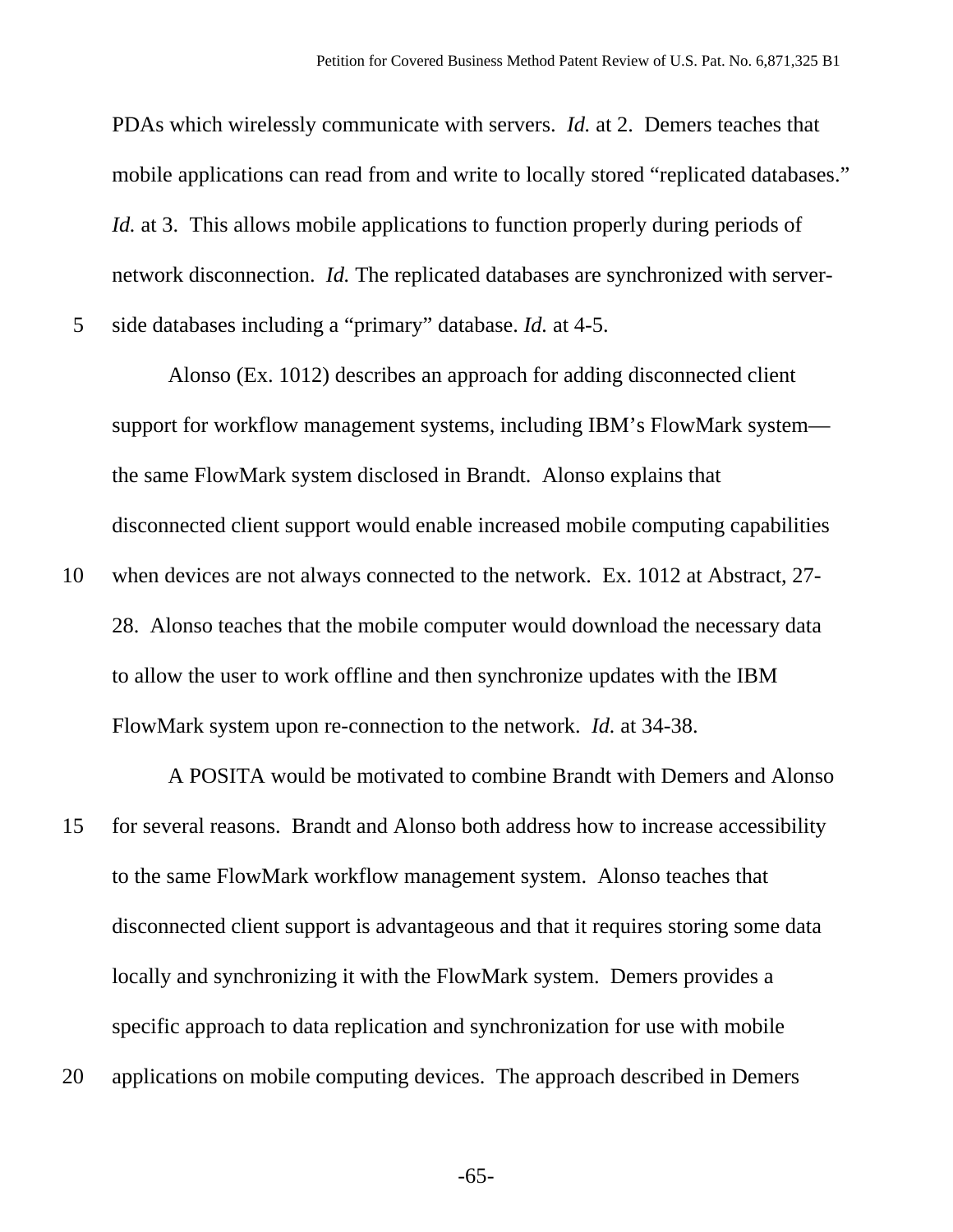PDAs which wirelessly communicate with servers. *Id.* at 2. Demers teaches that mobile applications can read from and write to locally stored "replicated databases." *Id.* at 3. This allows mobile applications to function properly during periods of network disconnection. *Id.* The replicated databases are synchronized with server-side databases including a "primary" database. *Id.* at 4-5.

Alonso (Ex. 1012) describes an approach for adding disconnected client support for workflow management systems, including IBM's FlowMark system—the same FlowMark system disclosed in Brandt. Alonso explains that disconnected client support would enable increased mobile computing capabilities when devices are not always connected to the network. Ex. 1012 at Abstract, 27-28. Alonso teaches that the mobile computer would download the necessary data to allow the user to work offline and then synchronize updates with the IBM FlowMark system upon re-connection to the network. *Id.* at 34-38.

A POSITA would be motivated to combine Brandt with Demers and Alonso for several reasons. Brandt and Alonso both address how to increase accessibility to the same FlowMark workflow management system. Alonso teaches that disconnected client support is advantageous and that it requires storing some data locally and synchronizing it with the FlowMark system. Demers provides a specific approach to data replication and synchronization for use with mobile applications on mobile computing devices. The approach described in Demers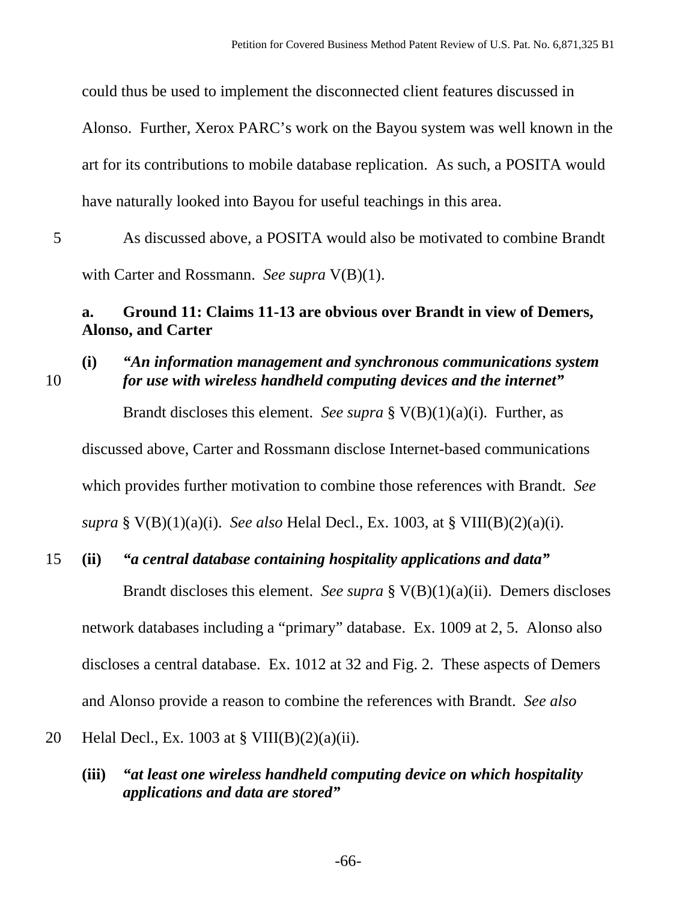could thus be used to implement the disconnected client features discussed in Alonso. Further, Xerox PARC's work on the Bayou system was well known in the art for its contributions to mobile database replication. As such, a POSITA would have naturally looked into Bayou for useful teachings in this area.

As discussed above, a POSITA would also be motivated to combine Brandt with Carter and Rossmann. *See supra* V(B)(1).

**a. Ground 11: Claims 11-13 are obvious over Brandt in view of Demers, Alonso, and Carter**

**(i)** ***"An information management and synchronous communications system for use with wireless handheld computing devices and the internet"***

Brandt discloses this element. *See supra* § V(B)(1)(a)(i). Further, as discussed above, Carter and Rossmann disclose Internet-based communications which provides further motivation to combine those references with Brandt. *See supra* § V(B)(1)(a)(i). *See also* Helal Decl., Ex. 1003, at § VIII(B)(2)(a)(i).

**(ii)** ***"a central database containing hospitality applications and data"***

Brandt discloses this element. *See supra* § V(B)(1)(a)(ii). Demers discloses network databases including a "primary" database. Ex. 1009 at 2, 5. Alonso also discloses a central database. Ex. 1012 at 32 and Fig. 2. These aspects of Demers and Alonso provide a reason to combine the references with Brandt. *See also* Helal Decl., Ex. 1003 at § VIII(B)(2)(a)(ii).

**(iii)** ***"at least one wireless handheld computing device on which hospitality applications and data are stored"***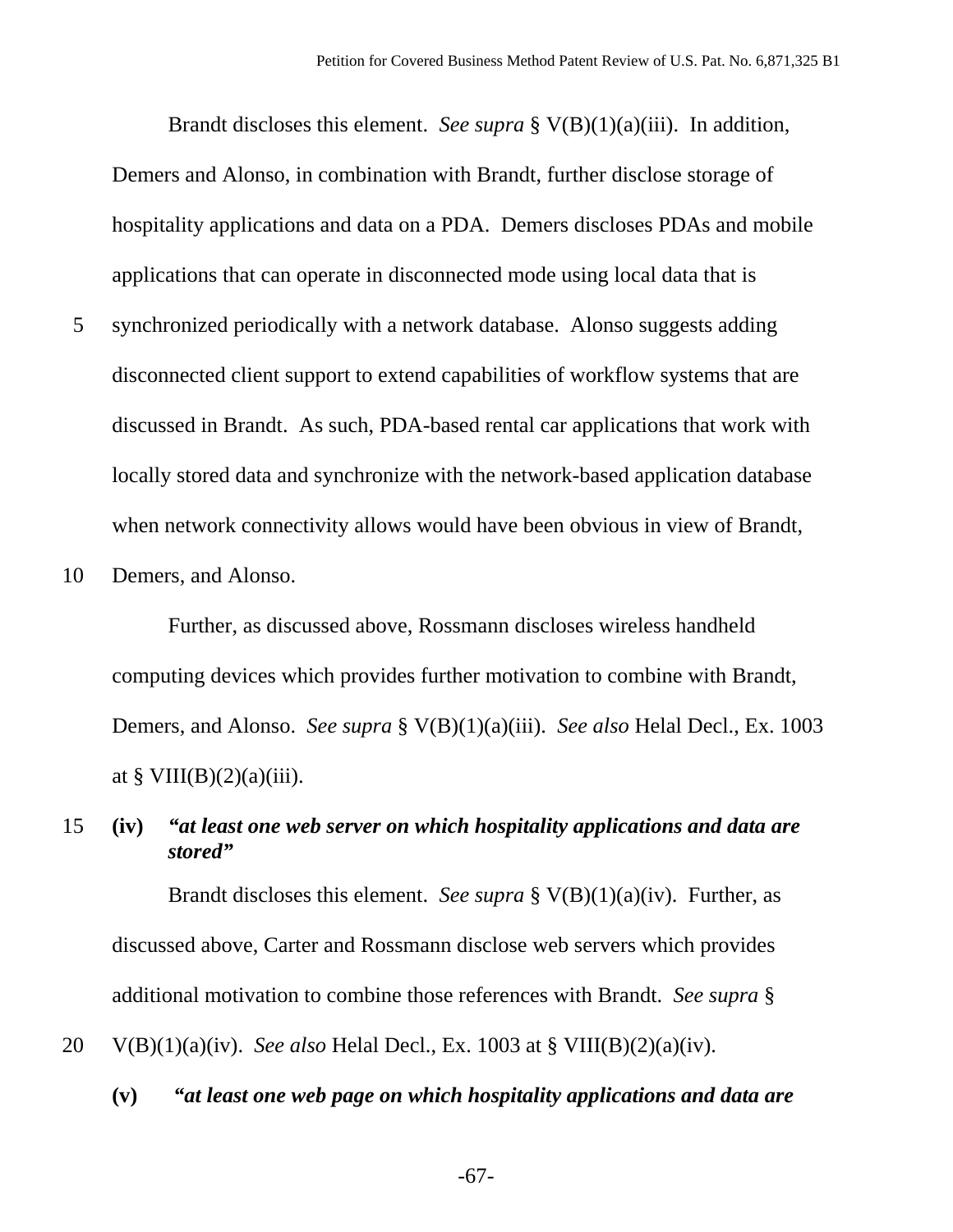Brandt discloses this element. *See supra* § V(B)(1)(a)(iii). In addition, Demers and Alonso, in combination with Brandt, further disclose storage of hospitality applications and data on a PDA. Demers discloses PDAs and mobile applications that can operate in disconnected mode using local data that is synchronized periodically with a network database. Alonso suggests adding disconnected client support to extend capabilities of workflow systems that are discussed in Brandt. As such, PDA-based rental car applications that work with locally stored data and synchronize with the network-based application database when network connectivity allows would have been obvious in view of Brandt, Demers, and Alonso.

Further, as discussed above, Rossmann discloses wireless handheld computing devices which provides further motivation to combine with Brandt, Demers, and Alonso. *See supra* § V(B)(1)(a)(iii). *See also* Helal Decl., Ex. 1003 at § VIII(B)(2)(a)(iii).

**(iv)** ***"at least one web server on which hospitality applications and data are stored"***

Brandt discloses this element. *See supra* § V(B)(1)(a)(iv). Further, as discussed above, Carter and Rossmann disclose web servers which provides additional motivation to combine those references with Brandt. *See supra* § V(B)(1)(a)(iv). *See also* Helal Decl., Ex. 1003 at § VIII(B)(2)(a)(iv).

**(v)** ***"at least one web page on which hospitality applications and data are***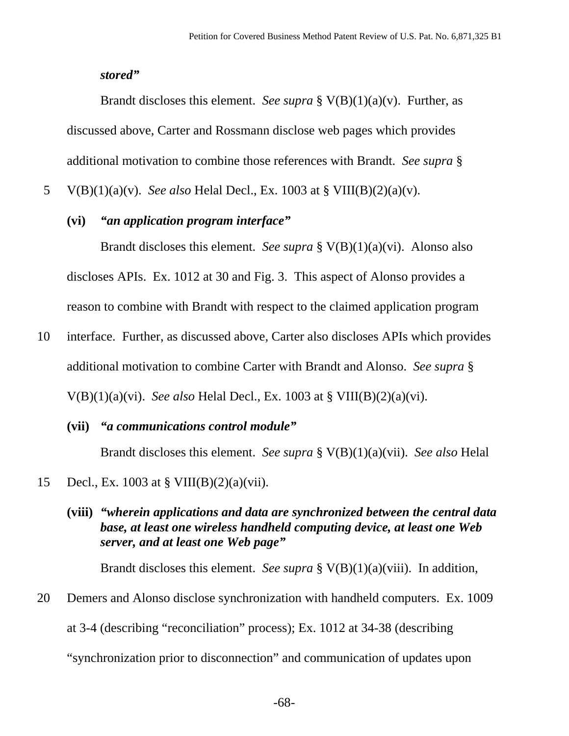***stored"***

Brandt discloses this element. *See supra* § V(B)(1)(a)(v). Further, as discussed above, Carter and Rossmann disclose web pages which provides additional motivation to combine those references with Brandt. *See supra* § V(B)(1)(a)(v). *See also* Helal Decl., Ex. 1003 at § VIII(B)(2)(a)(v).

**(vi)** ***"an application program interface"***

Brandt discloses this element. *See supra* § V(B)(1)(a)(vi). Alonso also discloses APIs. Ex. 1012 at 30 and Fig. 3. This aspect of Alonso provides a reason to combine with Brandt with respect to the claimed application program interface. Further, as discussed above, Carter also discloses APIs which provides additional motivation to combine Carter with Brandt and Alonso. *See supra* § V(B)(1)(a)(vi). *See also* Helal Decl., Ex. 1003 at § VIII(B)(2)(a)(vi).

**(vii)** ***"a communications control module"***

Brandt discloses this element. *See supra* § V(B)(1)(a)(vii). *See also* Helal Decl., Ex. 1003 at § VIII(B)(2)(a)(vii).

**(viii)** ***"wherein applications and data are synchronized between the central data base, at least one wireless handheld computing device, at least one Web server, and at least one Web page"***

Brandt discloses this element. *See supra* § V(B)(1)(a)(viii). In addition, Demers and Alonso disclose synchronization with handheld computers. Ex. 1009 at 3-4 (describing "reconciliation" process); Ex. 1012 at 34-38 (describing "synchronization prior to disconnection" and communication of updates upon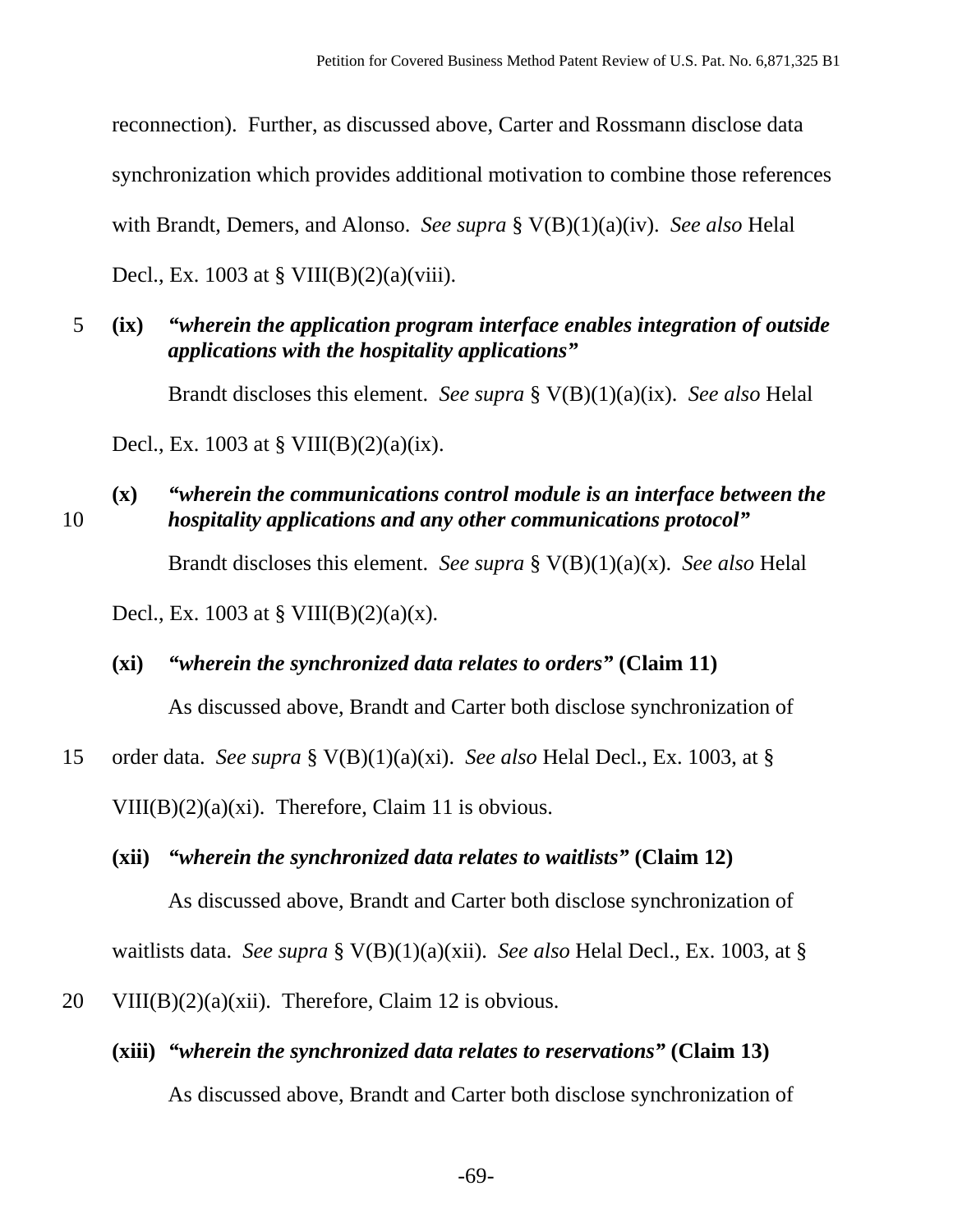reconnection). Further, as discussed above, Carter and Rossmann disclose data synchronization which provides additional motivation to combine those references with Brandt, Demers, and Alonso. *See supra* § V(B)(1)(a)(iv). *See also* Helal Decl., Ex. 1003 at § VIII(B)(2)(a)(viii).

**(ix)** ***"wherein the application program interface enables integration of outside applications with the hospitality applications"***

Brandt discloses this element. *See supra* § V(B)(1)(a)(ix). *See also* Helal Decl., Ex. 1003 at § VIII(B)(2)(a)(ix).

**(x)** ***"wherein the communications control module is an interface between the hospitality applications and any other communications protocol"***

Brandt discloses this element. *See supra* § V(B)(1)(a)(x). *See also* Helal Decl., Ex. 1003 at § VIII(B)(2)(a)(x).

**(xi)** ***"wherein the synchronized data relates to orders"*** **(Claim 11)**

As discussed above, Brandt and Carter both disclose synchronization of order data. *See supra* § V(B)(1)(a)(xi). *See also* Helal Decl., Ex. 1003, at § VIII(B)(2)(a)(xi). Therefore, Claim 11 is obvious.

**(xii)** ***"wherein the synchronized data relates to waitlists"*** **(Claim 12)**

As discussed above, Brandt and Carter both disclose synchronization of waitlists data. *See supra* § V(B)(1)(a)(xii). *See also* Helal Decl., Ex. 1003, at § VIII(B)(2)(a)(xii). Therefore, Claim 12 is obvious.

**(xiii)** ***"wherein the synchronized data relates to reservations"*** **(Claim 13)**

As discussed above, Brandt and Carter both disclose synchronization of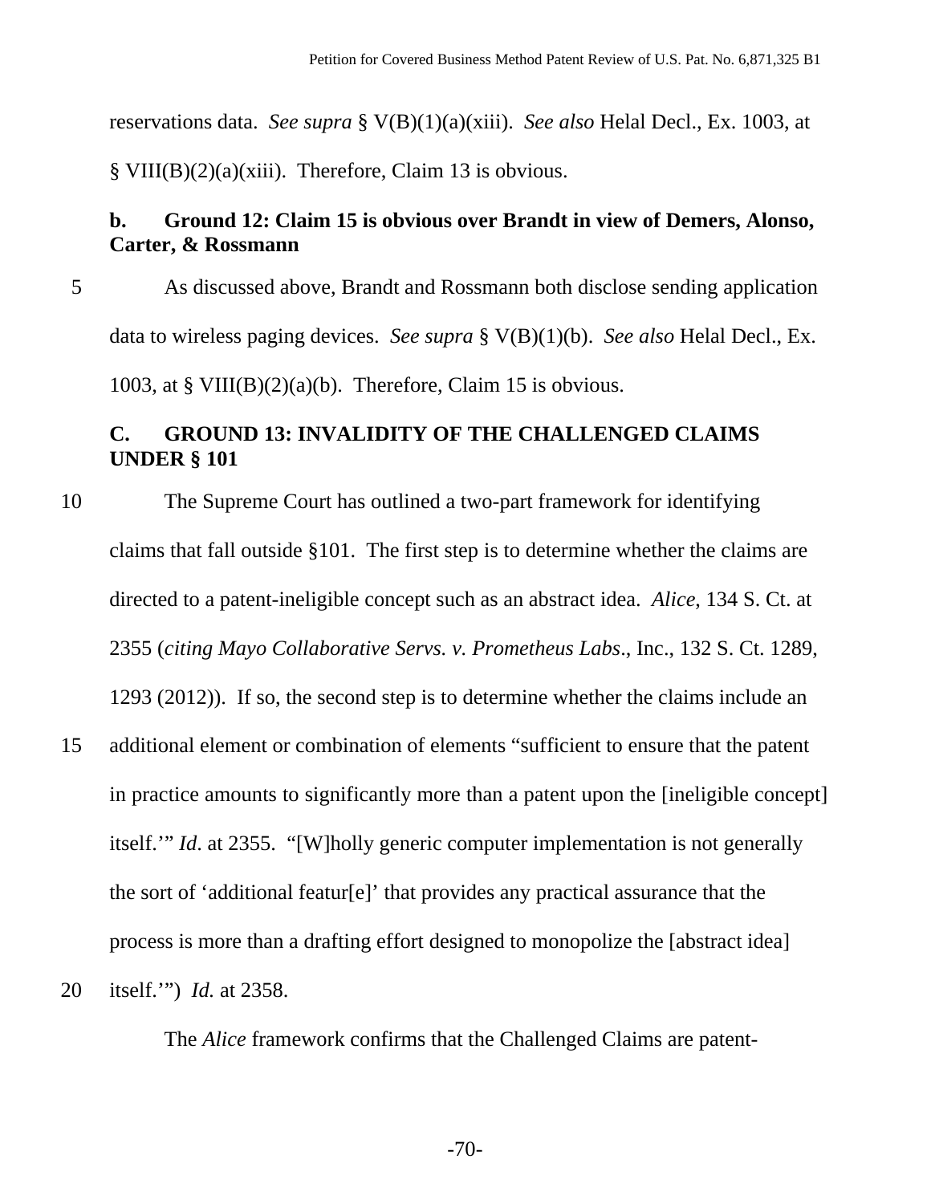reservations data. *See supra* § V(B)(1)(a)(xiii). *See also* Helal Decl., Ex. 1003, at § VIII(B)(2)(a)(xiii). Therefore, Claim 13 is obvious.

### b. Ground 12: Claim 15 is obvious over Brandt in view of Demers, Alonso, Carter, & Rossmann

As discussed above, Brandt and Rossmann both disclose sending application data to wireless paging devices. *See supra* § V(B)(1)(b). *See also* Helal Decl., Ex. 1003, at § VIII(B)(2)(a)(b). Therefore, Claim 15 is obvious.

## C. GROUND 13: INVALIDITY OF THE CHALLENGED CLAIMS UNDER § 101

The Supreme Court has outlined a two-part framework for identifying claims that fall outside §101. The first step is to determine whether the claims are directed to a patent-ineligible concept such as an abstract idea. *Alice*, 134 S. Ct. at 2355 (*citing Mayo Collaborative Servs. v. Prometheus Labs*., Inc., 132 S. Ct. 1289, 1293 (2012)). If so, the second step is to determine whether the claims include an additional element or combination of elements "sufficient to ensure that the patent in practice amounts to significantly more than a patent upon the [ineligible concept] itself.'" *Id*. at 2355. "[W]holly generic computer implementation is not generally the sort of 'additional featur[e]' that provides any practical assurance that the process is more than a drafting effort designed to monopolize the [abstract idea] itself.'") *Id.* at 2358.

The *Alice* framework confirms that the Challenged Claims are patent-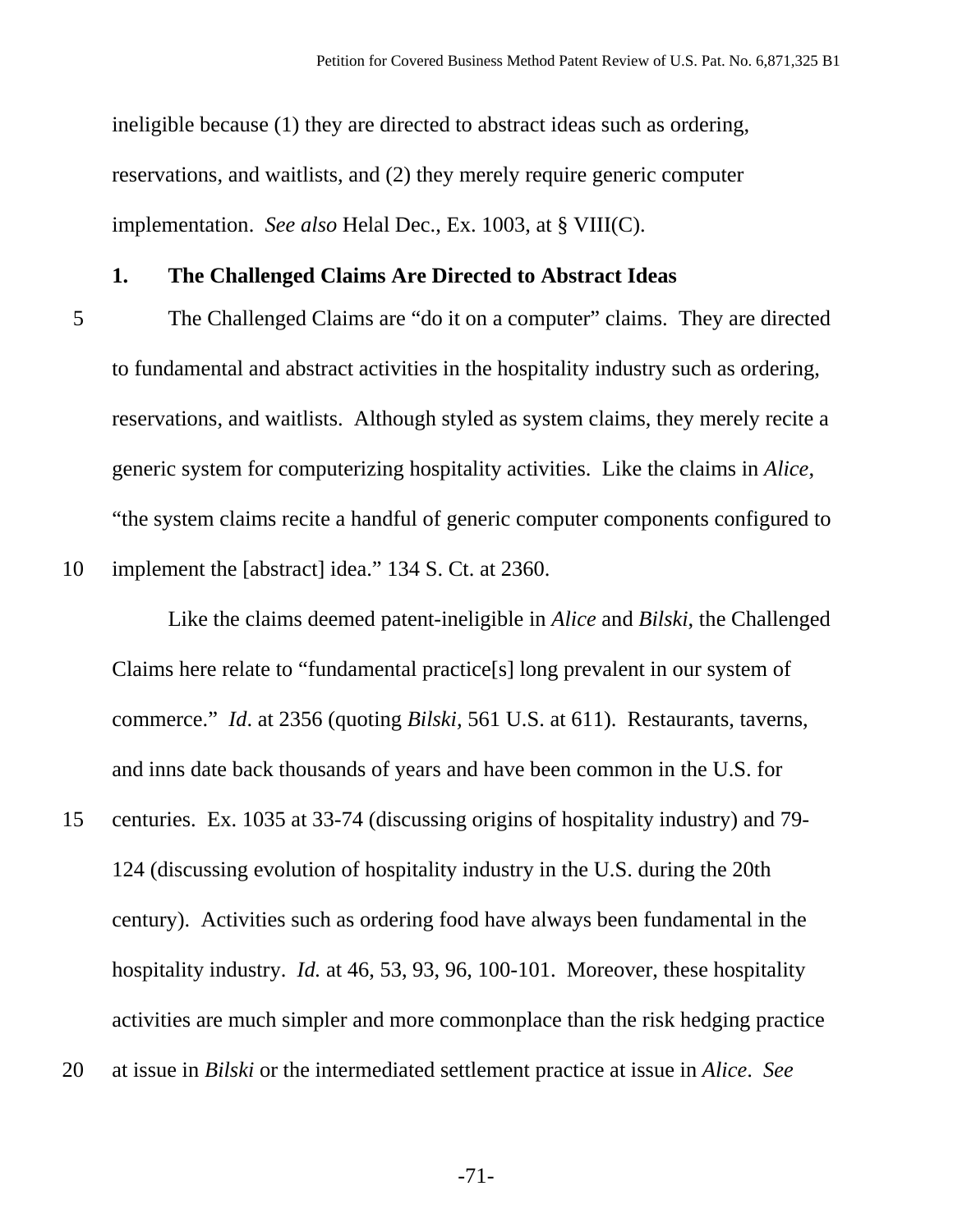ineligible because (1) they are directed to abstract ideas such as ordering, reservations, and waitlists, and (2) they merely require generic computer implementation. *See also* Helal Dec., Ex. 1003, at § VIII(C).

### 1. The Challenged Claims Are Directed to Abstract Ideas

The Challenged Claims are "do it on a computer" claims. They are directed to fundamental and abstract activities in the hospitality industry such as ordering, reservations, and waitlists. Although styled as system claims, they merely recite a generic system for computerizing hospitality activities. Like the claims in *Alice*, "the system claims recite a handful of generic computer components configured to implement the [abstract] idea." 134 S. Ct. at 2360.

Like the claims deemed patent-ineligible in *Alice* and *Bilski*, the Challenged Claims here relate to "fundamental practice[s] long prevalent in our system of commerce." *Id*. at 2356 (quoting *Bilski*, 561 U.S. at 611). Restaurants, taverns, and inns date back thousands of years and have been common in the U.S. for centuries. Ex. 1035 at 33-74 (discussing origins of hospitality industry) and 79-124 (discussing evolution of hospitality industry in the U.S. during the 20th century). Activities such as ordering food have always been fundamental in the hospitality industry. *Id.* at 46, 53, 93, 96, 100-101. Moreover, these hospitality activities are much simpler and more commonplace than the risk hedging practice at issue in *Bilski* or the intermediated settlement practice at issue in *Alice*. *See*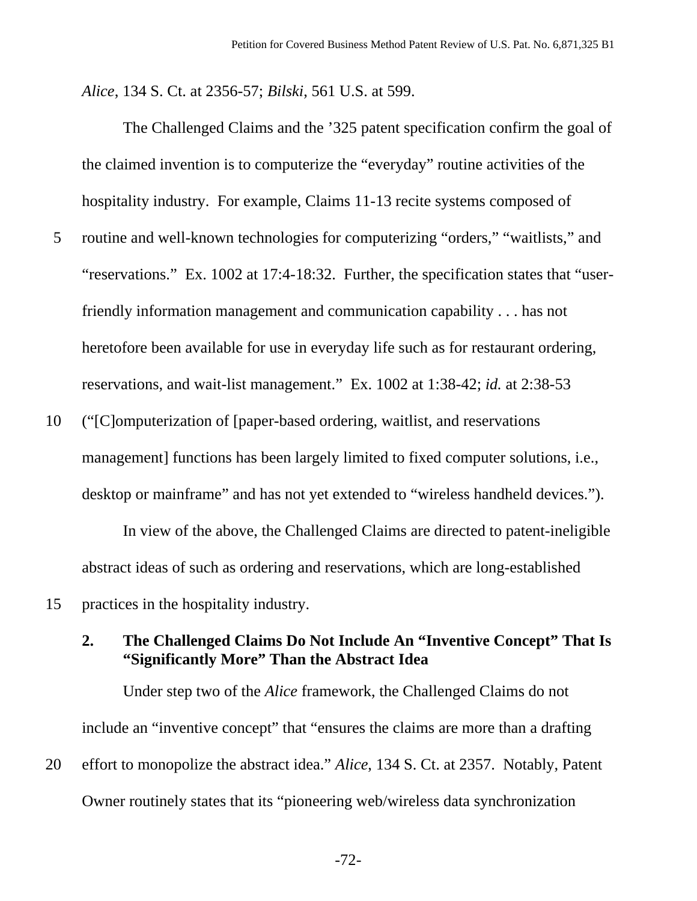*Alice*, 134 S. Ct. at 2356-57; *Bilski*, 561 U.S. at 599.

The Challenged Claims and the ’325 patent specification confirm the goal of the claimed invention is to computerize the “everyday” routine activities of the hospitality industry. For example, Claims 11-13 recite systems composed of routine and well-known technologies for computerizing “orders,” “waitlists,” and “reservations.” Ex. 1002 at 17:4-18:32. Further, the specification states that “user-friendly information management and communication capability . . . has not heretofore been available for use in everyday life such as for restaurant ordering, reservations, and wait-list management.” Ex. 1002 at 1:38-42; *id.* at 2:38-53 (“[C]omputerization of [paper-based ordering, waitlist, and reservations management] functions has been largely limited to fixed computer solutions, i.e., desktop or mainframe” and has not yet extended to “wireless handheld devices.”).

In view of the above, the Challenged Claims are directed to patent-ineligible abstract ideas of such as ordering and reservations, which are long-established practices in the hospitality industry.

### 2. The Challenged Claims Do Not Include An “Inventive Concept” That Is “Significantly More” Than the Abstract Idea

Under step two of the *Alice* framework, the Challenged Claims do not include an “inventive concept” that “ensures the claims are more than a drafting effort to monopolize the abstract idea.” *Alice*, 134 S. Ct. at 2357. Notably, Patent Owner routinely states that its “pioneering web/wireless data synchronization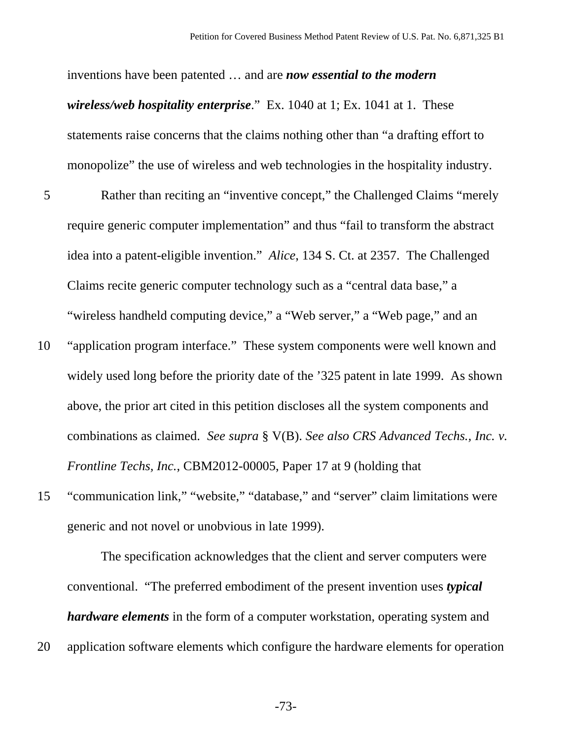inventions have been patented … and are ***now essential to the modern wireless/web hospitality enterprise***." Ex. 1040 at 1; Ex. 1041 at 1. These statements raise concerns that the claims nothing other than "a drafting effort to monopolize" the use of wireless and web technologies in the hospitality industry.

Rather than reciting an "inventive concept," the Challenged Claims "merely require generic computer implementation" and thus "fail to transform the abstract idea into a patent-eligible invention." *Alice*, 134 S. Ct. at 2357. The Challenged Claims recite generic computer technology such as a "central data base," a "wireless handheld computing device," a "Web server," a "Web page," and an "application program interface." These system components were well known and widely used long before the priority date of the '325 patent in late 1999. As shown above, the prior art cited in this petition discloses all the system components and combinations as claimed. *See supra* § V(B). *See also CRS Advanced Techs., Inc. v. Frontline Techs, Inc.*, CBM2012-00005, Paper 17 at 9 (holding that "communication link," "website," "database," and "server" claim limitations were generic and not novel or unobvious in late 1999).

The specification acknowledges that the client and server computers were conventional. "The preferred embodiment of the present invention uses ***typical hardware elements*** in the form of a computer workstation, operating system and application software elements which configure the hardware elements for operation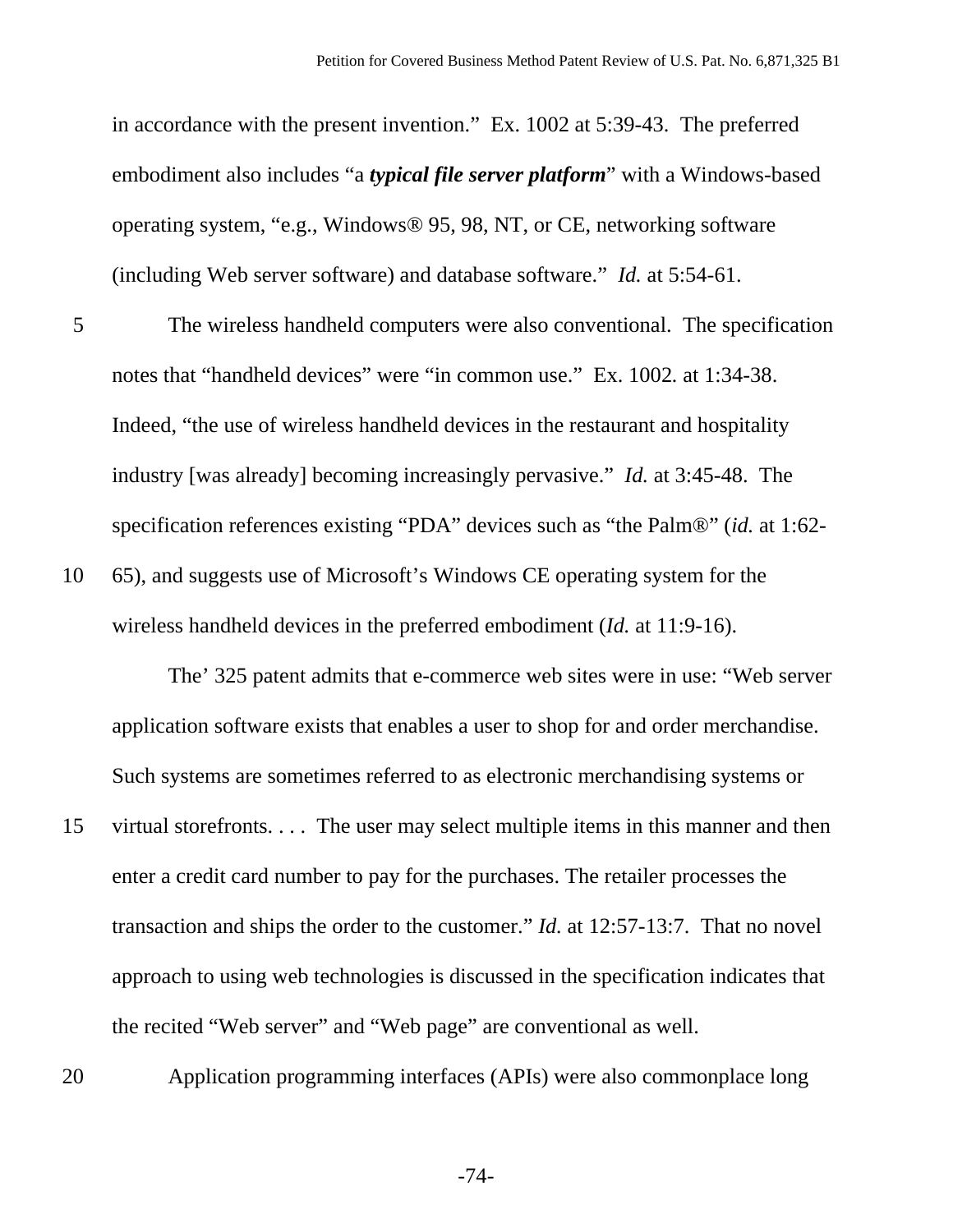in accordance with the present invention." Ex. 1002 at 5:39-43. The preferred embodiment also includes "a ***typical file server platform***" with a Windows-based operating system, "e.g., Windows® 95, 98, NT, or CE, networking software (including Web server software) and database software." *Id.* at 5:54-61.

The wireless handheld computers were also conventional. The specification notes that "handheld devices" were "in common use." Ex. 1002. at 1:34-38. Indeed, "the use of wireless handheld devices in the restaurant and hospitality industry [was already] becoming increasingly pervasive." *Id.* at 3:45-48. The specification references existing "PDA" devices such as "the Palm®" (*id.* at 1:62-65), and suggests use of Microsoft's Windows CE operating system for the wireless handheld devices in the preferred embodiment (*Id.* at 11:9-16).

The' 325 patent admits that e-commerce web sites were in use: "Web server application software exists that enables a user to shop for and order merchandise. Such systems are sometimes referred to as electronic merchandising systems or virtual storefronts. . . . The user may select multiple items in this manner and then enter a credit card number to pay for the purchases. The retailer processes the transaction and ships the order to the customer." *Id.* at 12:57-13:7. That no novel approach to using web technologies is discussed in the specification indicates that the recited "Web server" and "Web page" are conventional as well.

Application programming interfaces (APIs) were also commonplace long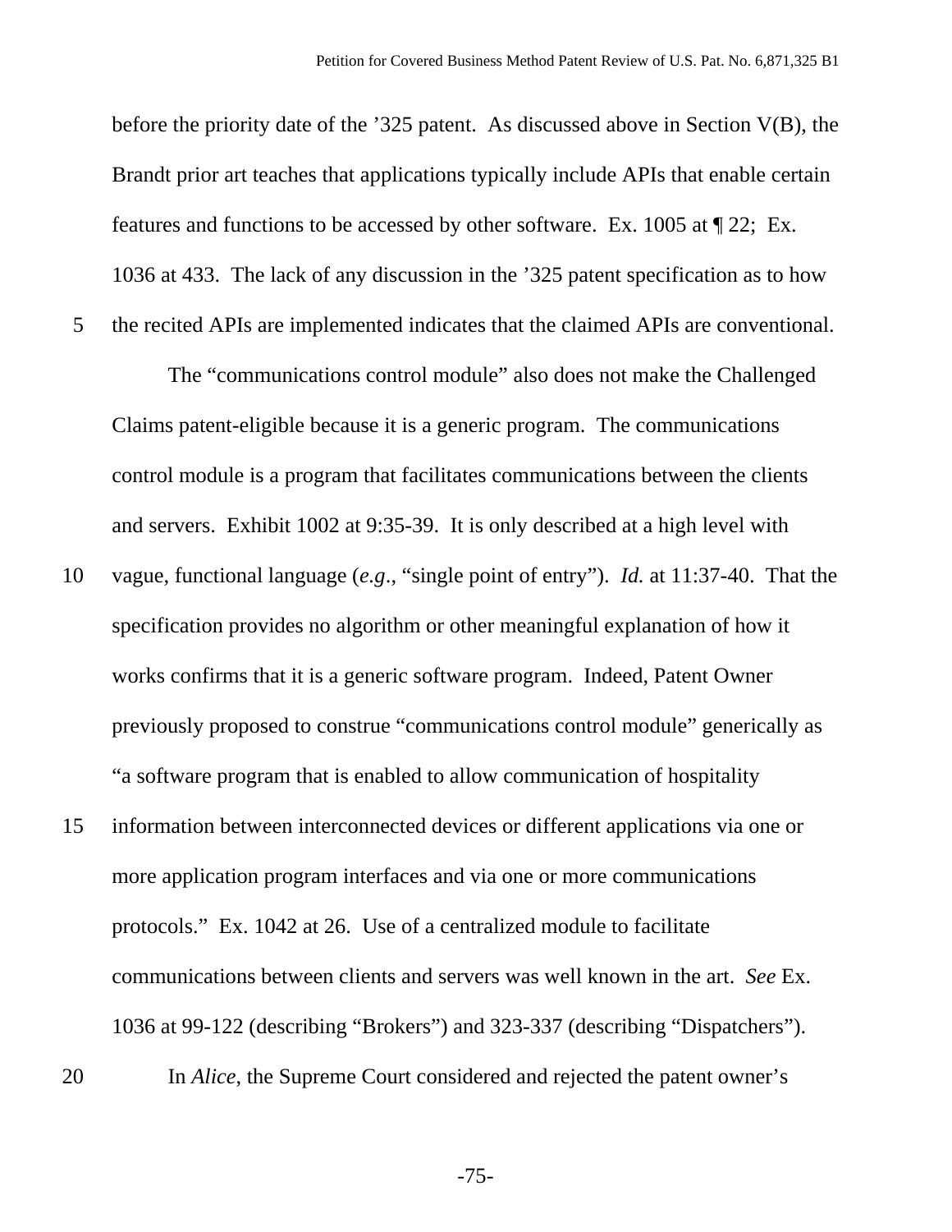before the priority date of the ’325 patent. As discussed above in Section V(B), the Brandt prior art teaches that applications typically include APIs that enable certain features and functions to be accessed by other software. Ex. 1005 at ¶ 22; Ex. 1036 at 433. The lack of any discussion in the ’325 patent specification as to how the recited APIs are implemented indicates that the claimed APIs are conventional.

The “communications control module” also does not make the Challenged Claims patent-eligible because it is a generic program. The communications control module is a program that facilitates communications between the clients and servers. Exhibit 1002 at 9:35-39. It is only described at a high level with vague, functional language (*e.g.*, “single point of entry”). *Id.* at 11:37-40. That the specification provides no algorithm or other meaningful explanation of how it works confirms that it is a generic software program. Indeed, Patent Owner previously proposed to construe “communications control module” generically as “a software program that is enabled to allow communication of hospitality information between interconnected devices or different applications via one or more application program interfaces and via one or more communications protocols.” Ex. 1042 at 26. Use of a centralized module to facilitate communications between clients and servers was well known in the art. *See* Ex. 1036 at 99-122 (describing “Brokers”) and 323-337 (describing “Dispatchers”).

In *Alice*, the Supreme Court considered and rejected the patent owner’s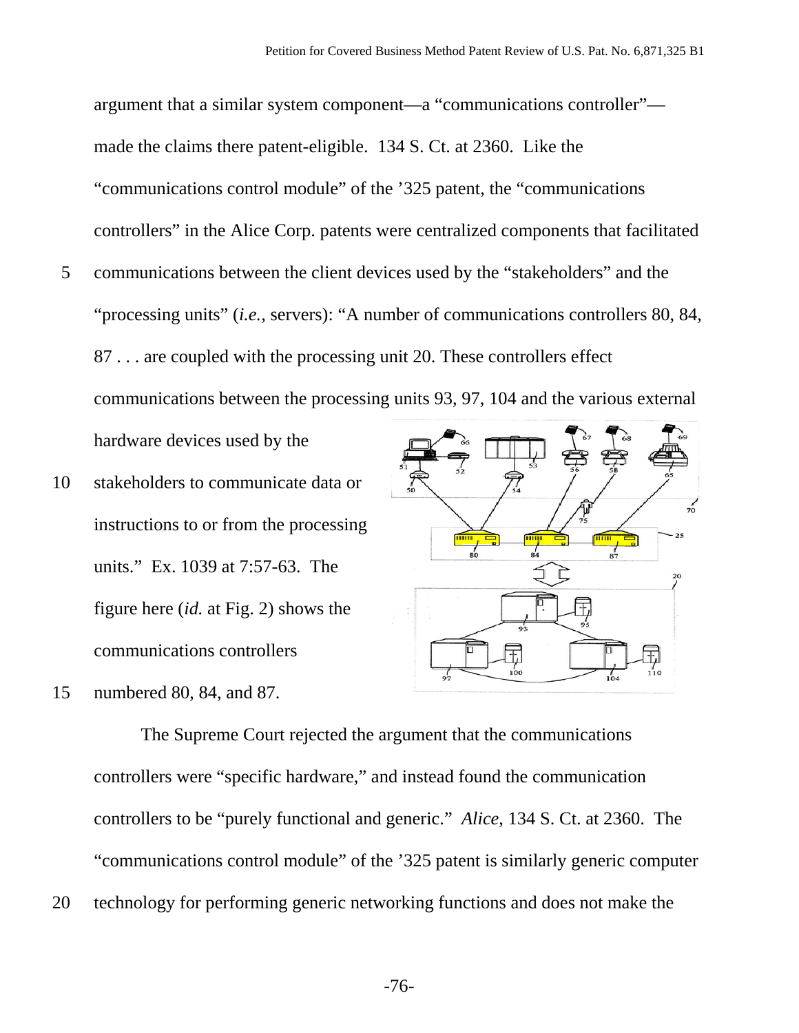argument that a similar system component—a "communications controller"—made the claims there patent-eligible. 134 S. Ct. at 2360. Like the "communications control module" of the '325 patent, the "communications controllers" in the Alice Corp. patents were centralized components that facilitated communications between the client devices used by the "stakeholders" and the "processing units" (*i.e.*, servers): "A number of communications controllers 80, 84, 87 . . . are coupled with the processing unit 20. These controllers effect communications between the processing units 93, 97, 104 and the various external hardware devices used by the stakeholders to communicate data or instructions to or from the processing units." Ex. 1039 at 7:57-63. The figure here (*id.* at Fig. 2) shows the communications controllers numbered 80, 84, and 87.

The Supreme Court rejected the argument that the communications controllers were "specific hardware," and instead found the communication controllers to be "purely functional and generic." *Alice*, 134 S. Ct. at 2360. The "communications control module" of the '325 patent is similarly generic computer technology for performing generic networking functions and does not make the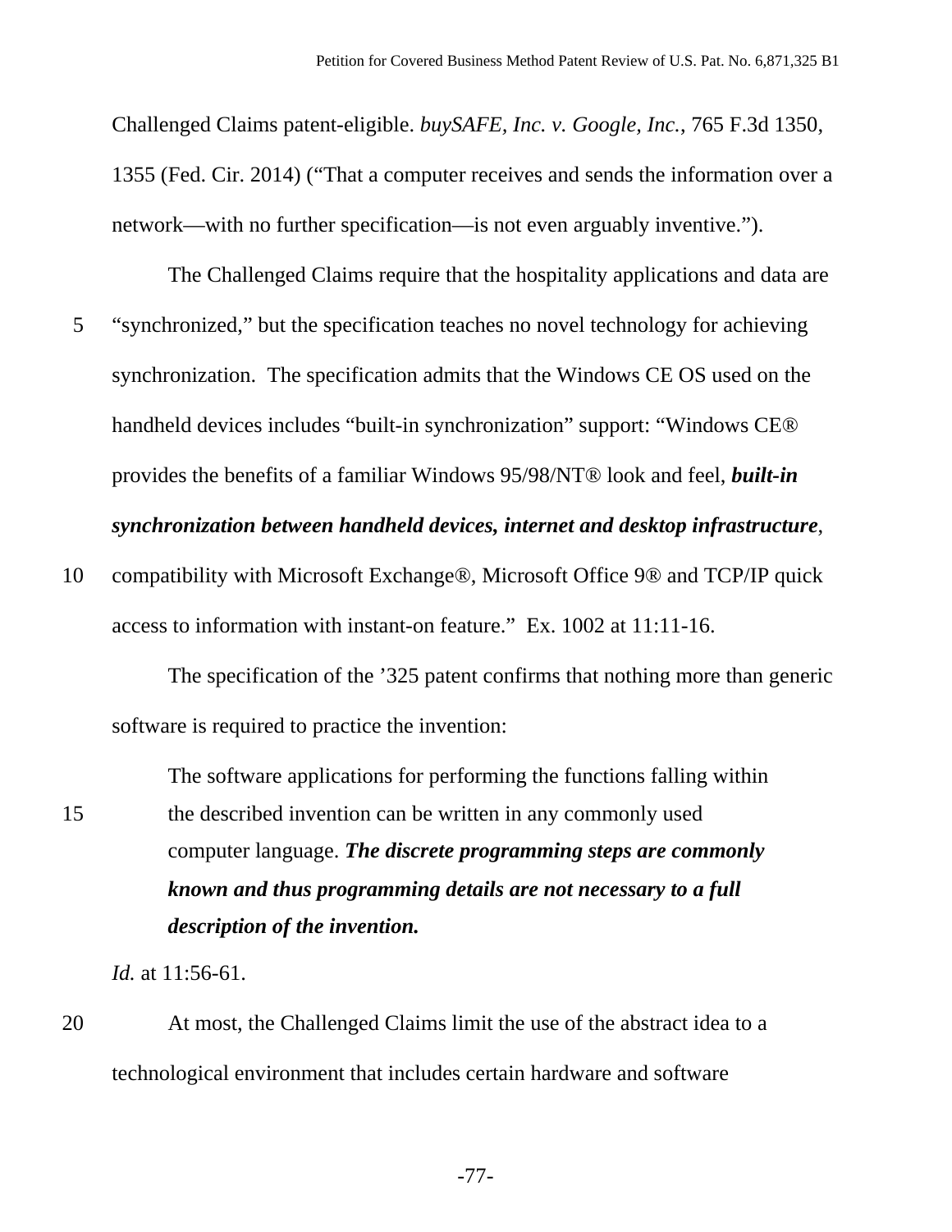Challenged Claims patent-eligible. *buySAFE, Inc. v. Google, Inc.*, 765 F.3d 1350, 1355 (Fed. Cir. 2014) ("That a computer receives and sends the information over a network—with no further specification—is not even arguably inventive.").

The Challenged Claims require that the hospitality applications and data are "synchronized," but the specification teaches no novel technology for achieving synchronization. The specification admits that the Windows CE OS used on the handheld devices includes "built-in synchronization" support: "Windows CE® provides the benefits of a familiar Windows 95/98/NT® look and feel, ***built-in synchronization between handheld devices, internet and desktop infrastructure***, compatibility with Microsoft Exchange®, Microsoft Office 9® and TCP/IP quick access to information with instant-on feature." Ex. 1002 at 11:11-16.

The specification of the '325 patent confirms that nothing more than generic software is required to practice the invention:

> The software applications for performing the functions falling within the described invention can be written in any commonly used computer language. ***The discrete programming steps are commonly known and thus programming details are not necessary to a full description of the invention.***

*Id.* at 11:56-61.

At most, the Challenged Claims limit the use of the abstract idea to a technological environment that includes certain hardware and software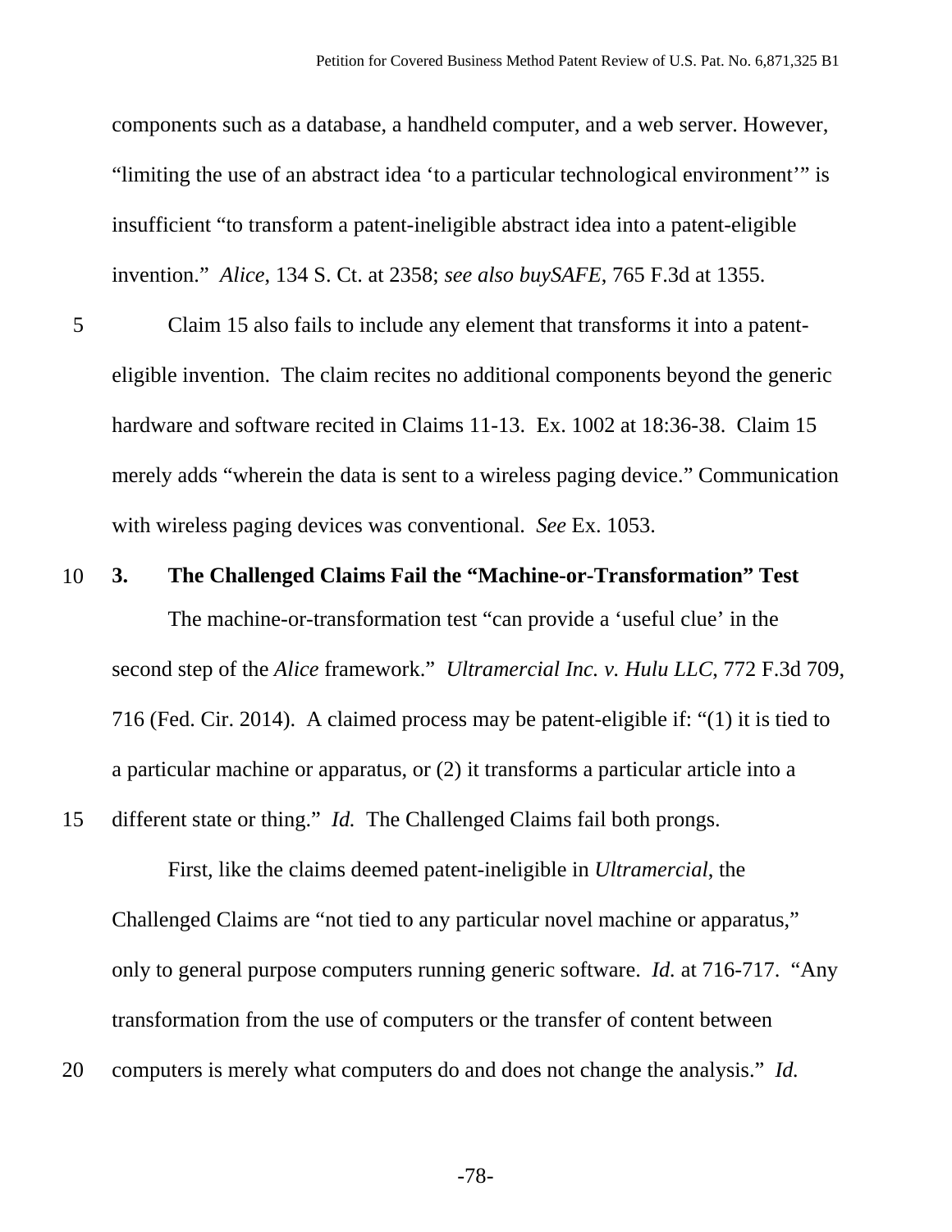components such as a database, a handheld computer, and a web server. However, "limiting the use of an abstract idea 'to a particular technological environment'" is insufficient "to transform a patent-ineligible abstract idea into a patent-eligible invention." *Alice*, 134 S. Ct. at 2358; *see also buySAFE*, 765 F.3d at 1355.

Claim 15 also fails to include any element that transforms it into a patent-eligible invention. The claim recites no additional components beyond the generic hardware and software recited in Claims 11-13. Ex. 1002 at 18:36-38. Claim 15 merely adds "wherein the data is sent to a wireless paging device." Communication with wireless paging devices was conventional. *See* Ex. 1053.

### 3. The Challenged Claims Fail the "Machine-or-Transformation" Test

The machine-or-transformation test "can provide a 'useful clue' in the second step of the *Alice* framework." *Ultramercial Inc. v. Hulu LLC*, 772 F.3d 709, 716 (Fed. Cir. 2014). A claimed process may be patent-eligible if: "(1) it is tied to a particular machine or apparatus, or (2) it transforms a particular article into a different state or thing." *Id.* The Challenged Claims fail both prongs.

First, like the claims deemed patent-ineligible in *Ultramercial*, the Challenged Claims are "not tied to any particular novel machine or apparatus," only to general purpose computers running generic software. *Id.* at 716-717. "Any transformation from the use of computers or the transfer of content between computers is merely what computers do and does not change the analysis." *Id.*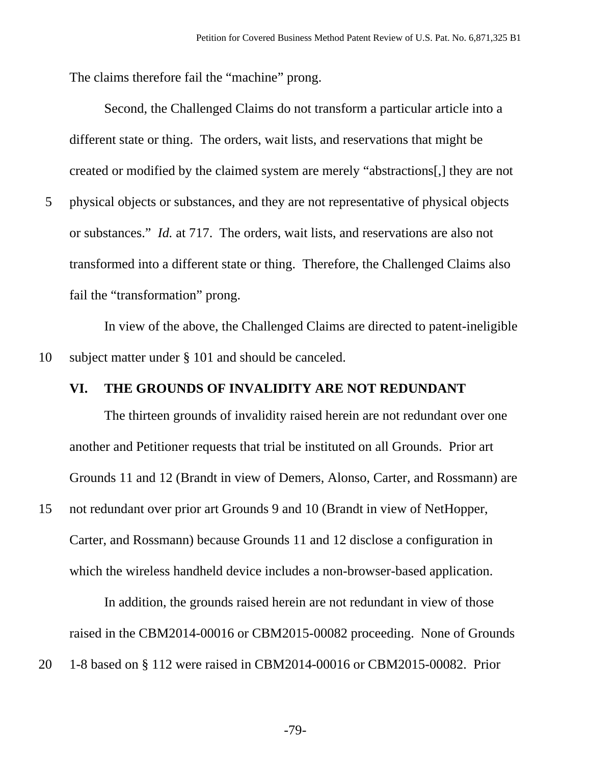The claims therefore fail the "machine" prong.

Second, the Challenged Claims do not transform a particular article into a different state or thing. The orders, wait lists, and reservations that might be created or modified by the claimed system are merely "abstractions[,] they are not physical objects or substances, and they are not representative of physical objects or substances." *Id.* at 717. The orders, wait lists, and reservations are also not transformed into a different state or thing. Therefore, the Challenged Claims also fail the "transformation" prong.

In view of the above, the Challenged Claims are directed to patent-ineligible subject matter under § 101 and should be canceled.

## VI. THE GROUNDS OF INVALIDITY ARE NOT REDUNDANT

The thirteen grounds of invalidity raised herein are not redundant over one another and Petitioner requests that trial be instituted on all Grounds. Prior art Grounds 11 and 12 (Brandt in view of Demers, Alonso, Carter, and Rossmann) are not redundant over prior art Grounds 9 and 10 (Brandt in view of NetHopper, Carter, and Rossmann) because Grounds 11 and 12 disclose a configuration in which the wireless handheld device includes a non-browser-based application.

In addition, the grounds raised herein are not redundant in view of those raised in the CBM2014-00016 or CBM2015-00082 proceeding. None of Grounds 1-8 based on § 112 were raised in CBM2014-00016 or CBM2015-00082. Prior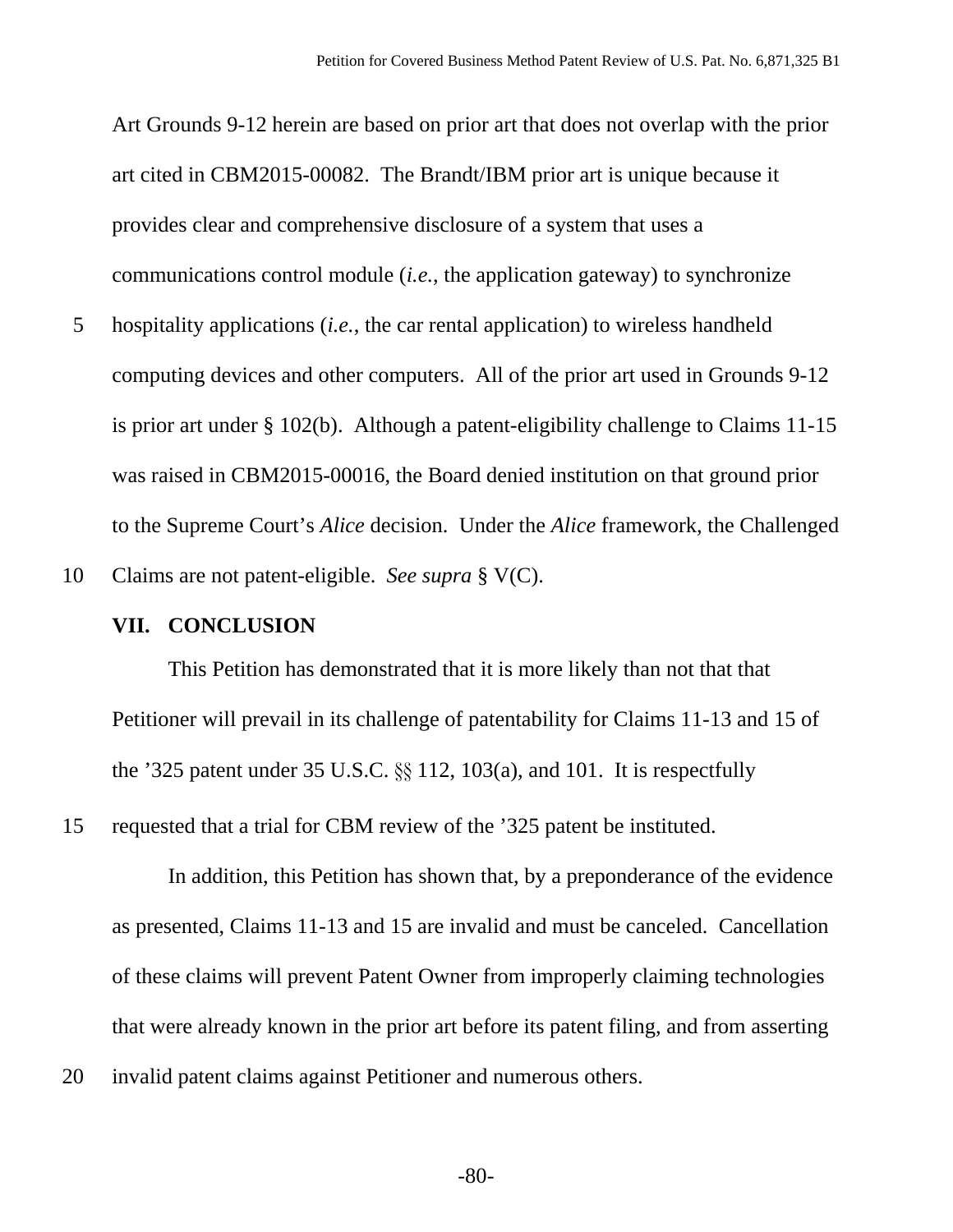Art Grounds 9-12 herein are based on prior art that does not overlap with the prior art cited in CBM2015-00082. The Brandt/IBM prior art is unique because it provides clear and comprehensive disclosure of a system that uses a communications control module (*i.e.*, the application gateway) to synchronize hospitality applications (*i.e.*, the car rental application) to wireless handheld computing devices and other computers. All of the prior art used in Grounds 9-12 is prior art under § 102(b). Although a patent-eligibility challenge to Claims 11-15 was raised in CBM2015-00016, the Board denied institution on that ground prior to the Supreme Court's *Alice* decision. Under the *Alice* framework, the Challenged Claims are not patent-eligible. *See supra* § V(C).

## VII. CONCLUSION

This Petition has demonstrated that it is more likely than not that that Petitioner will prevail in its challenge of patentability for Claims 11-13 and 15 of the '325 patent under 35 U.S.C. §§ 112, 103(a), and 101. It is respectfully requested that a trial for CBM review of the '325 patent be instituted.

In addition, this Petition has shown that, by a preponderance of the evidence as presented, Claims 11-13 and 15 are invalid and must be canceled. Cancellation of these claims will prevent Patent Owner from improperly claiming technologies that were already known in the prior art before its patent filing, and from asserting invalid patent claims against Petitioner and numerous others.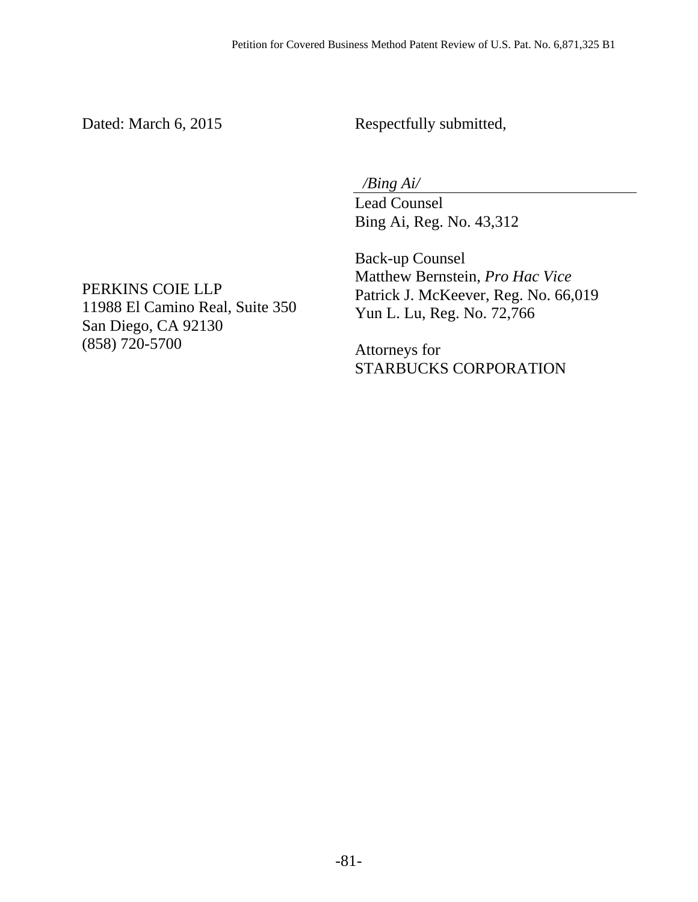Dated: March 6, 2015

Respectfully submitted,

*/Bing Ai/*

Lead Counsel
Bing Ai, Reg. No. 43,312

Back-up Counsel
Matthew Bernstein, *Pro Hac Vice*
Patrick J. McKeever, Reg. No. 66,019
Yun L. Lu, Reg. No. 72,766

Attorneys for
STARBUCKS CORPORATION

PERKINS COIE LLP
11988 El Camino Real, Suite 350
San Diego, CA 92130
(858) 720-5700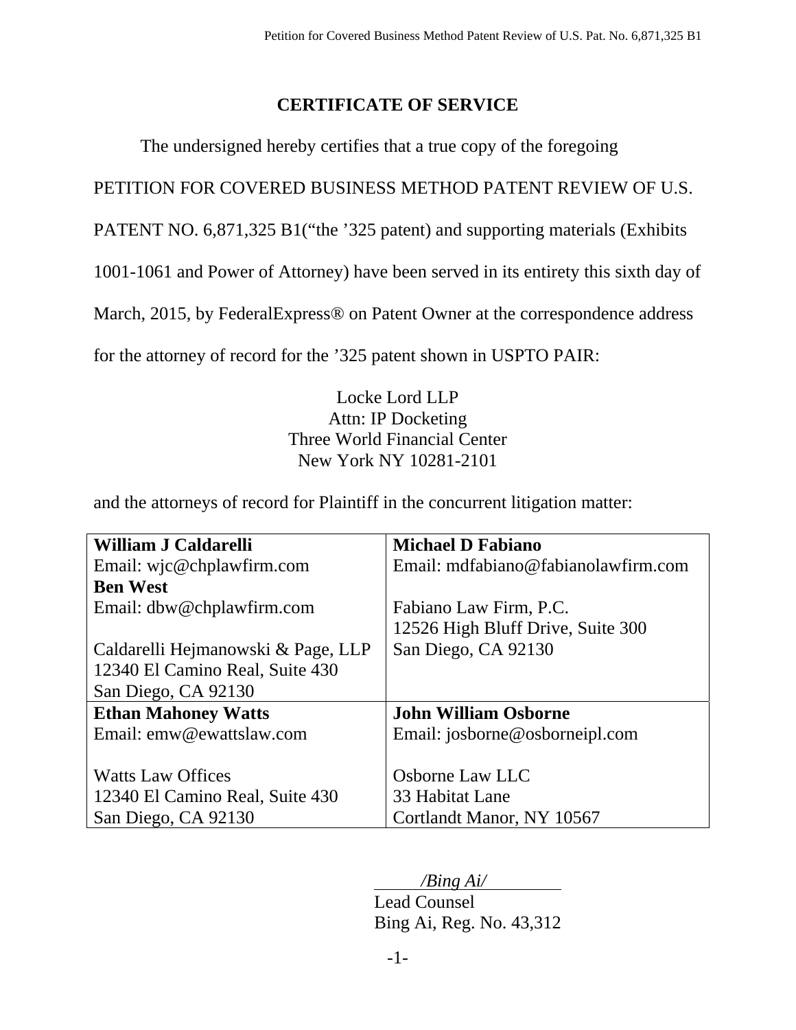## CERTIFICATE OF SERVICE

The undersigned hereby certifies that a true copy of the foregoing PETITION FOR COVERED BUSINESS METHOD PATENT REVIEW OF U.S. PATENT NO. 6,871,325 B1(“the ’325 patent) and supporting materials (Exhibits 1001-1061 and Power of Attorney) have been served in its entirety this sixth day of March, 2015, by FederalExpress® on Patent Owner at the correspondence address for the attorney of record for the ’325 patent shown in USPTO PAIR:

Locke Lord LLP
Attn: IP Docketing
Three World Financial Center
New York NY 10281-2101

and the attorneys of record for Plaintiff in the concurrent litigation matter:

| | |
|---|---|
| **William J Caldarelli**<br>Email: wjc@chplawfirm.com<br>**Ben West**<br>Email: dbw@chplawfirm.com<br><br>Caldarelli Hejmanowski & Page, LLP<br>12340 El Camino Real, Suite 430<br>San Diego, CA 92130 | **Michael D Fabiano**<br>Email: mdfabiano@fabianolawfirm.com<br><br>Fabiano Law Firm, P.C.<br>12526 High Bluff Drive, Suite 300<br>San Diego, CA 92130 |
| **Ethan Mahoney Watts**<br>Email: emw@ewattslaw.com<br><br>Watts Law Offices<br>12340 El Camino Real, Suite 430<br>San Diego, CA 92130 | **John William Osborne**<br>Email: josborne@osborneipl.com<br><br>Osborne Law LLC<br>33 Habitat Lane<br>Cortlandt Manor, NY 10567 |

*/Bing Ai/*
Lead Counsel
Bing Ai, Reg. No. 43,312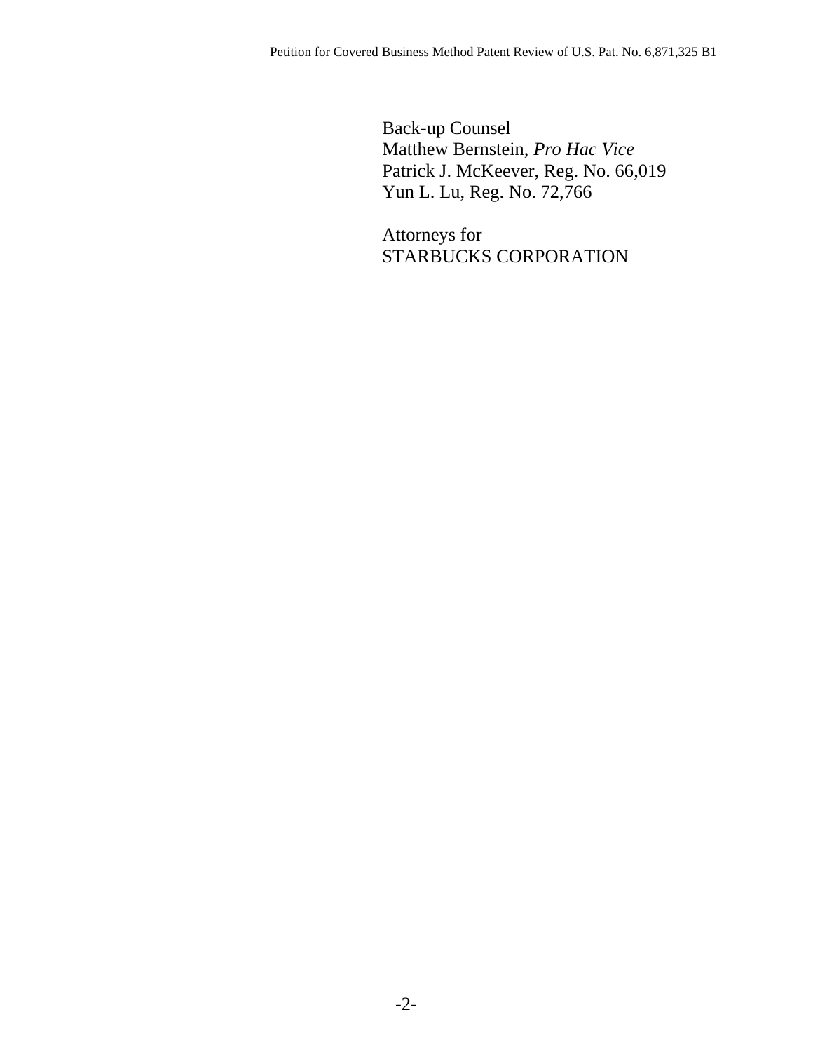Back-up Counsel
Matthew Bernstein, *Pro Hac Vice*
Patrick J. McKeever, Reg. No. 66,019
Yun L. Lu, Reg. No. 72,766

Attorneys for
STARBUCKS CORPORATION